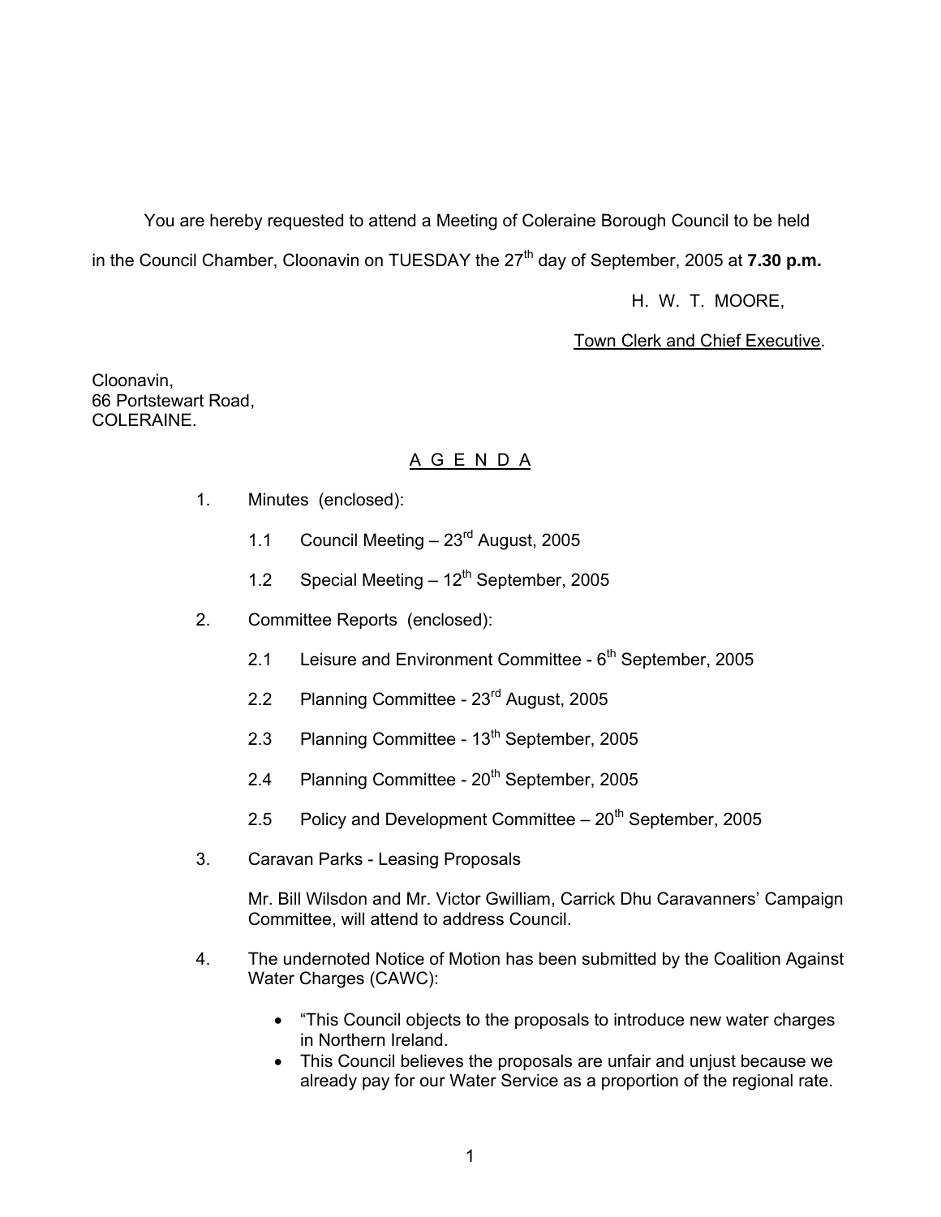You are hereby requested to attend a Meeting of Coleraine Borough Council to be held in the Council Chamber, Cloonavin on TUESDAY the 27th day of September, 2005 at **7.30 p.m.**

H. W. T. MOORE,

Town Clerk and Chief Executive.

Cloonavin,
66 Portstewart Road,
COLERAINE.

## A G E N D A

1. Minutes (enclosed):

   1.1 Council Meeting – 23rd August, 2005

   1.2 Special Meeting – 12th September, 2005

2. Committee Reports (enclosed):

   2.1 Leisure and Environment Committee - 6th September, 2005

   2.2 Planning Committee - 23rd August, 2005

   2.3 Planning Committee - 13th September, 2005

   2.4 Planning Committee - 20th September, 2005

   2.5 Policy and Development Committee – 20th September, 2005

3. Caravan Parks - Leasing Proposals

   Mr. Bill Wilsdon and Mr. Victor Gwilliam, Carrick Dhu Caravanners' Campaign Committee, will attend to address Council.

4. The undernoted Notice of Motion has been submitted by the Coalition Against Water Charges (CAWC):

   - "This Council objects to the proposals to introduce new water charges in Northern Ireland.
   - This Council believes the proposals are unfair and unjust because we already pay for our Water Service as a proportion of the regional rate.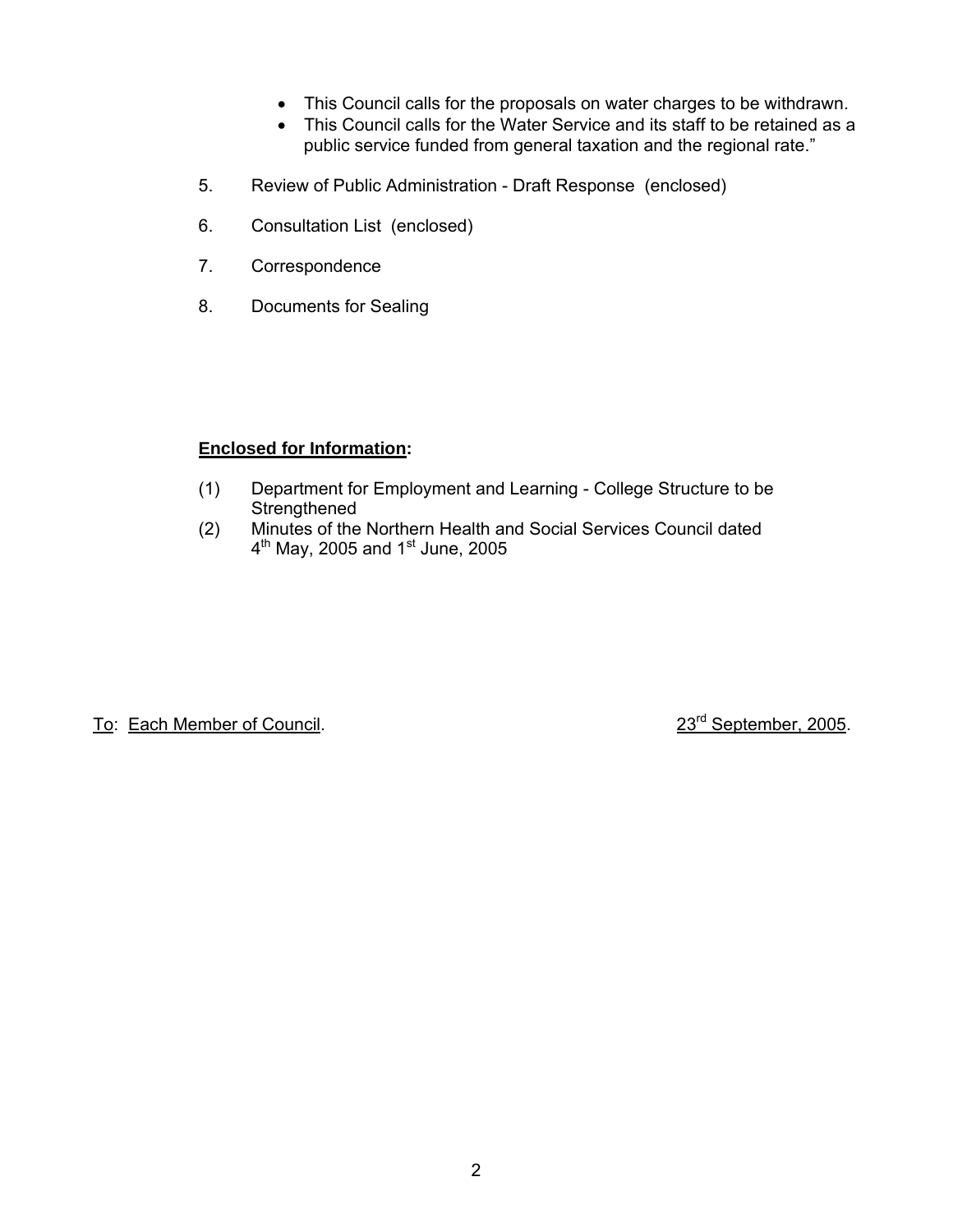- This Council calls for the proposals on water charges to be withdrawn.
- This Council calls for the Water Service and its staff to be retained as a public service funded from general taxation and the regional rate."

5. Review of Public Administration - Draft Response (enclosed)

6. Consultation List (enclosed)

7. Correspondence

8. Documents for Sealing

**Enclosed for Information:**

(1) Department for Employment and Learning - College Structure to be Strengthened

(2) Minutes of the Northern Health and Social Services Council dated 4th May, 2005 and 1st June, 2005

To: Each Member of Council. 23rd September, 2005.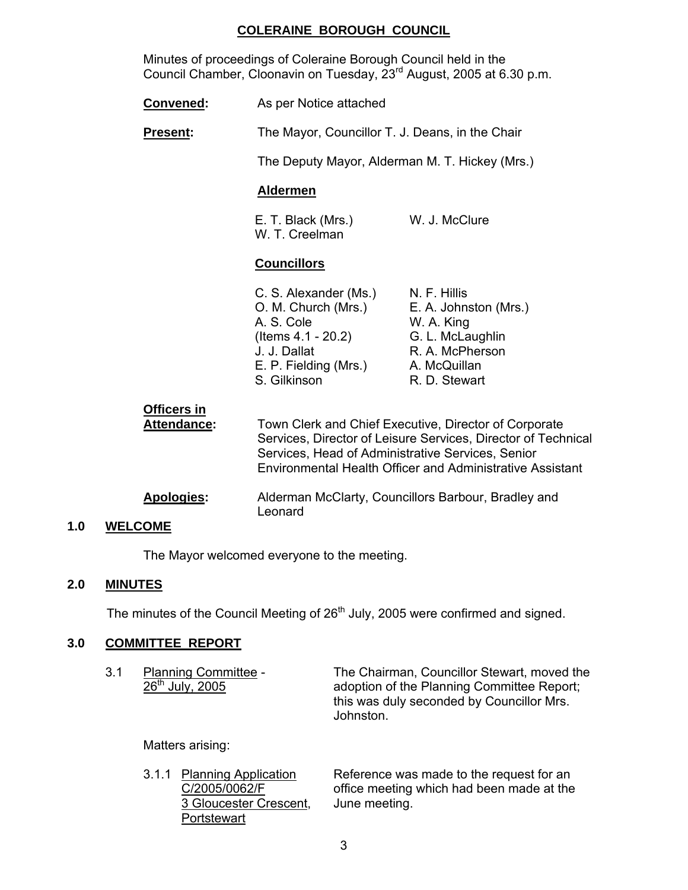## COLERAINE BOROUGH COUNCIL

Minutes of proceedings of Coleraine Borough Council held in the Council Chamber, Cloonavin on Tuesday, 23rd August, 2005 at 6.30 p.m.

**Convened:** As per Notice attached

**Present:** The Mayor, Councillor T. J. Deans, in the Chair

The Deputy Mayor, Alderman M. T. Hickey (Mrs.)

**Aldermen**

E. T. Black (Mrs.)
W. T. Creelman
W. J. McClure

**Councillors**

C. S. Alexander (Ms.)
O. M. Church (Mrs.)
A. S. Cole (Items 4.1 - 20.2)
J. J. Dallat
E. P. Fielding (Mrs.)
S. Gilkinson
N. F. Hillis
E. A. Johnston (Mrs.)
W. A. King
G. L. McLaughlin
R. A. McPherson
A. McQuillan
R. D. Stewart

**Officers in Attendance:** Town Clerk and Chief Executive, Director of Corporate Services, Director of Leisure Services, Director of Technical Services, Head of Administrative Services, Senior Environmental Health Officer and Administrative Assistant

**Apologies:** Alderman McClarty, Councillors Barbour, Bradley and Leonard

### 1.0 WELCOME

The Mayor welcomed everyone to the meeting.

### 2.0 MINUTES

The minutes of the Council Meeting of 26th July, 2005 were confirmed and signed.

### 3.0 COMMITTEE REPORT

3.1 Planning Committee - 26th July, 2005

The Chairman, Councillor Stewart, moved the adoption of the Planning Committee Report; this was duly seconded by Councillor Mrs. Johnston.

Matters arising:

3.1.1 Planning Application C/2005/0062/F 3 Gloucester Crescent, Portstewart

Reference was made to the request for an office meeting which had been made at the June meeting.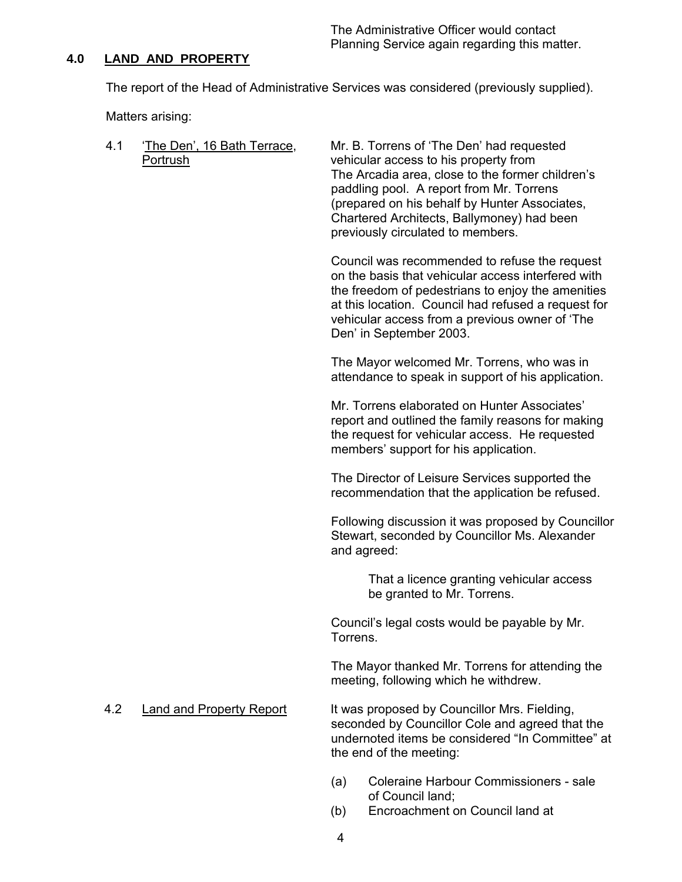The Administrative Officer would contact Planning Service again regarding this matter.

## 4.0 LAND AND PROPERTY

The report of the Head of Administrative Services was considered (previously supplied).

Matters arising:

4.1 'The Den', 16 Bath Terrace, Portrush

Mr. B. Torrens of 'The Den' had requested vehicular access to his property from The Arcadia area, close to the former children's paddling pool. A report from Mr. Torrens (prepared on his behalf by Hunter Associates, Chartered Architects, Ballymoney) had been previously circulated to members.

Council was recommended to refuse the request on the basis that vehicular access interfered with the freedom of pedestrians to enjoy the amenities at this location. Council had refused a request for vehicular access from a previous owner of 'The Den' in September 2003.

The Mayor welcomed Mr. Torrens, who was in attendance to speak in support of his application.

Mr. Torrens elaborated on Hunter Associates' report and outlined the family reasons for making the request for vehicular access. He requested members' support for his application.

The Director of Leisure Services supported the recommendation that the application be refused.

Following discussion it was proposed by Councillor Stewart, seconded by Councillor Ms. Alexander and agreed:

> That a licence granting vehicular access be granted to Mr. Torrens.

Council's legal costs would be payable by Mr. Torrens.

The Mayor thanked Mr. Torrens for attending the meeting, following which he withdrew.

4.2 Land and Property Report

It was proposed by Councillor Mrs. Fielding, seconded by Councillor Cole and agreed that the undernoted items be considered "In Committee" at the end of the meeting:

(a) Coleraine Harbour Commissioners - sale of Council land;
(b) Encroachment on Council land at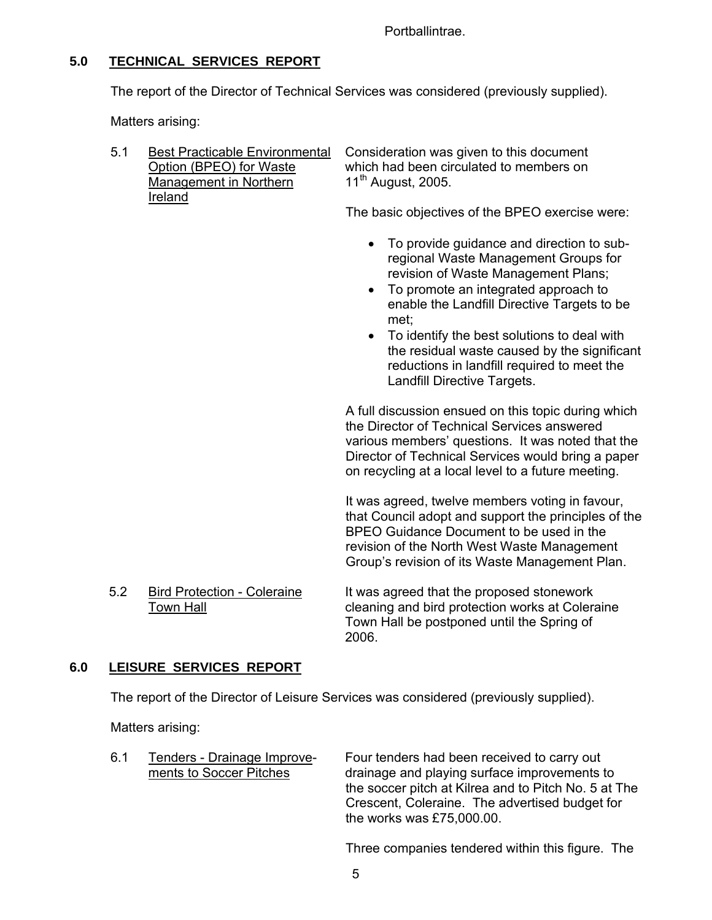Portballintrae.

## 5.0 TECHNICAL SERVICES REPORT

The report of the Director of Technical Services was considered (previously supplied).

Matters arising:

5.1 Best Practicable Environmental Option (BPEO) for Waste Management in Northern Ireland

Consideration was given to this document which had been circulated to members on 11th August, 2005.

The basic objectives of the BPEO exercise were:

- To provide guidance and direction to sub-regional Waste Management Groups for revision of Waste Management Plans;
- To promote an integrated approach to enable the Landfill Directive Targets to be met;
- To identify the best solutions to deal with the residual waste caused by the significant reductions in landfill required to meet the Landfill Directive Targets.

A full discussion ensued on this topic during which the Director of Technical Services answered various members' questions. It was noted that the Director of Technical Services would bring a paper on recycling at a local level to a future meeting.

It was agreed, twelve members voting in favour, that Council adopt and support the principles of the BPEO Guidance Document to be used in the revision of the North West Waste Management Group's revision of its Waste Management Plan.

5.2 Bird Protection - Coleraine Town Hall

It was agreed that the proposed stonework cleaning and bird protection works at Coleraine Town Hall be postponed until the Spring of 2006.

## 6.0 LEISURE SERVICES REPORT

The report of the Director of Leisure Services was considered (previously supplied).

Matters arising:

6.1 Tenders - Drainage Improvements to Soccer Pitches

Four tenders had been received to carry out drainage and playing surface improvements to the soccer pitch at Kilrea and to Pitch No. 5 at The Crescent, Coleraine. The advertised budget for the works was £75,000.00.

Three companies tendered within this figure. The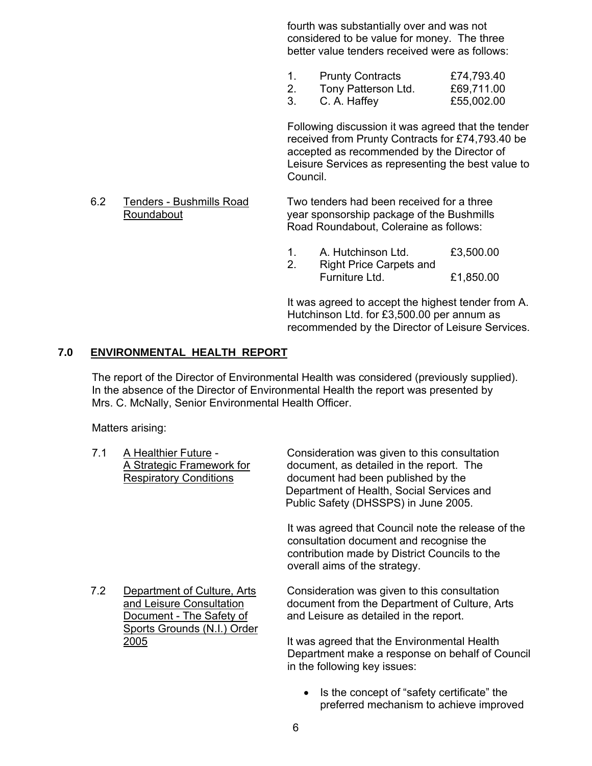fourth was substantially over and was not considered to be value for money. The three better value tenders received were as follows:

1. Prunty Contracts £74,793.40
2. Tony Patterson Ltd. £69,711.00
3. C. A. Haffey £55,002.00

Following discussion it was agreed that the tender received from Prunty Contracts for £74,793.40 be accepted as recommended by the Director of Leisure Services as representing the best value to Council.

6.2 Tenders - Bushmills Road Roundabout

Two tenders had been received for a three year sponsorship package of the Bushmills Road Roundabout, Coleraine as follows:

1. A. Hutchinson Ltd. £3,500.00
2. Right Price Carpets and Furniture Ltd. £1,850.00

It was agreed to accept the highest tender from A. Hutchinson Ltd. for £3,500.00 per annum as recommended by the Director of Leisure Services.

## 7.0 ENVIRONMENTAL HEALTH REPORT

The report of the Director of Environmental Health was considered (previously supplied). In the absence of the Director of Environmental Health the report was presented by Mrs. C. McNally, Senior Environmental Health Officer.

Matters arising:

7.1 A Healthier Future - A Strategic Framework for Respiratory Conditions

Consideration was given to this consultation document, as detailed in the report. The document had been published by the Department of Health, Social Services and Public Safety (DHSSPS) in June 2005.

It was agreed that Council note the release of the consultation document and recognise the contribution made by District Councils to the overall aims of the strategy.

7.2 Department of Culture, Arts and Leisure Consultation Document - The Safety of Sports Grounds (N.I.) Order 2005

Consideration was given to this consultation document from the Department of Culture, Arts and Leisure as detailed in the report.

It was agreed that the Environmental Health Department make a response on behalf of Council in the following key issues:

- Is the concept of "safety certificate" the preferred mechanism to achieve improved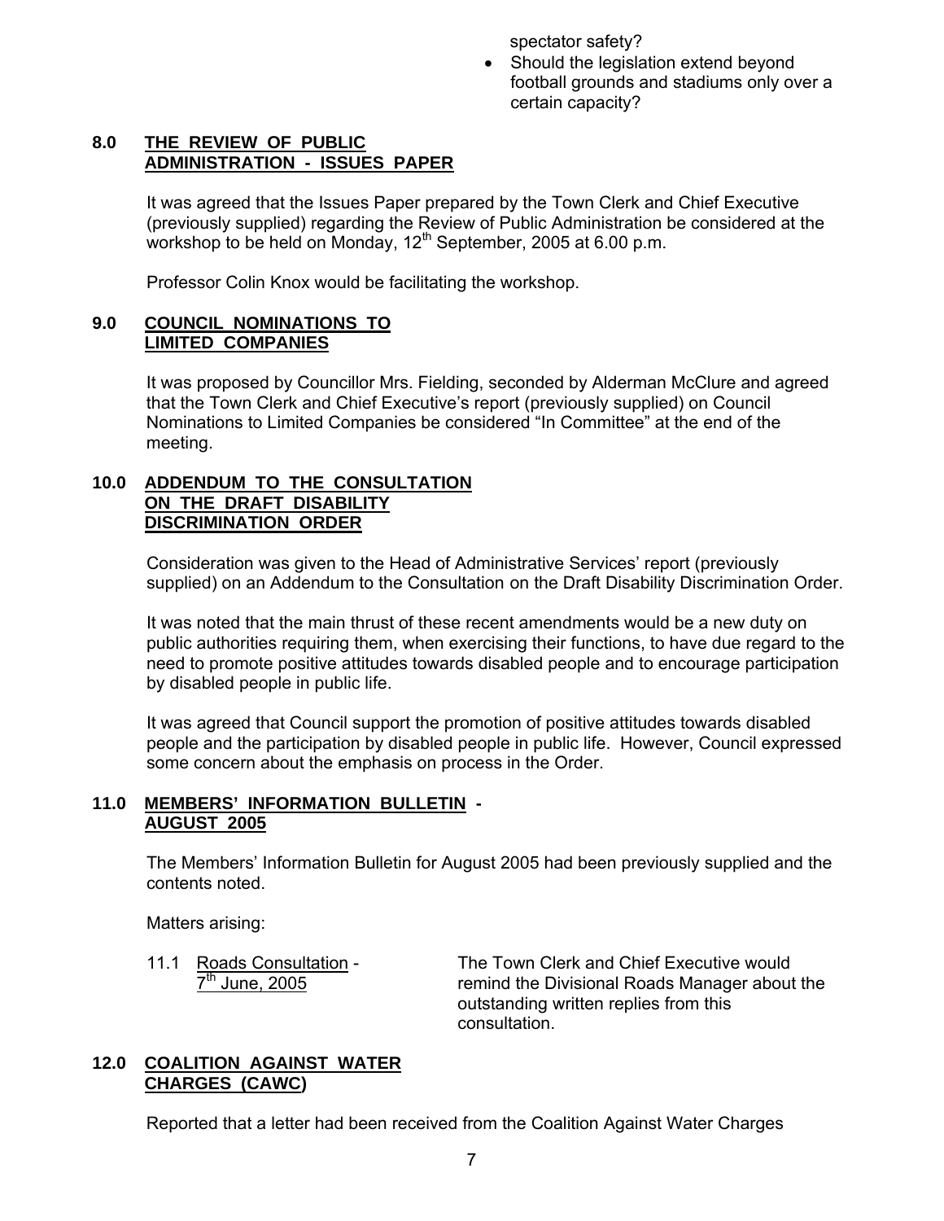spectator safety?

- Should the legislation extend beyond football grounds and stadiums only over a certain capacity?

## 8.0 THE REVIEW OF PUBLIC ADMINISTRATION - ISSUES PAPER

It was agreed that the Issues Paper prepared by the Town Clerk and Chief Executive (previously supplied) regarding the Review of Public Administration be considered at the workshop to be held on Monday, 12th September, 2005 at 6.00 p.m.

Professor Colin Knox would be facilitating the workshop.

## 9.0 COUNCIL NOMINATIONS TO LIMITED COMPANIES

It was proposed by Councillor Mrs. Fielding, seconded by Alderman McClure and agreed that the Town Clerk and Chief Executive's report (previously supplied) on Council Nominations to Limited Companies be considered "In Committee" at the end of the meeting.

## 10.0 ADDENDUM TO THE CONSULTATION ON THE DRAFT DISABILITY DISCRIMINATION ORDER

Consideration was given to the Head of Administrative Services' report (previously supplied) on an Addendum to the Consultation on the Draft Disability Discrimination Order.

It was noted that the main thrust of these recent amendments would be a new duty on public authorities requiring them, when exercising their functions, to have due regard to the need to promote positive attitudes towards disabled people and to encourage participation by disabled people in public life.

It was agreed that Council support the promotion of positive attitudes towards disabled people and the participation by disabled people in public life. However, Council expressed some concern about the emphasis on process in the Order.

## 11.0 MEMBERS' INFORMATION BULLETIN - AUGUST 2005

The Members' Information Bulletin for August 2005 had been previously supplied and the contents noted.

Matters arising:

11.1 Roads Consultation - 7th June, 2005 — The Town Clerk and Chief Executive would remind the Divisional Roads Manager about the outstanding written replies from this consultation.

## 12.0 COALITION AGAINST WATER CHARGES (CAWC)

Reported that a letter had been received from the Coalition Against Water Charges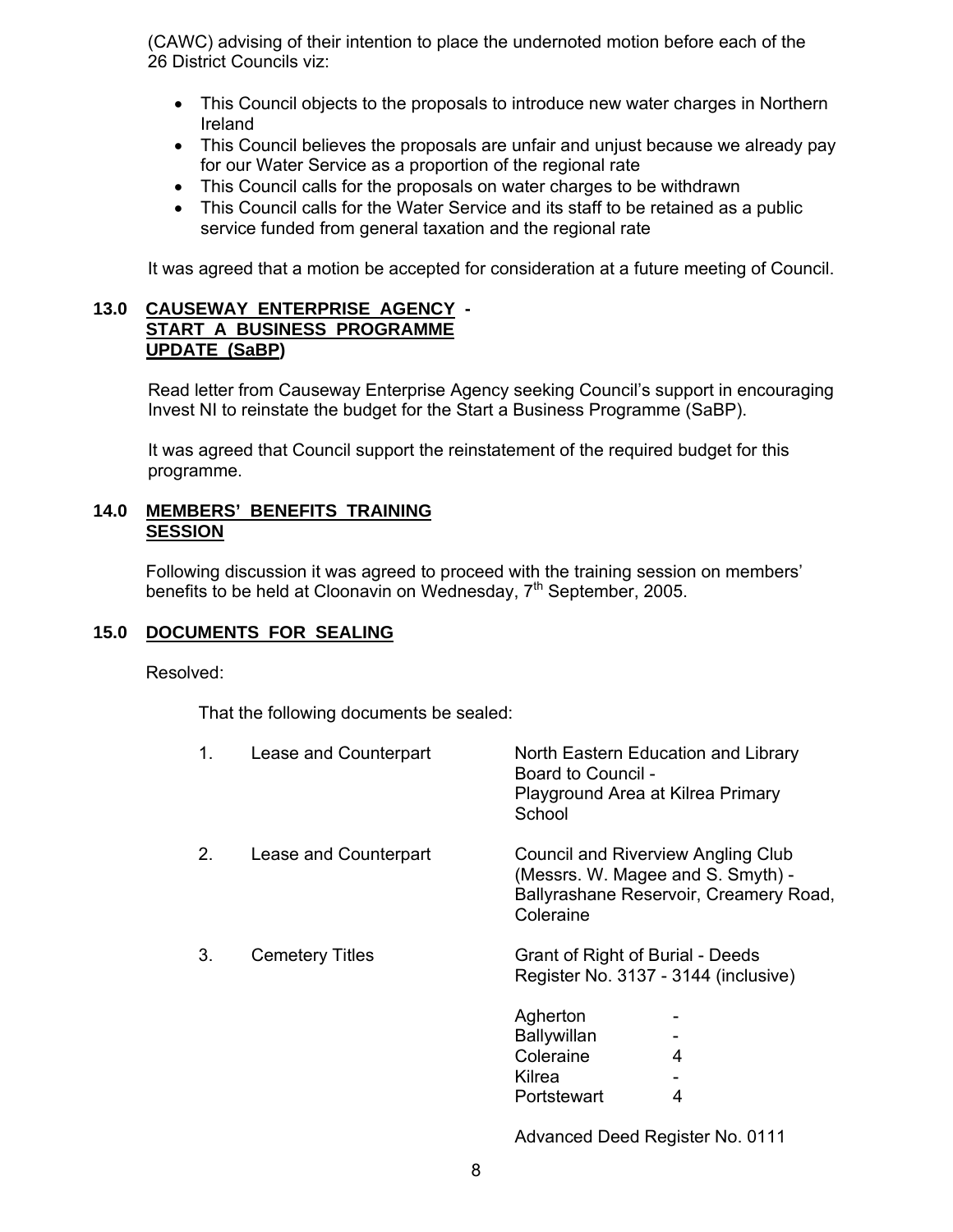(CAWC) advising of their intention to place the undernoted motion before each of the 26 District Councils viz:

- This Council objects to the proposals to introduce new water charges in Northern Ireland
- This Council believes the proposals are unfair and unjust because we already pay for our Water Service as a proportion of the regional rate
- This Council calls for the proposals on water charges to be withdrawn
- This Council calls for the Water Service and its staff to be retained as a public service funded from general taxation and the regional rate

It was agreed that a motion be accepted for consideration at a future meeting of Council.

## 13.0 CAUSEWAY ENTERPRISE AGENCY - START A BUSINESS PROGRAMME UPDATE (SaBP)

Read letter from Causeway Enterprise Agency seeking Council's support in encouraging Invest NI to reinstate the budget for the Start a Business Programme (SaBP).

It was agreed that Council support the reinstatement of the required budget for this programme.

## 14.0 MEMBERS' BENEFITS TRAINING SESSION

Following discussion it was agreed to proceed with the training session on members' benefits to be held at Cloonavin on Wednesday, 7th September, 2005.

## 15.0 DOCUMENTS FOR SEALING

Resolved:

That the following documents be sealed:

| | | |
|---|---|---|
| 1. | Lease and Counterpart | North Eastern Education and Library Board to Council - Playground Area at Kilrea Primary School |
| 2. | Lease and Counterpart | Council and Riverview Angling Club (Messrs. W. Magee and S. Smyth) - Ballyrashane Reservoir, Creamery Road, Coleraine |
| 3. | Cemetery Titles | Grant of Right of Burial - Deeds Register No. 3137 - 3144 (inclusive) |

| | |
|---|---|
| Agherton | - |
| Ballywillan | - |
| Coleraine | 4 |
| Kilrea | - |
| Portstewart | 4 |

Advanced Deed Register No. 0111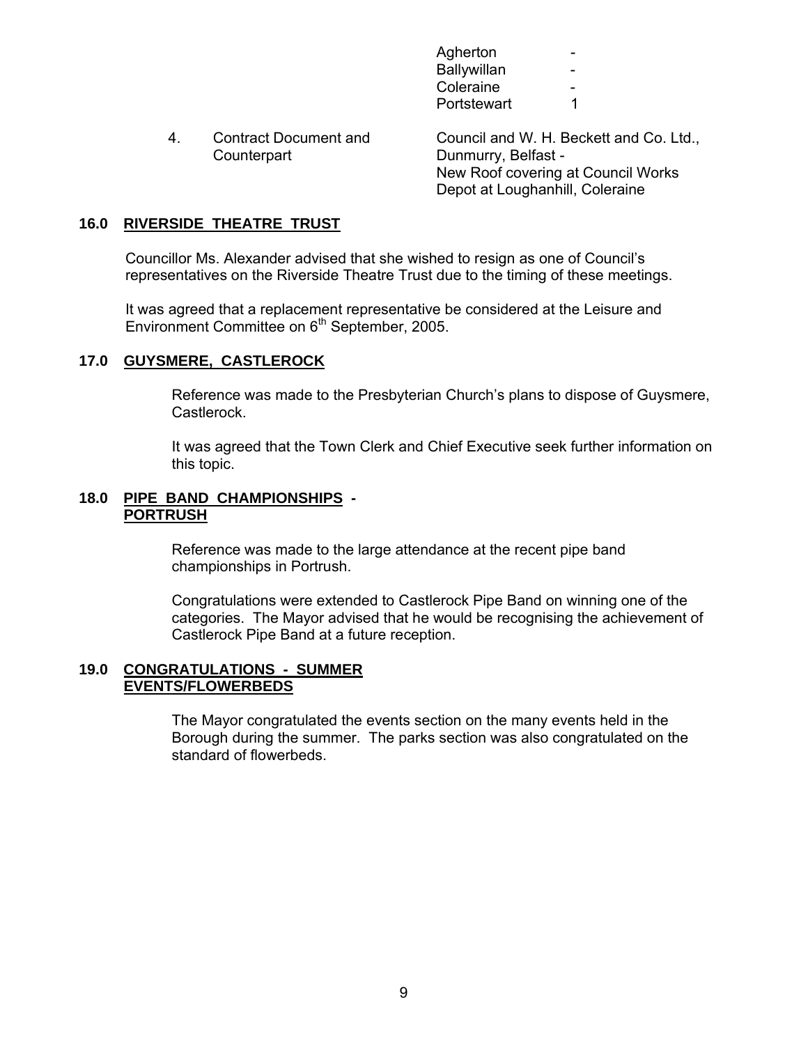| | | |
|---|---|---|
| | | Agherton - |
| | | Ballywillan - |
| | | Coleraine - |
| | | Portstewart 1 |
| 4. | Contract Document and Counterpart | Council and W. H. Beckett and Co. Ltd., Dunmurry, Belfast - New Roof covering at Council Works Depot at Loughanhill, Coleraine |

**16.0 RIVERSIDE THEATRE TRUST**

Councillor Ms. Alexander advised that she wished to resign as one of Council's representatives on the Riverside Theatre Trust due to the timing of these meetings.

It was agreed that a replacement representative be considered at the Leisure and Environment Committee on 6th September, 2005.

**17.0 GUYSMERE, CASTLEROCK**

Reference was made to the Presbyterian Church's plans to dispose of Guysmere, Castlerock.

It was agreed that the Town Clerk and Chief Executive seek further information on this topic.

**18.0 PIPE BAND CHAMPIONSHIPS - PORTRUSH**

Reference was made to the large attendance at the recent pipe band championships in Portrush.

Congratulations were extended to Castlerock Pipe Band on winning one of the categories. The Mayor advised that he would be recognising the achievement of Castlerock Pipe Band at a future reception.

**19.0 CONGRATULATIONS - SUMMER EVENTS/FLOWERBEDS**

The Mayor congratulated the events section on the many events held in the Borough during the summer. The parks section was also congratulated on the standard of flowerbeds.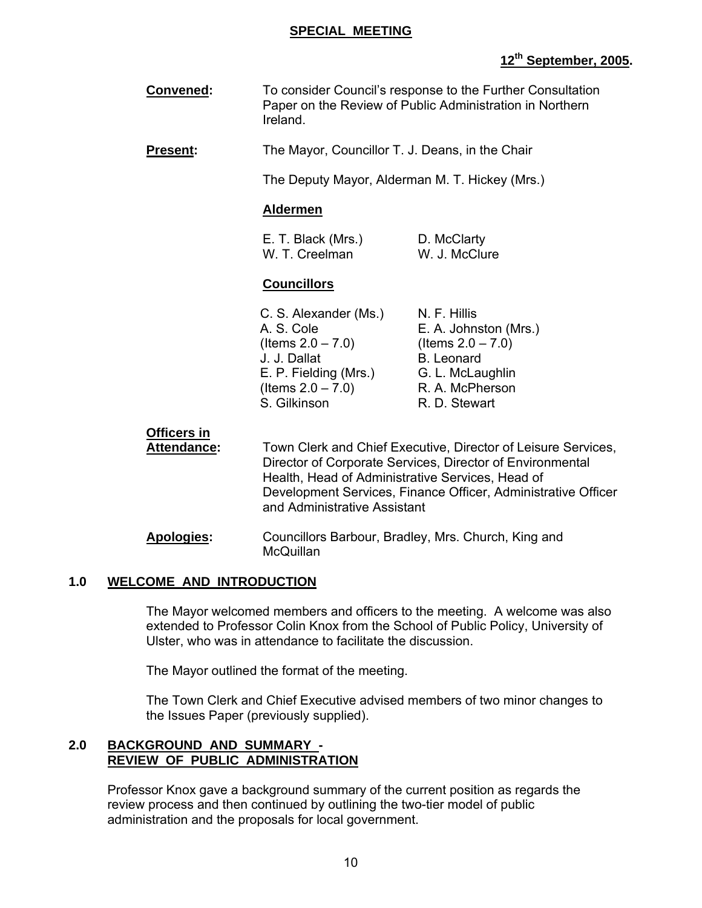**SPECIAL MEETING**

**12th September, 2005.**

**Convened:** To consider Council's response to the Further Consultation Paper on the Review of Public Administration in Northern Ireland.

**Present:** The Mayor, Councillor T. J. Deans, in the Chair

The Deputy Mayor, Alderman M. T. Hickey (Mrs.)

**Aldermen**

| | |
|---|---|
| E. T. Black (Mrs.) | D. McClarty |
| W. T. Creelman | W. J. McClure |

**Councillors**

| | |
|---|---|
| C. S. Alexander (Ms.) | N. F. Hillis |
| A. S. Cole (Items 2.0 – 7.0) | E. A. Johnston (Mrs.) (Items 2.0 – 7.0) |
| J. J. Dallat | B. Leonard |
| E. P. Fielding (Mrs.) (Items 2.0 – 7.0) | G. L. McLaughlin |
| | R. A. McPherson |
| S. Gilkinson | R. D. Stewart |

**Officers in Attendance:** Town Clerk and Chief Executive, Director of Leisure Services, Director of Corporate Services, Director of Environmental Health, Head of Administrative Services, Head of Development Services, Finance Officer, Administrative Officer and Administrative Assistant

**Apologies:** Councillors Barbour, Bradley, Mrs. Church, King and McQuillan

## 1.0 WELCOME AND INTRODUCTION

The Mayor welcomed members and officers to the meeting. A welcome was also extended to Professor Colin Knox from the School of Public Policy, University of Ulster, who was in attendance to facilitate the discussion.

The Mayor outlined the format of the meeting.

The Town Clerk and Chief Executive advised members of two minor changes to the Issues Paper (previously supplied).

## 2.0 BACKGROUND AND SUMMARY - REVIEW OF PUBLIC ADMINISTRATION

Professor Knox gave a background summary of the current position as regards the review process and then continued by outlining the two-tier model of public administration and the proposals for local government.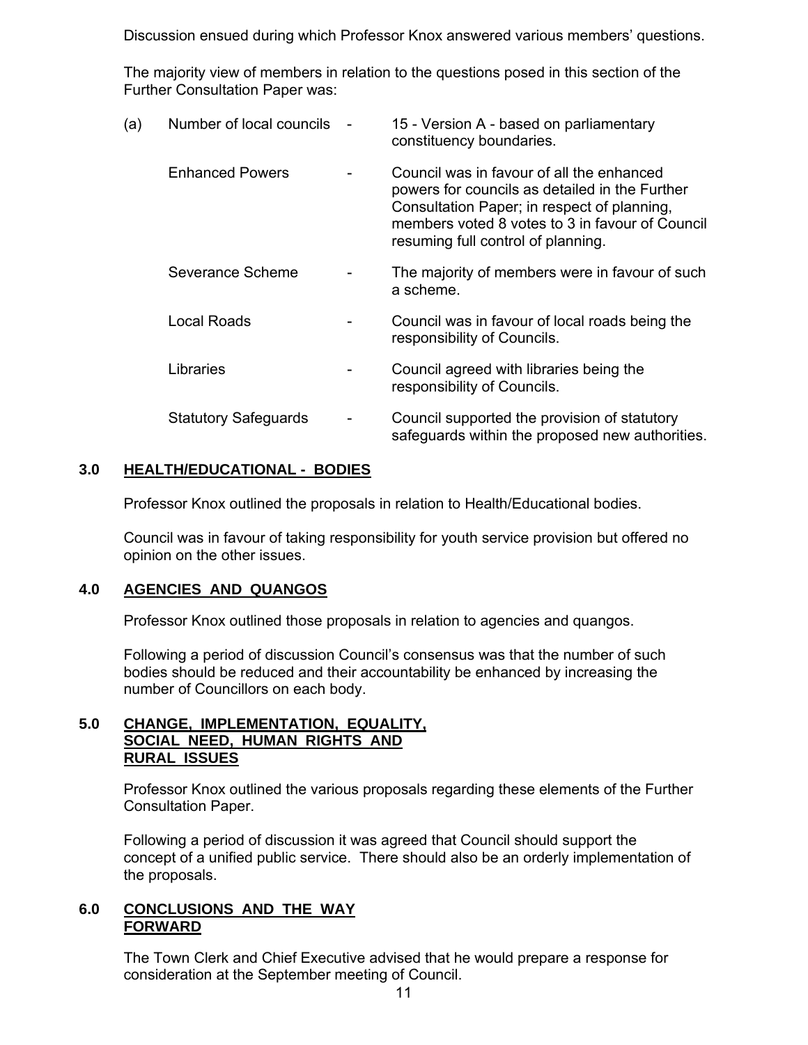Discussion ensued during which Professor Knox answered various members' questions.

The majority view of members in relation to the questions posed in this section of the Further Consultation Paper was:

| | | | |
|---|---|---|---|
| (a) | Number of local councils | - | 15 - Version A - based on parliamentary constituency boundaries. |
| | Enhanced Powers | - | Council was in favour of all the enhanced powers for councils as detailed in the Further Consultation Paper; in respect of planning, members voted 8 votes to 3 in favour of Council resuming full control of planning. |
| | Severance Scheme | - | The majority of members were in favour of such a scheme. |
| | Local Roads | - | Council was in favour of local roads being the responsibility of Councils. |
| | Libraries | - | Council agreed with libraries being the responsibility of Councils. |
| | Statutory Safeguards | - | Council supported the provision of statutory safeguards within the proposed new authorities. |

## 3.0 HEALTH/EDUCATIONAL - BODIES

Professor Knox outlined the proposals in relation to Health/Educational bodies.

Council was in favour of taking responsibility for youth service provision but offered no opinion on the other issues.

## 4.0 AGENCIES AND QUANGOS

Professor Knox outlined those proposals in relation to agencies and quangos.

Following a period of discussion Council's consensus was that the number of such bodies should be reduced and their accountability be enhanced by increasing the number of Councillors on each body.

## 5.0 CHANGE, IMPLEMENTATION, EQUALITY, SOCIAL NEED, HUMAN RIGHTS AND RURAL ISSUES

Professor Knox outlined the various proposals regarding these elements of the Further Consultation Paper.

Following a period of discussion it was agreed that Council should support the concept of a unified public service. There should also be an orderly implementation of the proposals.

## 6.0 CONCLUSIONS AND THE WAY FORWARD

The Town Clerk and Chief Executive advised that he would prepare a response for consideration at the September meeting of Council.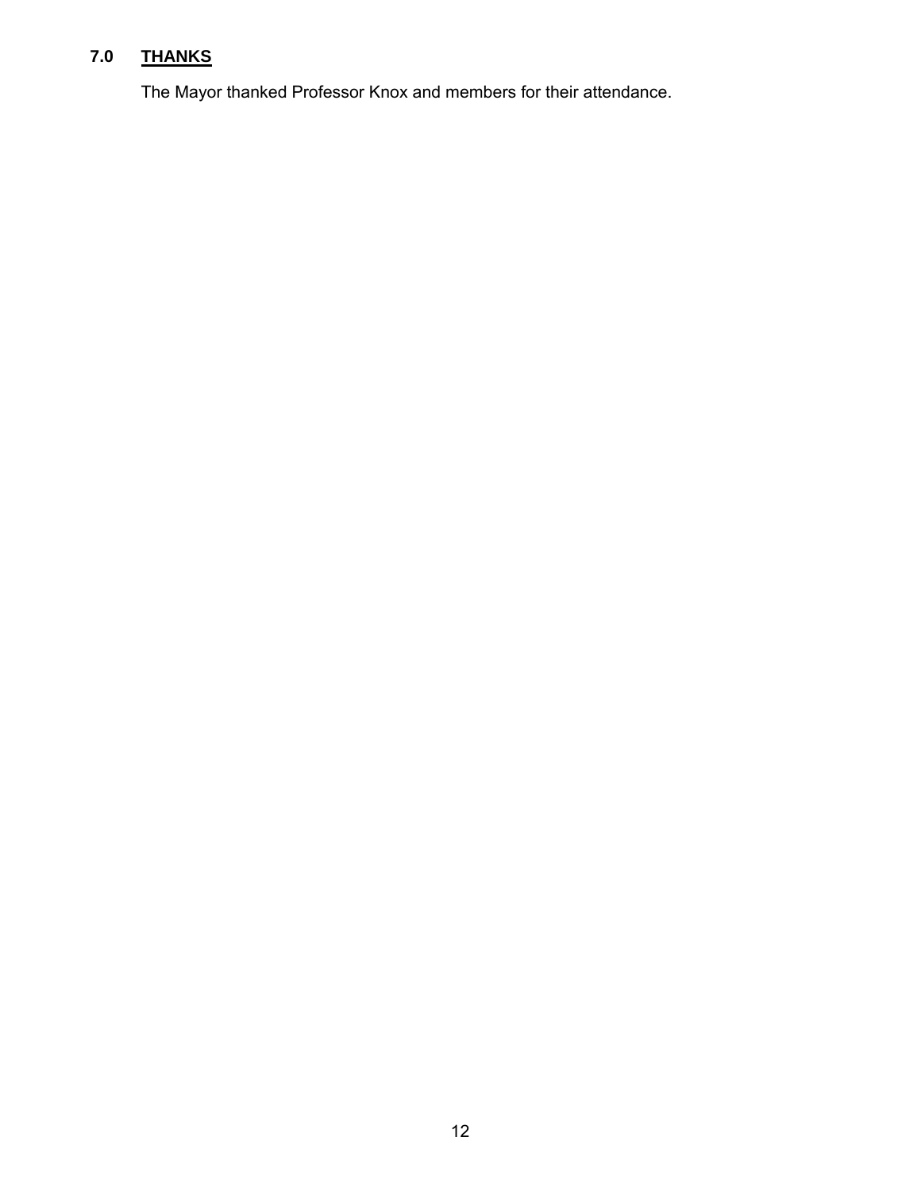## 7.0 THANKS

The Mayor thanked Professor Knox and members for their attendance.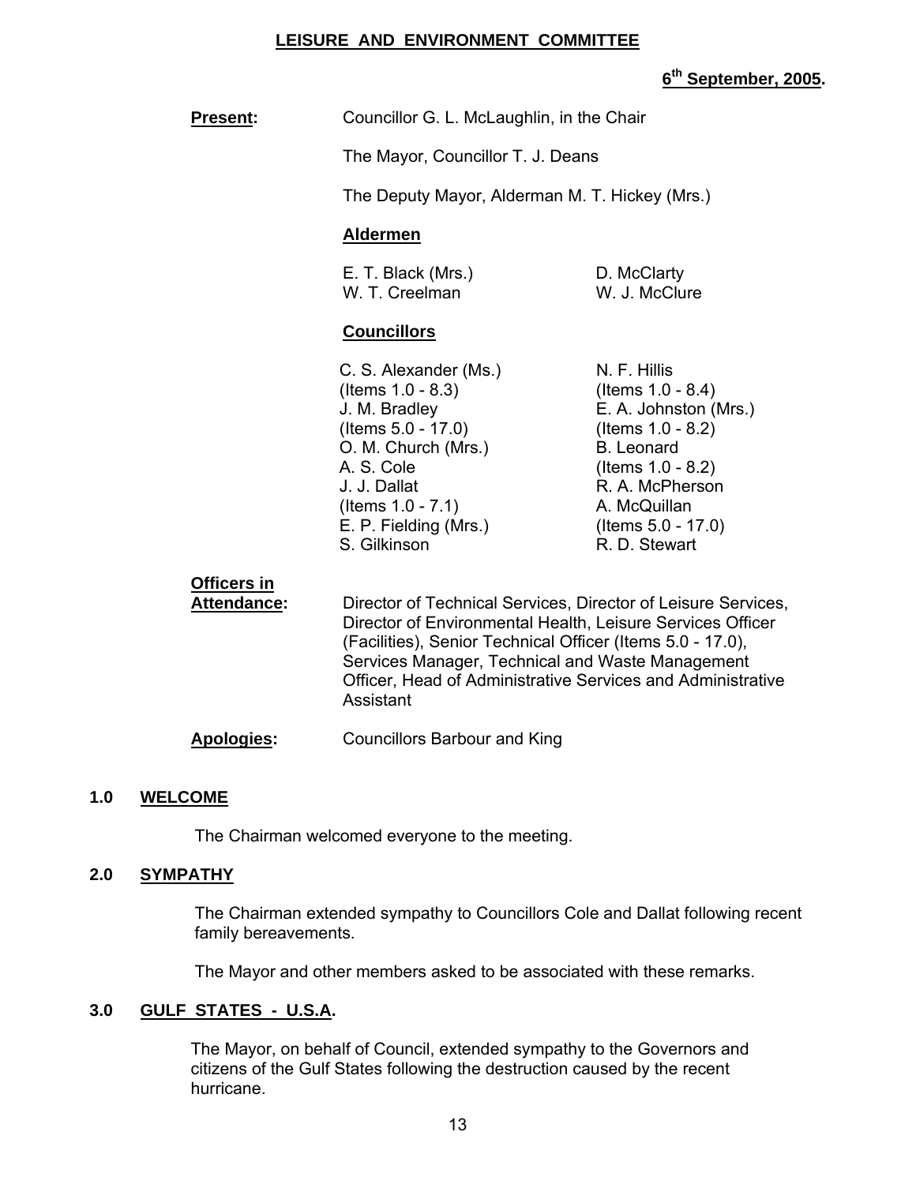**LEISURE AND ENVIRONMENT COMMITTEE**

**6th September, 2005.**

**Present:** Councillor G. L. McLaughlin, in the Chair

The Mayor, Councillor T. J. Deans

The Deputy Mayor, Alderman M. T. Hickey (Mrs.)

**Aldermen**

E. T. Black (Mrs.)
W. T. Creelman
D. McClarty
W. J. McClure

**Councillors**

C. S. Alexander (Ms.) (Items 1.0 - 8.3)
J. M. Bradley (Items 5.0 - 17.0)
O. M. Church (Mrs.)
A. S. Cole
J. J. Dallat (Items 1.0 - 7.1)
E. P. Fielding (Mrs.)
S. Gilkinson
N. F. Hillis (Items 1.0 - 8.4)
E. A. Johnston (Mrs.) (Items 1.0 - 8.2)
B. Leonard (Items 1.0 - 8.2)
R. A. McPherson
A. McQuillan (Items 5.0 - 17.0)
R. D. Stewart

**Officers in Attendance:** Director of Technical Services, Director of Leisure Services, Director of Environmental Health, Leisure Services Officer (Facilities), Senior Technical Officer (Items 5.0 - 17.0), Services Manager, Technical and Waste Management Officer, Head of Administrative Services and Administrative Assistant

**Apologies:** Councillors Barbour and King

## 1.0 WELCOME

The Chairman welcomed everyone to the meeting.

## 2.0 SYMPATHY

The Chairman extended sympathy to Councillors Cole and Dallat following recent family bereavements.

The Mayor and other members asked to be associated with these remarks.

## 3.0 GULF STATES - U.S.A.

The Mayor, on behalf of Council, extended sympathy to the Governors and citizens of the Gulf States following the destruction caused by the recent hurricane.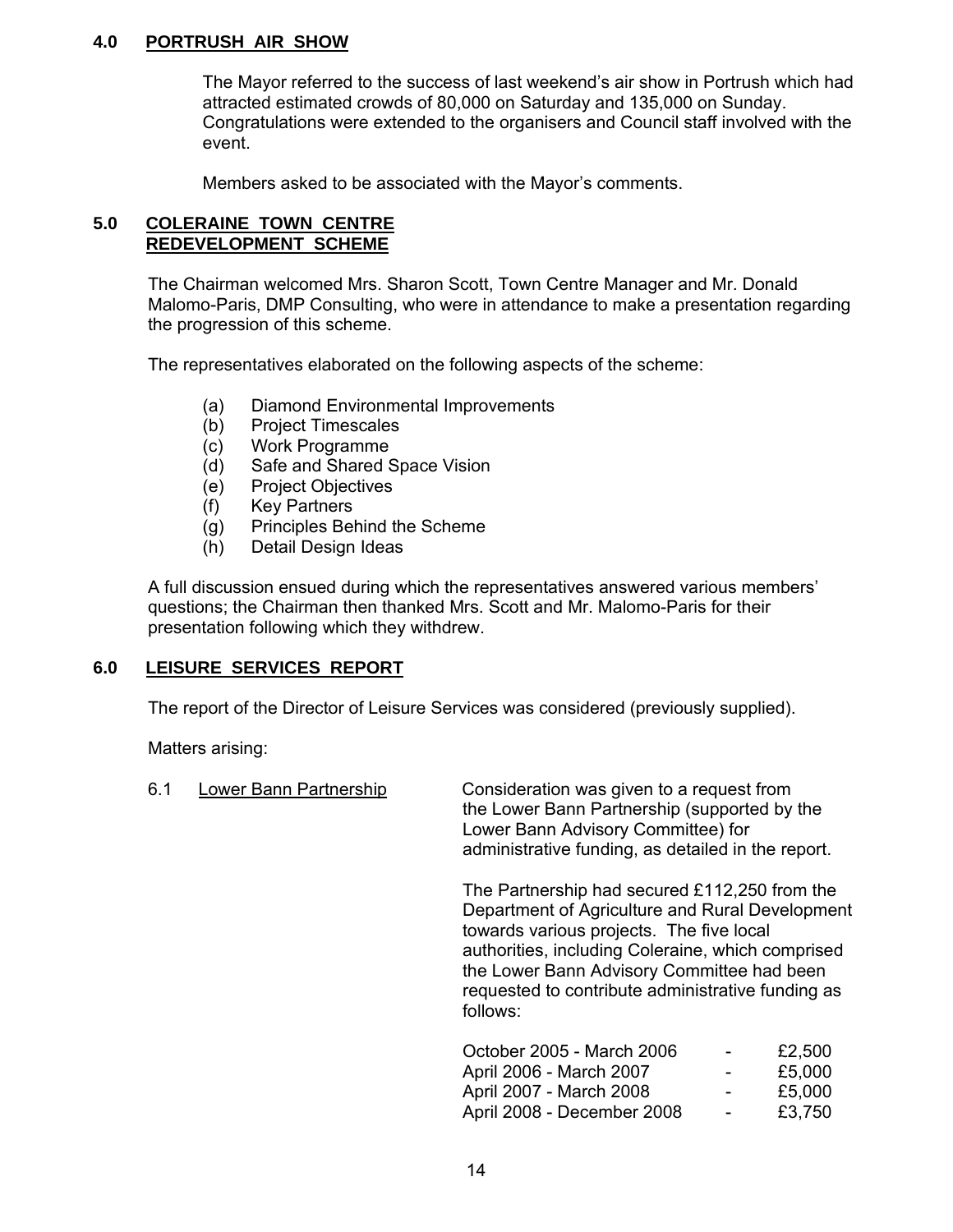## 4.0 PORTRUSH AIR SHOW

The Mayor referred to the success of last weekend's air show in Portrush which had attracted estimated crowds of 80,000 on Saturday and 135,000 on Sunday. Congratulations were extended to the organisers and Council staff involved with the event.

Members asked to be associated with the Mayor's comments.

## 5.0 COLERAINE TOWN CENTRE REDEVELOPMENT SCHEME

The Chairman welcomed Mrs. Sharon Scott, Town Centre Manager and Mr. Donald Malomo-Paris, DMP Consulting, who were in attendance to make a presentation regarding the progression of this scheme.

The representatives elaborated on the following aspects of the scheme:

(a) Diamond Environmental Improvements
(b) Project Timescales
(c) Work Programme
(d) Safe and Shared Space Vision
(e) Project Objectives
(f) Key Partners
(g) Principles Behind the Scheme
(h) Detail Design Ideas

A full discussion ensued during which the representatives answered various members' questions; the Chairman then thanked Mrs. Scott and Mr. Malomo-Paris for their presentation following which they withdrew.

## 6.0 LEISURE SERVICES REPORT

The report of the Director of Leisure Services was considered (previously supplied).

Matters arising:

6.1 Lower Bann Partnership

Consideration was given to a request from the Lower Bann Partnership (supported by the Lower Bann Advisory Committee) for administrative funding, as detailed in the report.

The Partnership had secured £112,250 from the Department of Agriculture and Rural Development towards various projects. The five local authorities, including Coleraine, which comprised the Lower Bann Advisory Committee had been requested to contribute administrative funding as follows:

| | | |
|---|---|---|
| October 2005 - March 2006 | - | £2,500 |
| April 2006 - March 2007 | - | £5,000 |
| April 2007 - March 2008 | - | £5,000 |
| April 2008 - December 2008 | - | £3,750 |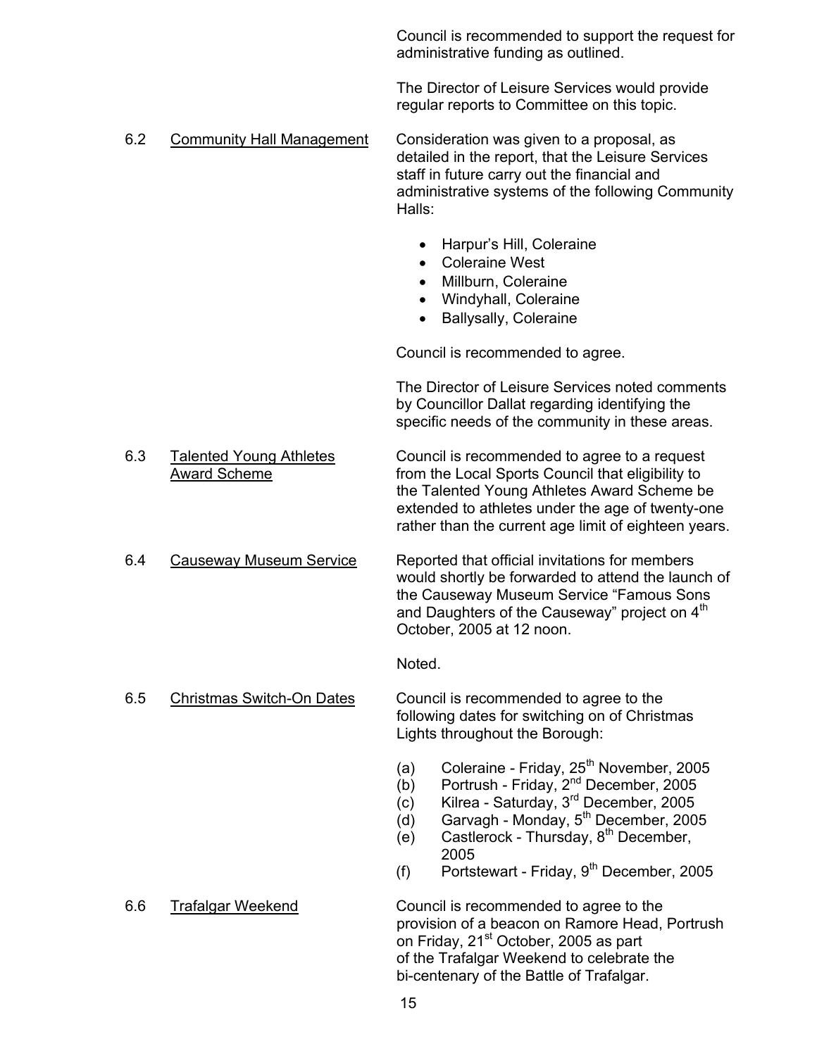Council is recommended to support the request for administrative funding as outlined.

The Director of Leisure Services would provide regular reports to Committee on this topic.

6.2 Community Hall Management

Consideration was given to a proposal, as detailed in the report, that the Leisure Services staff in future carry out the financial and administrative systems of the following Community Halls:

- Harpur's Hill, Coleraine
- Coleraine West
- Millburn, Coleraine
- Windyhall, Coleraine
- Ballysally, Coleraine

Council is recommended to agree.

The Director of Leisure Services noted comments by Councillor Dallat regarding identifying the specific needs of the community in these areas.

6.3 Talented Young Athletes Award Scheme

Council is recommended to agree to a request from the Local Sports Council that eligibility to the Talented Young Athletes Award Scheme be extended to athletes under the age of twenty-one rather than the current age limit of eighteen years.

6.4 Causeway Museum Service

Reported that official invitations for members would shortly be forwarded to attend the launch of the Causeway Museum Service "Famous Sons and Daughters of the Causeway" project on 4th October, 2005 at 12 noon.

Noted.

6.5 Christmas Switch-On Dates

Council is recommended to agree to the following dates for switching on of Christmas Lights throughout the Borough:

(a) Coleraine - Friday, 25th November, 2005
(b) Portrush - Friday, 2nd December, 2005
(c) Kilrea - Saturday, 3rd December, 2005
(d) Garvagh - Monday, 5th December, 2005
(e) Castlerock - Thursday, 8th December, 2005
(f) Portstewart - Friday, 9th December, 2005

6.6 Trafalgar Weekend

Council is recommended to agree to the provision of a beacon on Ramore Head, Portrush on Friday, 21st October, 2005 as part of the Trafalgar Weekend to celebrate the bi-centenary of the Battle of Trafalgar.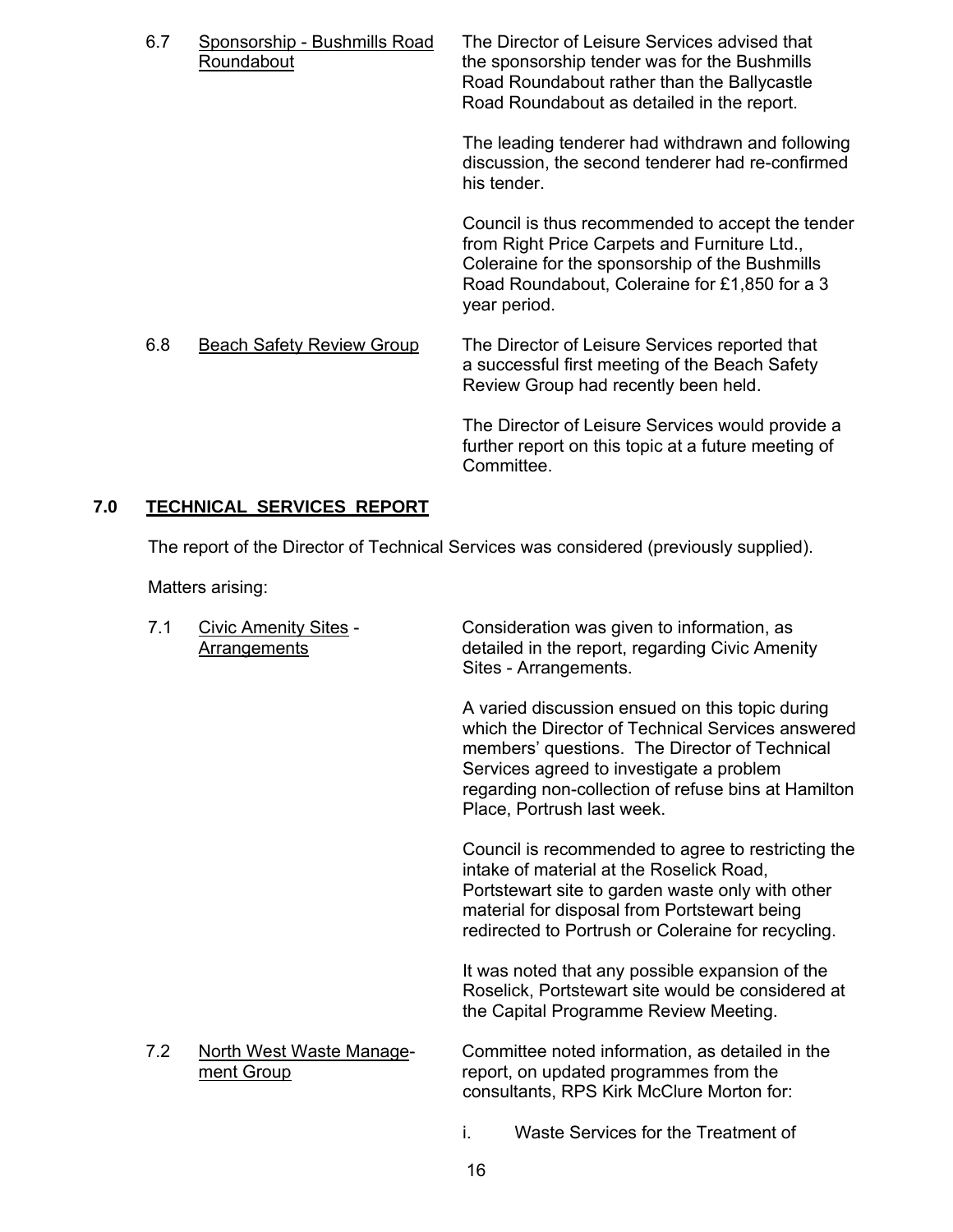6.7 <u>Sponsorship - Bushmills Road Roundabout</u>

The Director of Leisure Services advised that the sponsorship tender was for the Bushmills Road Roundabout rather than the Ballycastle Road Roundabout as detailed in the report.

The leading tenderer had withdrawn and following discussion, the second tenderer had re-confirmed his tender.

Council is thus recommended to accept the tender from Right Price Carpets and Furniture Ltd., Coleraine for the sponsorship of the Bushmills Road Roundabout, Coleraine for £1,850 for a 3 year period.

6.8 <u>Beach Safety Review Group</u>

The Director of Leisure Services reported that a successful first meeting of the Beach Safety Review Group had recently been held.

The Director of Leisure Services would provide a further report on this topic at a future meeting of Committee.

## 7.0 TECHNICAL SERVICES REPORT

The report of the Director of Technical Services was considered (previously supplied).

Matters arising:

7.1 <u>Civic Amenity Sites - Arrangements</u>

Consideration was given to information, as detailed in the report, regarding Civic Amenity Sites - Arrangements.

A varied discussion ensued on this topic during which the Director of Technical Services answered members' questions. The Director of Technical Services agreed to investigate a problem regarding non-collection of refuse bins at Hamilton Place, Portrush last week.

Council is recommended to agree to restricting the intake of material at the Roselick Road, Portstewart site to garden waste only with other material for disposal from Portstewart being redirected to Portrush or Coleraine for recycling.

It was noted that any possible expansion of the Roselick, Portstewart site would be considered at the Capital Programme Review Meeting.

7.2 <u>North West Waste Management Group</u>

Committee noted information, as detailed in the report, on updated programmes from the consultants, RPS Kirk McClure Morton for:

i. Waste Services for the Treatment of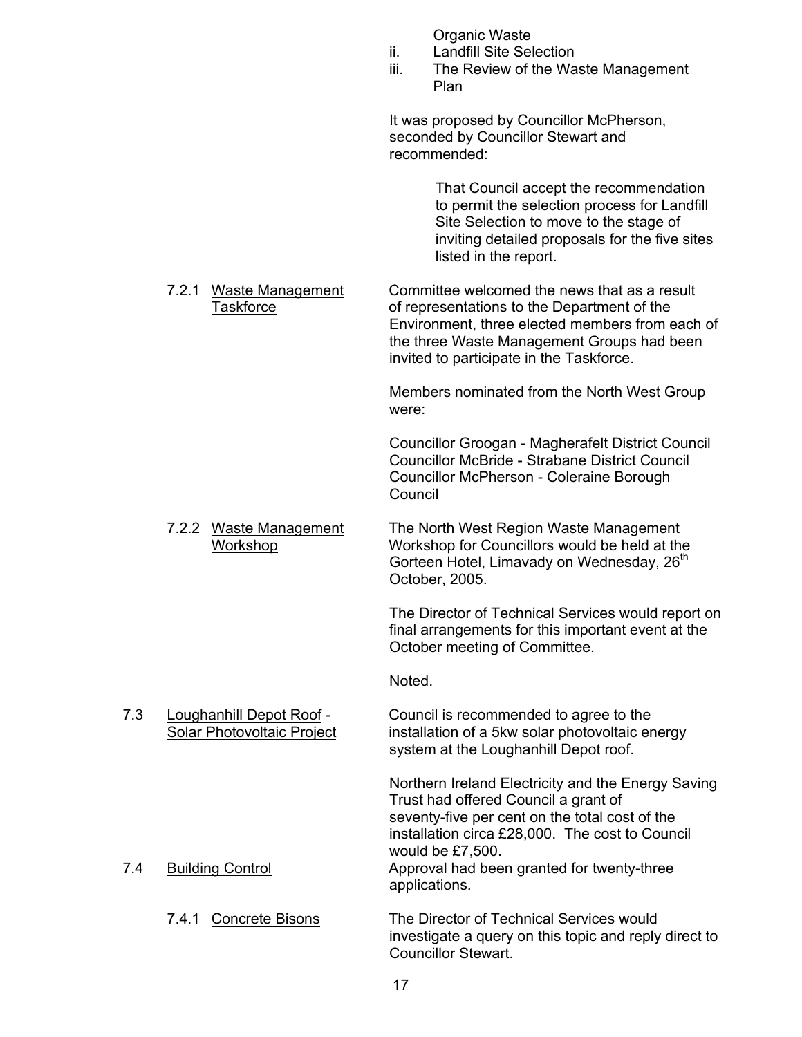Organic Waste

ii. Landfill Site Selection

iii. The Review of the Waste Management Plan

It was proposed by Councillor McPherson, seconded by Councillor Stewart and recommended:

> That Council accept the recommendation to permit the selection process for Landfill Site Selection to move to the stage of inviting detailed proposals for the five sites listed in the report.

7.2.1 Waste Management Taskforce

Committee welcomed the news that as a result of representations to the Department of the Environment, three elected members from each of the three Waste Management Groups had been invited to participate in the Taskforce.

Members nominated from the North West Group were:

Councillor Groogan - Magherafelt District Council
Councillor McBride - Strabane District Council
Councillor McPherson - Coleraine Borough Council

7.2.2 Waste Management Workshop

The North West Region Waste Management Workshop for Councillors would be held at the Gorteen Hotel, Limavady on Wednesday, 26th October, 2005.

The Director of Technical Services would report on final arrangements for this important event at the October meeting of Committee.

Noted.

7.3 Loughanhill Depot Roof - Solar Photovoltaic Project

Council is recommended to agree to the installation of a 5kw solar photovoltaic energy system at the Loughanhill Depot roof.

Northern Ireland Electricity and the Energy Saving Trust had offered Council a grant of seventy-five per cent on the total cost of the installation circa £28,000. The cost to Council would be £7,500.

7.4 Building Control

Approval had been granted for twenty-three applications.

7.4.1 Concrete Bisons

The Director of Technical Services would investigate a query on this topic and reply direct to Councillor Stewart.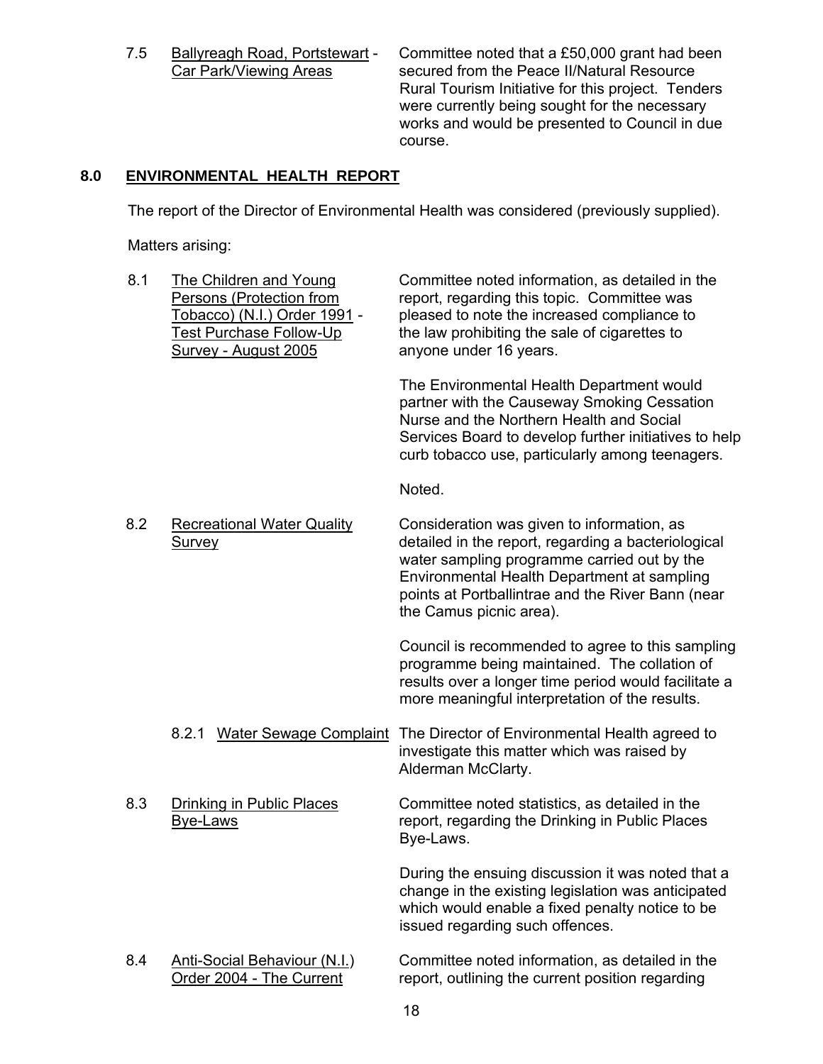7.5 Ballyreagh Road, Portstewart - Car Park/Viewing Areas

Committee noted that a £50,000 grant had been secured from the Peace II/Natural Resource Rural Tourism Initiative for this project. Tenders were currently being sought for the necessary works and would be presented to Council in due course.

## 8.0 ENVIRONMENTAL HEALTH REPORT

The report of the Director of Environmental Health was considered (previously supplied).

Matters arising:

8.1 The Children and Young Persons (Protection from Tobacco) (N.I.) Order 1991 - Test Purchase Follow-Up Survey - August 2005

Committee noted information, as detailed in the report, regarding this topic. Committee was pleased to note the increased compliance to the law prohibiting the sale of cigarettes to anyone under 16 years.

The Environmental Health Department would partner with the Causeway Smoking Cessation Nurse and the Northern Health and Social Services Board to develop further initiatives to help curb tobacco use, particularly among teenagers.

Noted.

8.2 Recreational Water Quality Survey

Consideration was given to information, as detailed in the report, regarding a bacteriological water sampling programme carried out by the Environmental Health Department at sampling points at Portballintrae and the River Bann (near the Camus picnic area).

Council is recommended to agree to this sampling programme being maintained. The collation of results over a longer time period would facilitate a more meaningful interpretation of the results.

8.2.1 Water Sewage Complaint

The Director of Environmental Health agreed to investigate this matter which was raised by Alderman McClarty.

8.3 Drinking in Public Places Bye-Laws

Committee noted statistics, as detailed in the report, regarding the Drinking in Public Places Bye-Laws.

During the ensuing discussion it was noted that a change in the existing legislation was anticipated which would enable a fixed penalty notice to be issued regarding such offences.

8.4 Anti-Social Behaviour (N.I.) Order 2004 - The Current

Committee noted information, as detailed in the report, outlining the current position regarding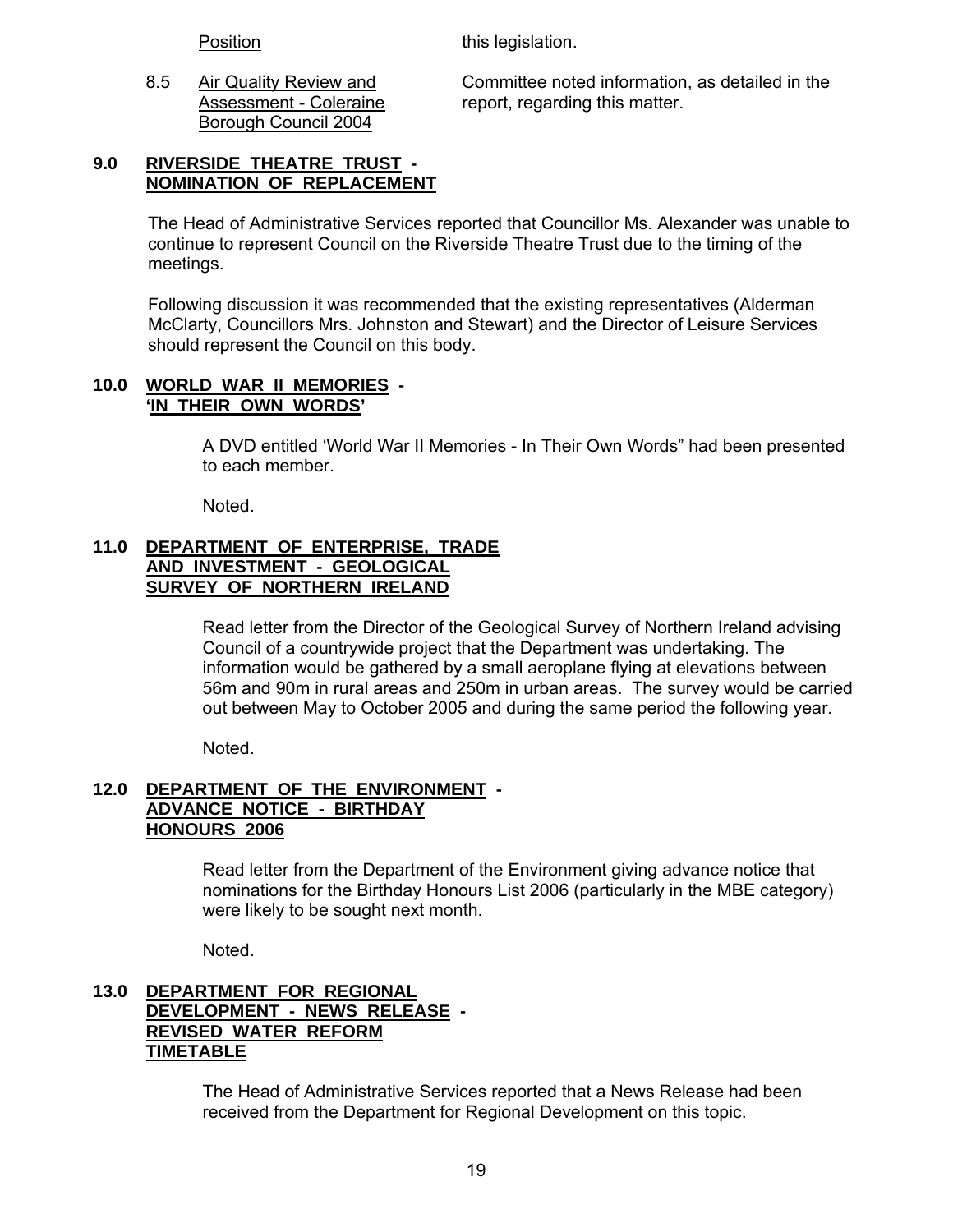| | Position | this legislation. |
|---|---|---|
| 8.5 | Air Quality Review and Assessment - Coleraine Borough Council 2004 | Committee noted information, as detailed in the report, regarding this matter. |

**9.0 RIVERSIDE THEATRE TRUST - NOMINATION OF REPLACEMENT**

The Head of Administrative Services reported that Councillor Ms. Alexander was unable to continue to represent Council on the Riverside Theatre Trust due to the timing of the meetings.

Following discussion it was recommended that the existing representatives (Alderman McClarty, Councillors Mrs. Johnston and Stewart) and the Director of Leisure Services should represent the Council on this body.

**10.0 WORLD WAR II MEMORIES - 'IN THEIR OWN WORDS'**

A DVD entitled 'World War II Memories - In Their Own Words" had been presented to each member.

Noted.

**11.0 DEPARTMENT OF ENTERPRISE, TRADE AND INVESTMENT - GEOLOGICAL SURVEY OF NORTHERN IRELAND**

Read letter from the Director of the Geological Survey of Northern Ireland advising Council of a countrywide project that the Department was undertaking. The information would be gathered by a small aeroplane flying at elevations between 56m and 90m in rural areas and 250m in urban areas. The survey would be carried out between May to October 2005 and during the same period the following year.

Noted.

**12.0 DEPARTMENT OF THE ENVIRONMENT - ADVANCE NOTICE - BIRTHDAY HONOURS 2006**

Read letter from the Department of the Environment giving advance notice that nominations for the Birthday Honours List 2006 (particularly in the MBE category) were likely to be sought next month.

Noted.

**13.0 DEPARTMENT FOR REGIONAL DEVELOPMENT - NEWS RELEASE - REVISED WATER REFORM TIMETABLE**

The Head of Administrative Services reported that a News Release had been received from the Department for Regional Development on this topic.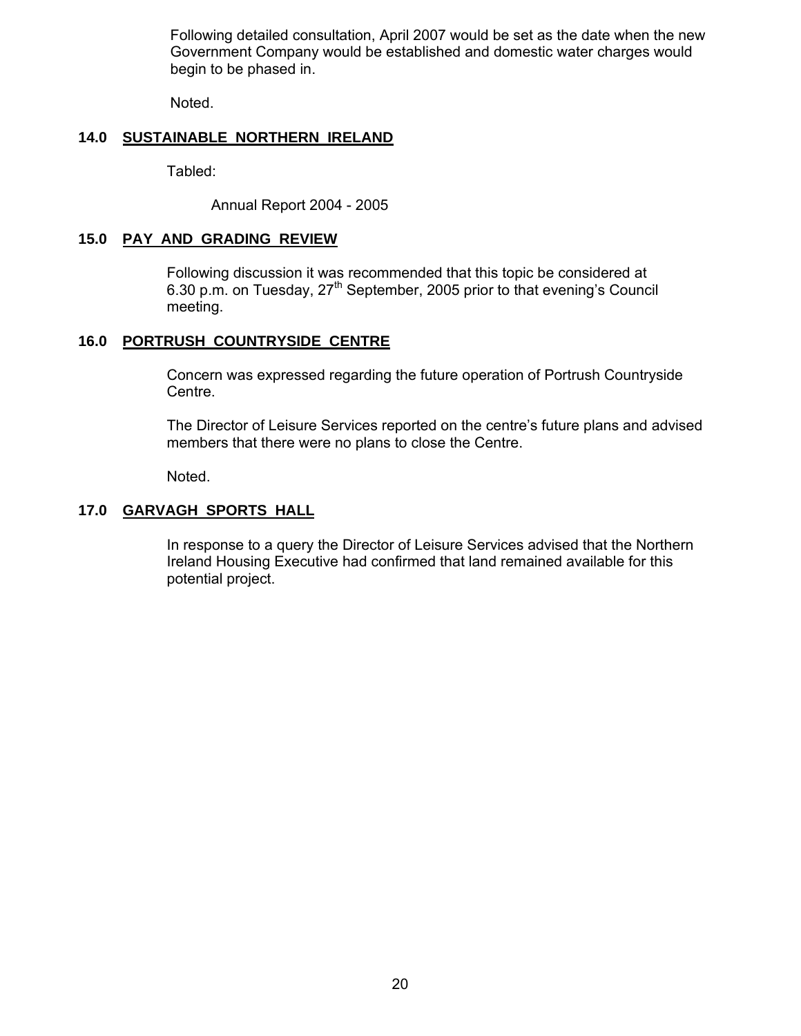Following detailed consultation, April 2007 would be set as the date when the new Government Company would be established and domestic water charges would begin to be phased in.

Noted.

## 14.0 SUSTAINABLE NORTHERN IRELAND

Tabled:

Annual Report 2004 - 2005

## 15.0 PAY AND GRADING REVIEW

Following discussion it was recommended that this topic be considered at 6.30 p.m. on Tuesday, 27th September, 2005 prior to that evening's Council meeting.

## 16.0 PORTRUSH COUNTRYSIDE CENTRE

Concern was expressed regarding the future operation of Portrush Countryside Centre.

The Director of Leisure Services reported on the centre's future plans and advised members that there were no plans to close the Centre.

Noted.

## 17.0 GARVAGH SPORTS HALL

In response to a query the Director of Leisure Services advised that the Northern Ireland Housing Executive had confirmed that land remained available for this potential project.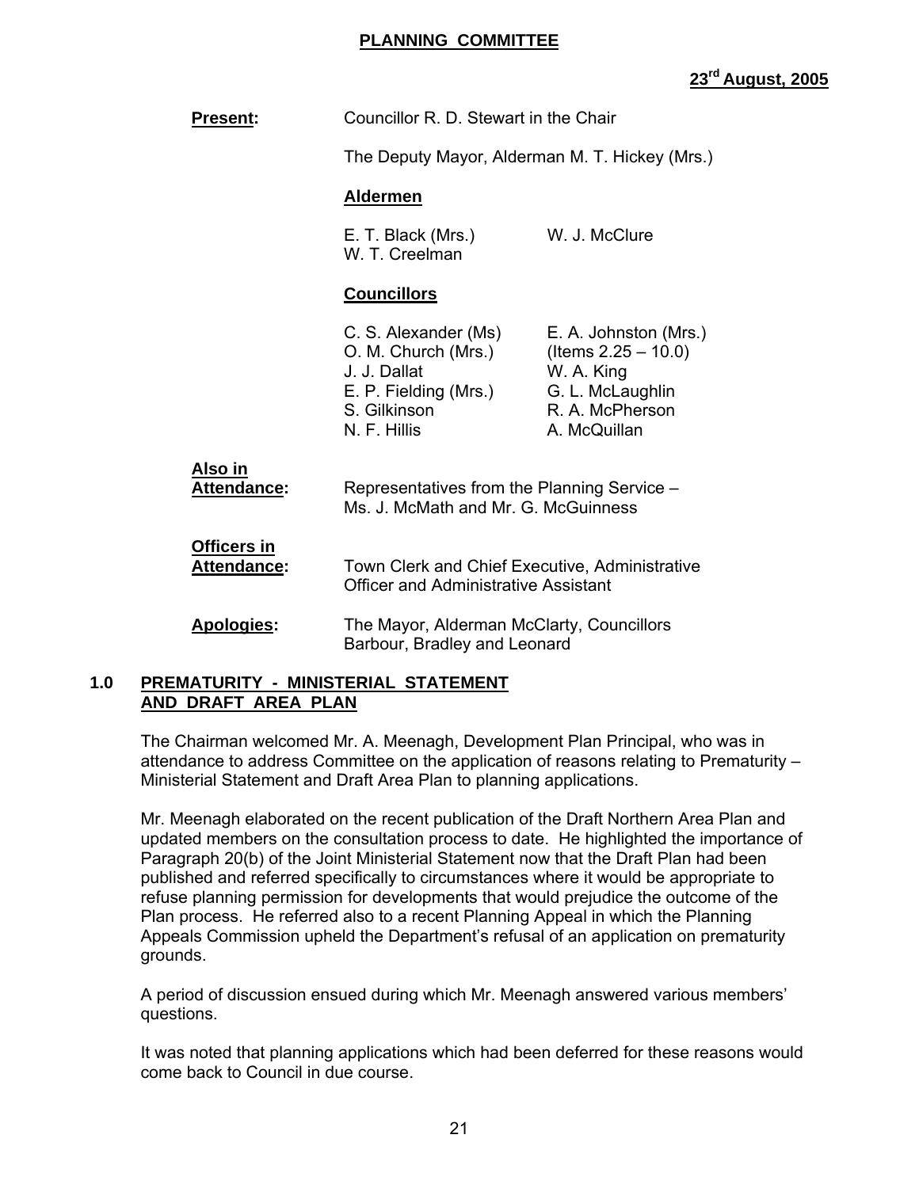# PLANNING COMMITTEE

**23rd August, 2005**

**Present:** Councillor R. D. Stewart in the Chair

The Deputy Mayor, Alderman M. T. Hickey (Mrs.)

**Aldermen**

E. T. Black (Mrs.)
W. T. Creelman
W. J. McClure

**Councillors**

C. S. Alexander (Ms)
O. M. Church (Mrs.)
J. J. Dallat
E. P. Fielding (Mrs.)
S. Gilkinson
N. F. Hillis
E. A. Johnston (Mrs.) (Items 2.25 – 10.0)
W. A. King
G. L. McLaughlin
R. A. McPherson
A. McQuillan

**Also in Attendance:** Representatives from the Planning Service – Ms. J. McMath and Mr. G. McGuinness

**Officers in Attendance:** Town Clerk and Chief Executive, Administrative Officer and Administrative Assistant

**Apologies:** The Mayor, Alderman McClarty, Councillors Barbour, Bradley and Leonard

## 1.0 PREMATURITY - MINISTERIAL STATEMENT AND DRAFT AREA PLAN

The Chairman welcomed Mr. A. Meenagh, Development Plan Principal, who was in attendance to address Committee on the application of reasons relating to Prematurity – Ministerial Statement and Draft Area Plan to planning applications.

Mr. Meenagh elaborated on the recent publication of the Draft Northern Area Plan and updated members on the consultation process to date. He highlighted the importance of Paragraph 20(b) of the Joint Ministerial Statement now that the Draft Plan had been published and referred specifically to circumstances where it would be appropriate to refuse planning permission for developments that would prejudice the outcome of the Plan process. He referred also to a recent Planning Appeal in which the Planning Appeals Commission upheld the Department's refusal of an application on prematurity grounds.

A period of discussion ensued during which Mr. Meenagh answered various members' questions.

It was noted that planning applications which had been deferred for these reasons would come back to Council in due course.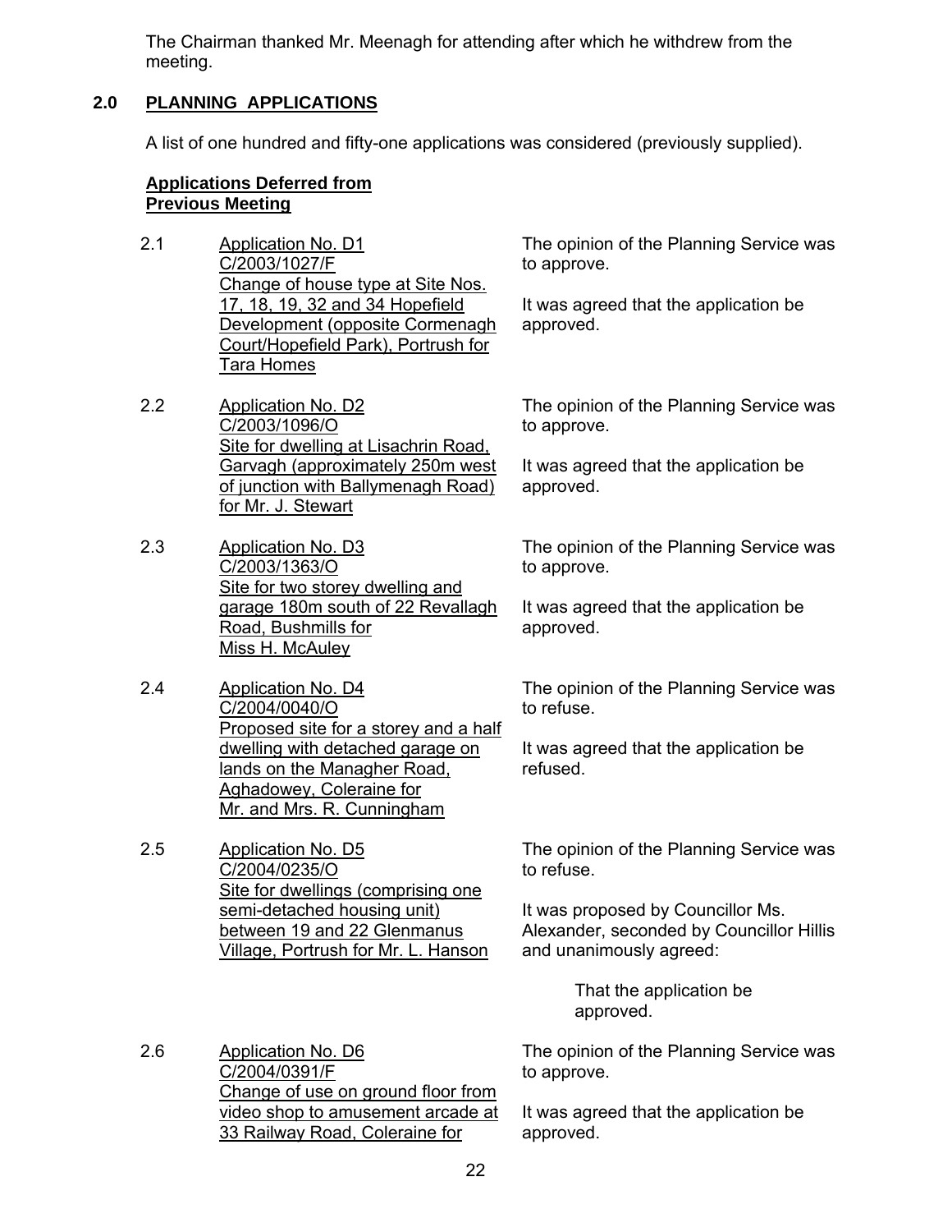The Chairman thanked Mr. Meenagh for attending after which he withdrew from the meeting.

## 2.0 PLANNING APPLICATIONS

A list of one hundred and fifty-one applications was considered (previously supplied).

**Applications Deferred from Previous Meeting**

2.1 Application No. D1
C/2003/1027/F
Change of house type at Site Nos. 17, 18, 19, 32 and 34 Hopefield Development (opposite Cormenagh Court/Hopefield Park), Portrush for Tara Homes

The opinion of the Planning Service was to approve.

It was agreed that the application be approved.

2.2 Application No. D2
C/2003/1096/O
Site for dwelling at Lisachrin Road, Garvagh (approximately 250m west of junction with Ballymenagh Road) for Mr. J. Stewart

The opinion of the Planning Service was to approve.

It was agreed that the application be approved.

2.3 Application No. D3
C/2003/1363/O
Site for two storey dwelling and garage 180m south of 22 Revallagh Road, Bushmills for Miss H. McAuley

The opinion of the Planning Service was to approve.

It was agreed that the application be approved.

2.4 Application No. D4
C/2004/0040/O
Proposed site for a storey and a half dwelling with detached garage on lands on the Managher Road, Aghadowey, Coleraine for Mr. and Mrs. R. Cunningham

The opinion of the Planning Service was to refuse.

It was agreed that the application be refused.

2.5 Application No. D5
C/2004/0235/O
Site for dwellings (comprising one semi-detached housing unit) between 19 and 22 Glenmanus Village, Portrush for Mr. L. Hanson

The opinion of the Planning Service was to refuse.

It was proposed by Councillor Ms. Alexander, seconded by Councillor Hillis and unanimously agreed:

> That the application be approved.

2.6 Application No. D6
C/2004/0391/F
Change of use on ground floor from video shop to amusement arcade at 33 Railway Road, Coleraine for

The opinion of the Planning Service was to approve.

It was agreed that the application be approved.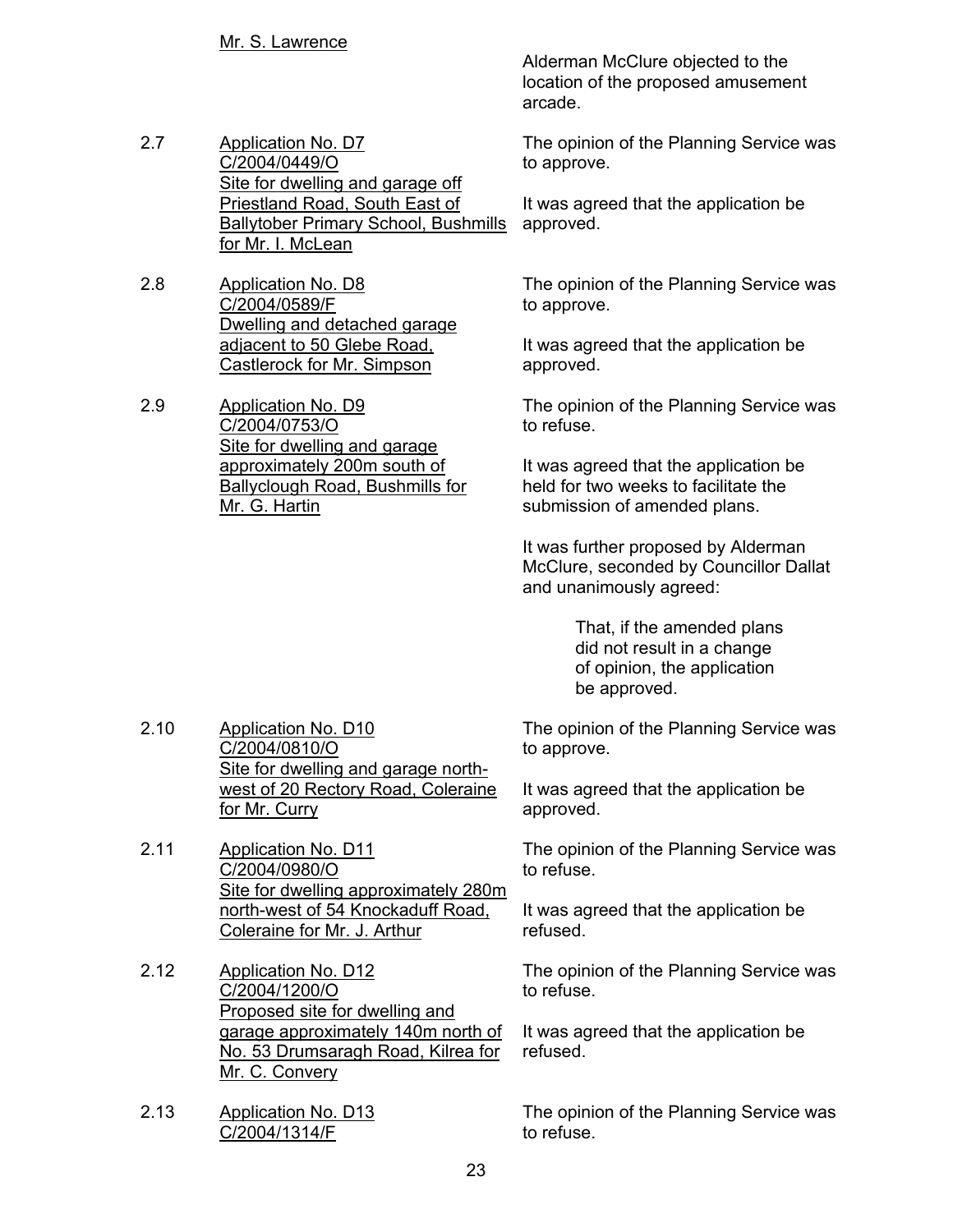Mr. S. Lawrence

Alderman McClure objected to the location of the proposed amusement arcade.

2.7 Application No. D7
C/2004/0449/O
Site for dwelling and garage off Priestland Road, South East of Ballytober Primary School, Bushmills for Mr. I. McLean

The opinion of the Planning Service was to approve.

It was agreed that the application be approved.

2.8 Application No. D8
C/2004/0589/F
Dwelling and detached garage adjacent to 50 Glebe Road, Castlerock for Mr. Simpson

The opinion of the Planning Service was to approve.

It was agreed that the application be approved.

2.9 Application No. D9
C/2004/0753/O
Site for dwelling and garage approximately 200m south of Ballyclough Road, Bushmills for Mr. G. Hartin

The opinion of the Planning Service was to refuse.

It was agreed that the application be held for two weeks to facilitate the submission of amended plans.

It was further proposed by Alderman McClure, seconded by Councillor Dallat and unanimously agreed:

> That, if the amended plans did not result in a change of opinion, the application be approved.

2.10 Application No. D10
C/2004/0810/O
Site for dwelling and garage north-west of 20 Rectory Road, Coleraine for Mr. Curry

The opinion of the Planning Service was to approve.

It was agreed that the application be approved.

2.11 Application No. D11
C/2004/0980/O
Site for dwelling approximately 280m north-west of 54 Knockaduff Road, Coleraine for Mr. J. Arthur

The opinion of the Planning Service was to refuse.

It was agreed that the application be refused.

2.12 Application No. D12
C/2004/1200/O
Proposed site for dwelling and garage approximately 140m north of No. 53 Drumsaragh Road, Kilrea for Mr. C. Convery

The opinion of the Planning Service was to refuse.

It was agreed that the application be refused.

2.13 Application No. D13
C/2004/1314/F

The opinion of the Planning Service was to refuse.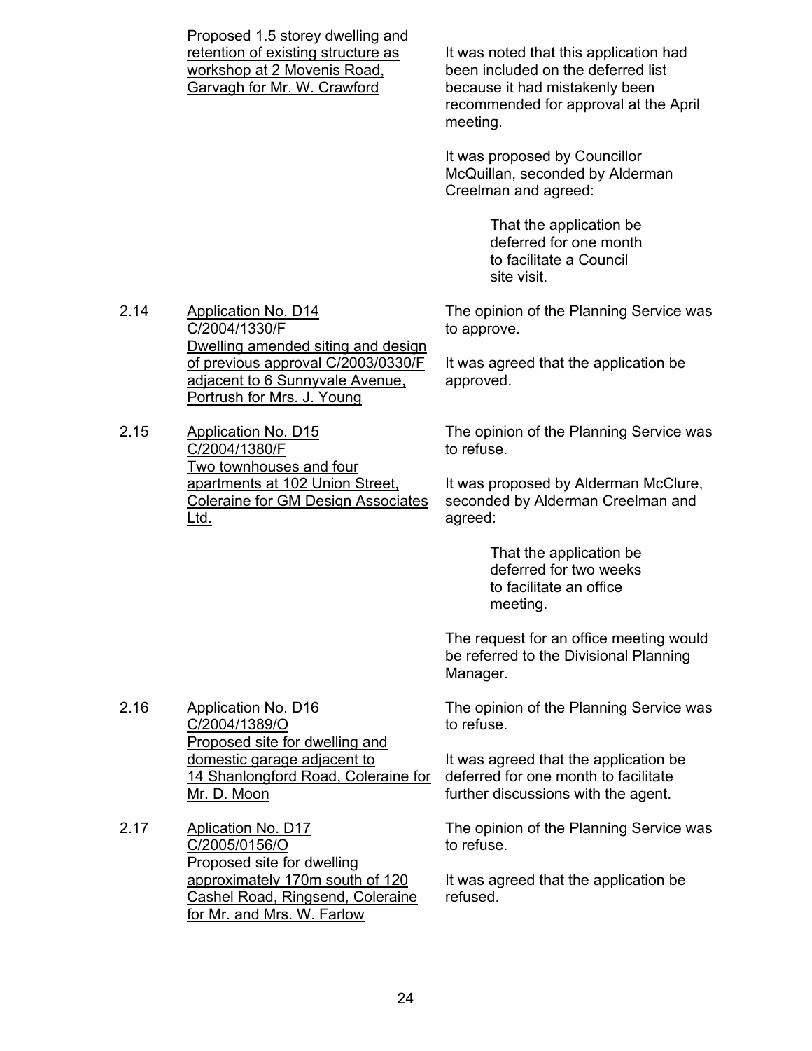<u>Proposed 1.5 storey dwelling and retention of existing structure as workshop at 2 Movenis Road, Garvagh for Mr. W. Crawford</u>

It was noted that this application had been included on the deferred list because it had mistakenly been recommended for approval at the April meeting.

It was proposed by Councillor McQuillan, seconded by Alderman Creelman and agreed:

> That the application be deferred for one month to facilitate a Council site visit.

2.14 <u>Application No. D14 C/2004/1330/F Dwelling amended siting and design of previous approval C/2003/0330/F adjacent to 6 Sunnyvale Avenue, Portrush for Mrs. J. Young</u>

The opinion of the Planning Service was to approve.

It was agreed that the application be approved.

2.15 <u>Application No. D15 C/2004/1380/F Two townhouses and four apartments at 102 Union Street, Coleraine for GM Design Associates Ltd.</u>

The opinion of the Planning Service was to refuse.

It was proposed by Alderman McClure, seconded by Alderman Creelman and agreed:

> That the application be deferred for two weeks to facilitate an office meeting.

The request for an office meeting would be referred to the Divisional Planning Manager.

2.16 <u>Application No. D16 C/2004/1389/O Proposed site for dwelling and domestic garage adjacent to 14 Shanlongford Road, Coleraine for Mr. D. Moon</u>

The opinion of the Planning Service was to refuse.

It was agreed that the application be deferred for one month to facilitate further discussions with the agent.

2.17 <u>Aplication No. D17 C/2005/0156/O Proposed site for dwelling approximately 170m south of 120 Cashel Road, Ringsend, Coleraine for Mr. and Mrs. W. Farlow</u>

The opinion of the Planning Service was to refuse.

It was agreed that the application be refused.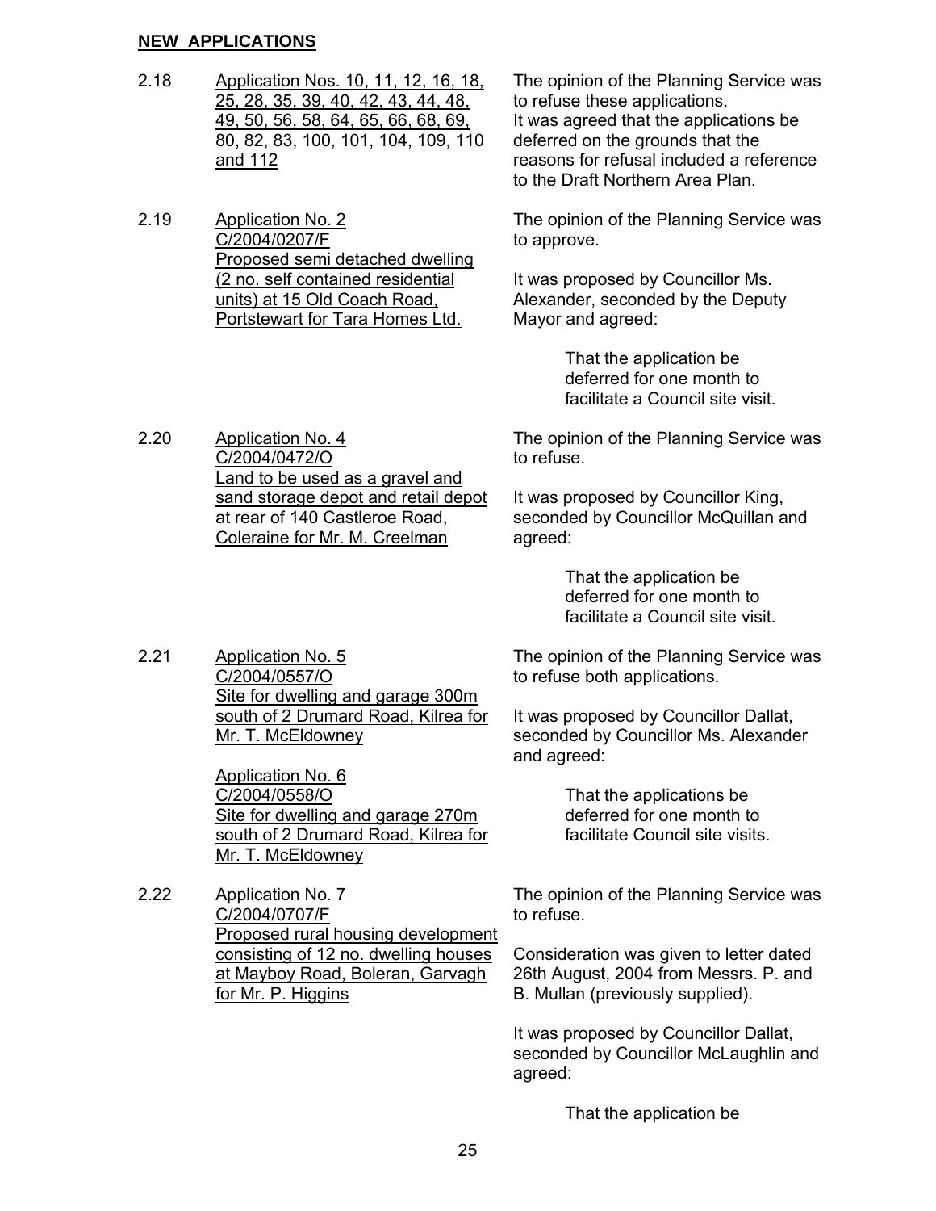**NEW APPLICATIONS**

2.18 Application Nos. 10, 11, 12, 16, 18, 25, 28, 35, 39, 40, 42, 43, 44, 48, 49, 50, 56, 58, 64, 65, 66, 68, 69, 80, 82, 83, 100, 101, 104, 109, 110 and 112

The opinion of the Planning Service was to refuse these applications. It was agreed that the applications be deferred on the grounds that the reasons for refusal included a reference to the Draft Northern Area Plan.

2.19 Application No. 2
C/2004/0207/F
Proposed semi detached dwelling (2 no. self contained residential units) at 15 Old Coach Road, Portstewart for Tara Homes Ltd.

The opinion of the Planning Service was to approve.

It was proposed by Councillor Ms. Alexander, seconded by the Deputy Mayor and agreed:

> That the application be deferred for one month to facilitate a Council site visit.

2.20 Application No. 4
C/2004/0472/O
Land to be used as a gravel and sand storage depot and retail depot at rear of 140 Castleroe Road, Coleraine for Mr. M. Creelman

The opinion of the Planning Service was to refuse.

It was proposed by Councillor King, seconded by Councillor McQuillan and agreed:

> That the application be deferred for one month to facilitate a Council site visit.

2.21 Application No. 5
C/2004/0557/O
Site for dwelling and garage 300m south of 2 Drumard Road, Kilrea for Mr. T. McEldowney

Application No. 6
C/2004/0558/O
Site for dwelling and garage 270m south of 2 Drumard Road, Kilrea for Mr. T. McEldowney

The opinion of the Planning Service was to refuse both applications.

It was proposed by Councillor Dallat, seconded by Councillor Ms. Alexander and agreed:

> That the applications be deferred for one month to facilitate Council site visits.

2.22 Application No. 7
C/2004/0707/F
Proposed rural housing development consisting of 12 no. dwelling houses at Mayboy Road, Boleran, Garvagh for Mr. P. Higgins

The opinion of the Planning Service was to refuse.

Consideration was given to letter dated 26th August, 2004 from Messrs. P. and B. Mullan (previously supplied).

It was proposed by Councillor Dallat, seconded by Councillor McLaughlin and agreed:

> That the application be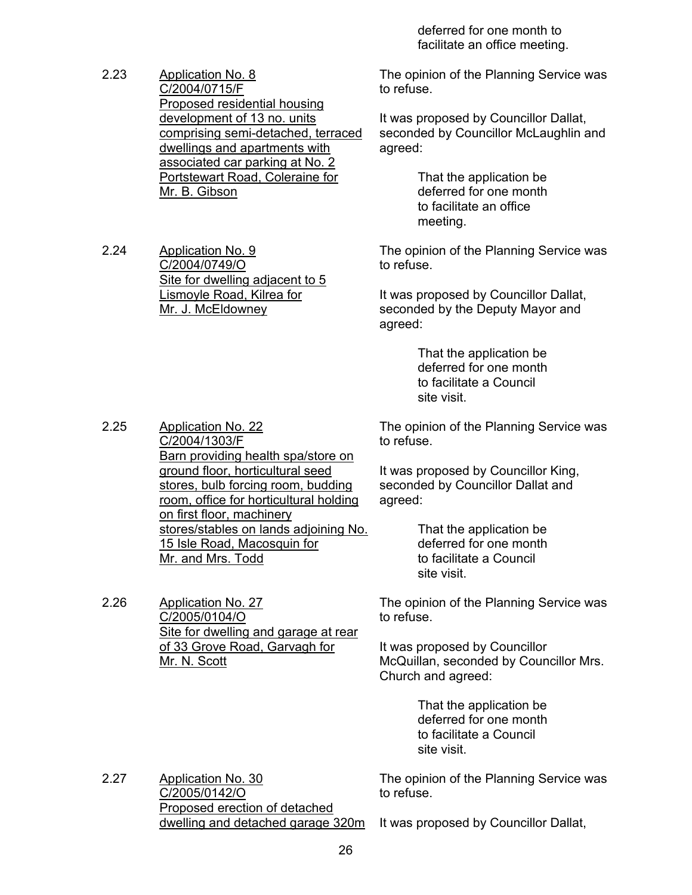deferred for one month to facilitate an office meeting.

2.23 Application No. 8
C/2004/0715/F
Proposed residential housing development of 13 no. units comprising semi-detached, terraced dwellings and apartments with associated car parking at No. 2 Portstewart Road, Coleraine for Mr. B. Gibson

The opinion of the Planning Service was to refuse.

It was proposed by Councillor Dallat, seconded by Councillor McLaughlin and agreed:

> That the application be deferred for one month to facilitate an office meeting.

2.24 Application No. 9
C/2004/0749/O
Site for dwelling adjacent to 5 Lismoyle Road, Kilrea for Mr. J. McEldowney

The opinion of the Planning Service was to refuse.

It was proposed by Councillor Dallat, seconded by the Deputy Mayor and agreed:

> That the application be deferred for one month to facilitate a Council site visit.

2.25 Application No. 22
C/2004/1303/F
Barn providing health spa/store on ground floor, horticultural seed stores, bulb forcing room, budding room, office for horticultural holding on first floor, machinery stores/stables on lands adjoining No. 15 Isle Road, Macosquin for Mr. and Mrs. Todd

The opinion of the Planning Service was to refuse.

It was proposed by Councillor King, seconded by Councillor Dallat and agreed:

> That the application be deferred for one month to facilitate a Council site visit.

2.26 Application No. 27
C/2005/0104/O
Site for dwelling and garage at rear of 33 Grove Road, Garvagh for Mr. N. Scott

The opinion of the Planning Service was to refuse.

It was proposed by Councillor McQuillan, seconded by Councillor Mrs. Church and agreed:

> That the application be deferred for one month to facilitate a Council site visit.

2.27 Application No. 30
C/2005/0142/O
Proposed erection of detached dwelling and detached garage 320m

The opinion of the Planning Service was to refuse.

It was proposed by Councillor Dallat,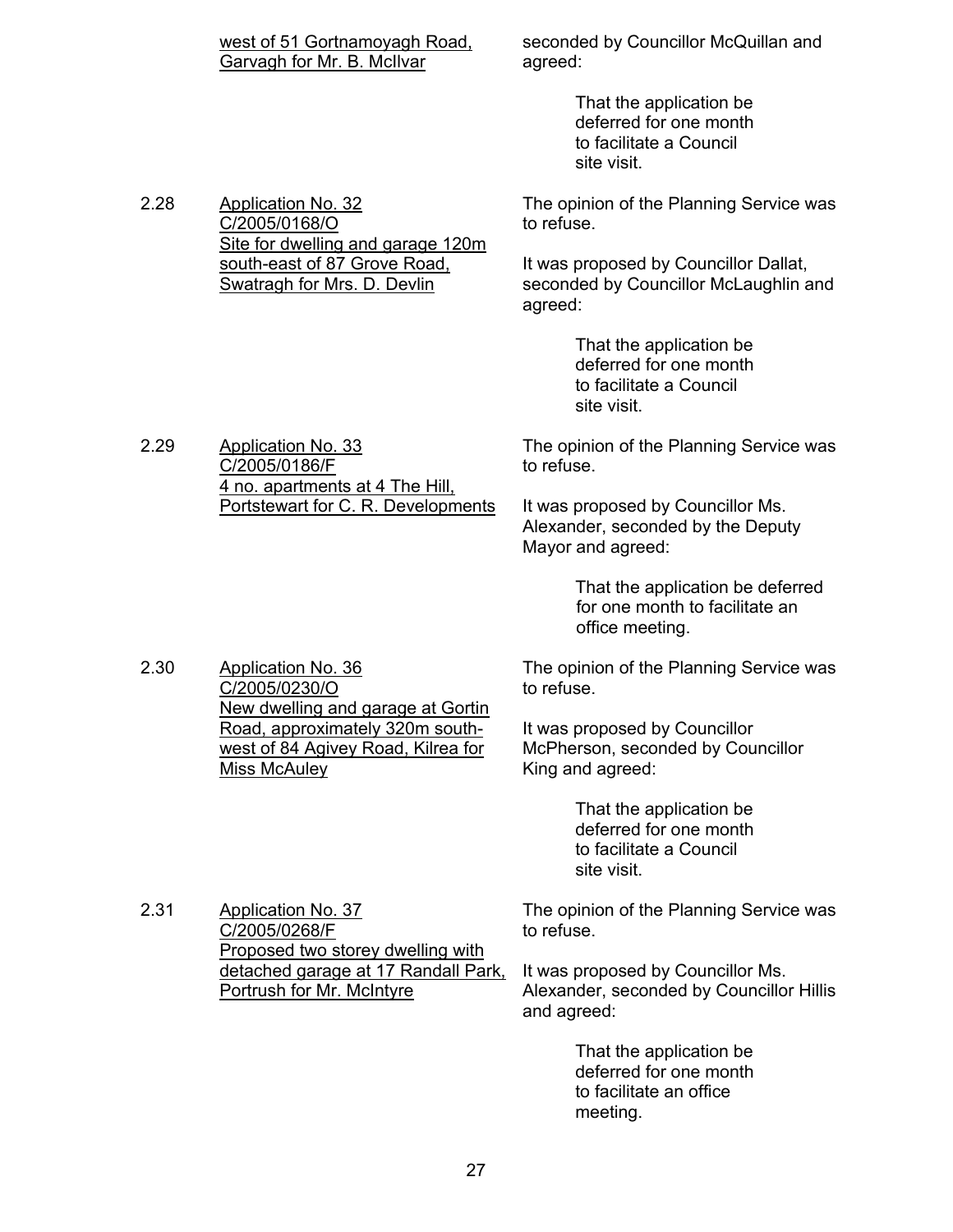| | | |
|---|---|---|
| | west of 51 Gortnamoyagh Road, Garvagh for Mr. B. McIlvar | seconded by Councillor McQuillan and agreed:<br><br>That the application be deferred for one month to facilitate a Council site visit. |
| 2.28 | Application No. 32<br>C/2005/0168/O<br>Site for dwelling and garage 120m south-east of 87 Grove Road, Swatragh for Mrs. D. Devlin | The opinion of the Planning Service was to refuse.<br><br>It was proposed by Councillor Dallat, seconded by Councillor McLaughlin and agreed:<br><br>That the application be deferred for one month to facilitate a Council site visit. |
| 2.29 | Application No. 33<br>C/2005/0186/F<br>4 no. apartments at 4 The Hill, Portstewart for C. R. Developments | The opinion of the Planning Service was to refuse.<br><br>It was proposed by Councillor Ms. Alexander, seconded by the Deputy Mayor and agreed:<br><br>That the application be deferred for one month to facilitate an office meeting. |
| 2.30 | Application No. 36<br>C/2005/0230/O<br>New dwelling and garage at Gortin Road, approximately 320m south-west of 84 Agivey Road, Kilrea for Miss McAuley | The opinion of the Planning Service was to refuse.<br><br>It was proposed by Councillor McPherson, seconded by Councillor King and agreed:<br><br>That the application be deferred for one month to facilitate a Council site visit. |
| 2.31 | Application No. 37<br>C/2005/0268/F<br>Proposed two storey dwelling with detached garage at 17 Randall Park, Portrush for Mr. McIntyre | The opinion of the Planning Service was to refuse.<br><br>It was proposed by Councillor Ms. Alexander, seconded by Councillor Hillis and agreed:<br><br>That the application be deferred for one month to facilitate an office meeting. |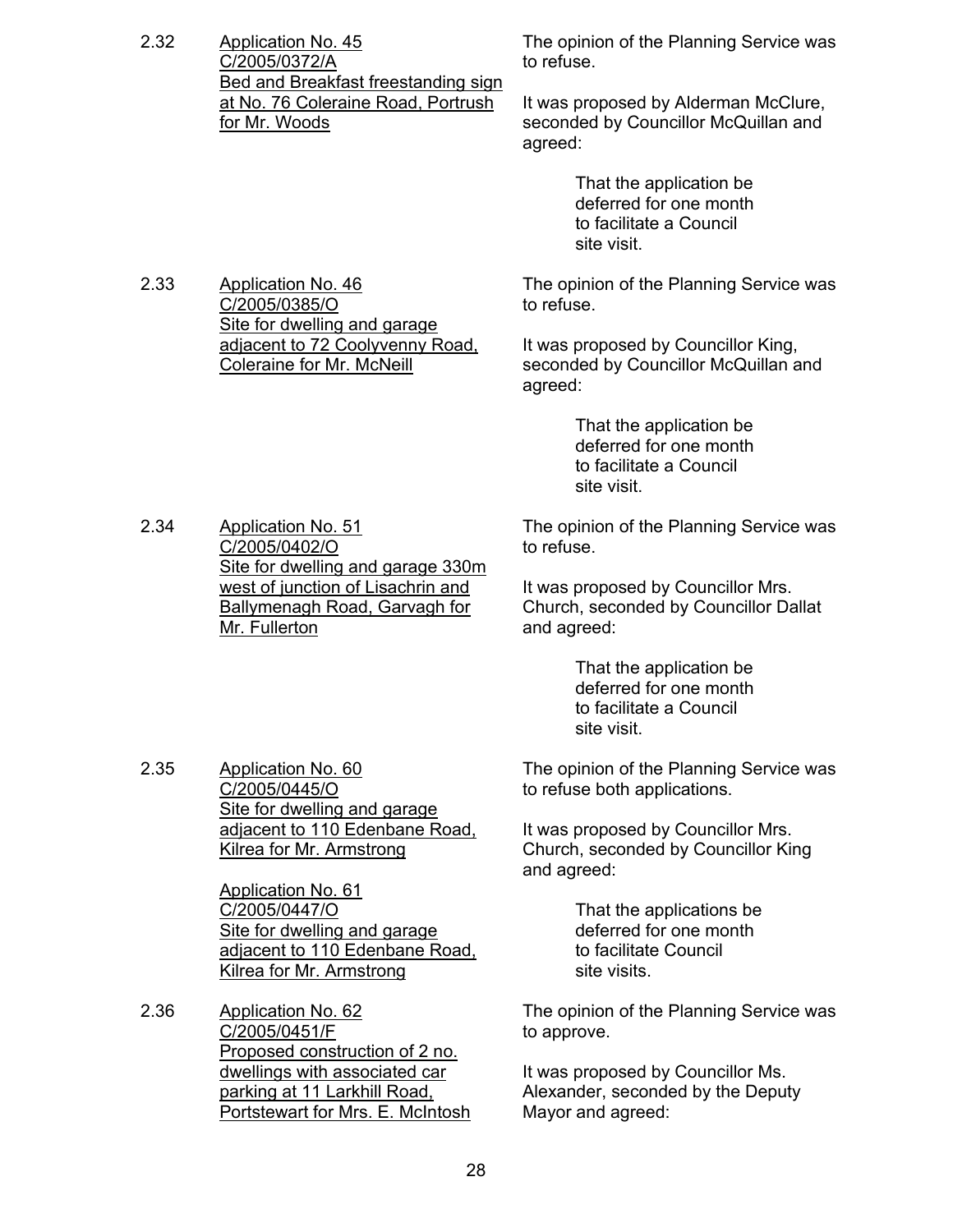2.32 <u>Application No. 45</u>
<u>C/2005/0372/A</u>
<u>Bed and Breakfast freestanding sign at No. 76 Coleraine Road, Portrush for Mr. Woods</u>

The opinion of the Planning Service was to refuse.

It was proposed by Alderman McClure, seconded by Councillor McQuillan and agreed:

> That the application be deferred for one month to facilitate a Council site visit.

2.33 <u>Application No. 46</u>
<u>C/2005/0385/O</u>
<u>Site for dwelling and garage adjacent to 72 Coolyvenny Road, Coleraine for Mr. McNeill</u>

The opinion of the Planning Service was to refuse.

It was proposed by Councillor King, seconded by Councillor McQuillan and agreed:

> That the application be deferred for one month to facilitate a Council site visit.

2.34 <u>Application No. 51</u>
<u>C/2005/0402/O</u>
<u>Site for dwelling and garage 330m west of junction of Lisachrin and Ballymenagh Road, Garvagh for Mr. Fullerton</u>

The opinion of the Planning Service was to refuse.

It was proposed by Councillor Mrs. Church, seconded by Councillor Dallat and agreed:

> That the application be deferred for one month to facilitate a Council site visit.

2.35 <u>Application No. 60</u>
<u>C/2005/0445/O</u>
<u>Site for dwelling and garage adjacent to 110 Edenbane Road, Kilrea for Mr. Armstrong</u>

<u>Application No. 61</u>
<u>C/2005/0447/O</u>
<u>Site for dwelling and garage adjacent to 110 Edenbane Road, Kilrea for Mr. Armstrong</u>

The opinion of the Planning Service was to refuse both applications.

It was proposed by Councillor Mrs. Church, seconded by Councillor King and agreed:

> That the applications be deferred for one month to facilitate Council site visits.

2.36 <u>Application No. 62</u>
<u>C/2005/0451/F</u>
<u>Proposed construction of 2 no. dwellings with associated car parking at 11 Larkhill Road, Portstewart for Mrs. E. McIntosh</u>

The opinion of the Planning Service was to approve.

It was proposed by Councillor Ms. Alexander, seconded by the Deputy Mayor and agreed: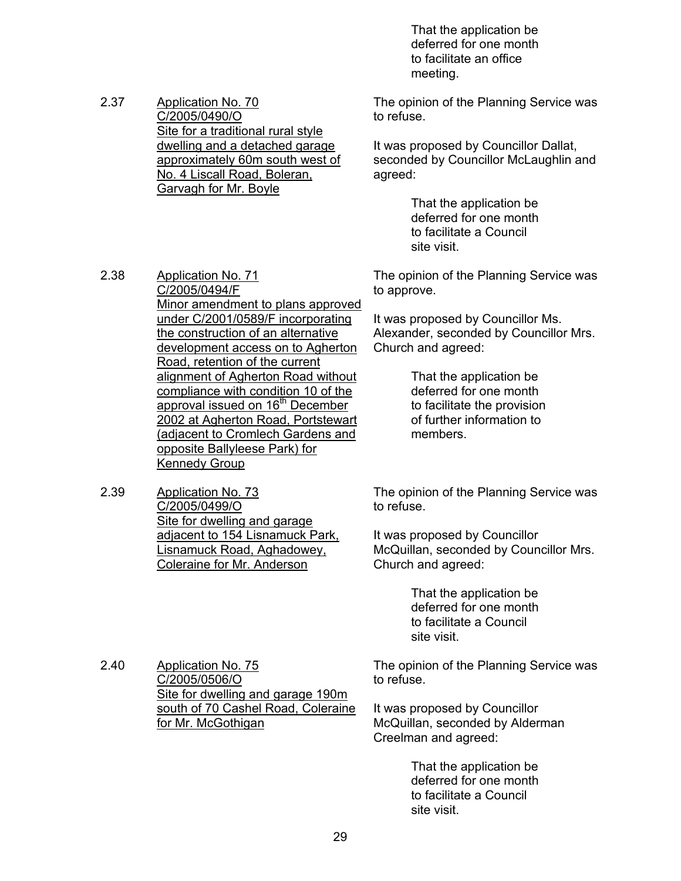That the application be deferred for one month to facilitate an office meeting.

2.37 Application No. 70
C/2005/0490/O
Site for a traditional rural style dwelling and a detached garage approximately 60m south west of No. 4 Liscall Road, Boleran, Garvagh for Mr. Boyle

The opinion of the Planning Service was to refuse.

It was proposed by Councillor Dallat, seconded by Councillor McLaughlin and agreed:

That the application be deferred for one month to facilitate a Council site visit.

2.38 Application No. 71
C/2005/0494/F
Minor amendment to plans approved under C/2001/0589/F incorporating the construction of an alternative development access on to Agherton Road, retention of the current alignment of Agherton Road without compliance with condition 10 of the approval issued on 16th December 2002 at Agherton Road, Portstewart (adjacent to Cromlech Gardens and opposite Ballyleese Park) for Kennedy Group

The opinion of the Planning Service was to approve.

It was proposed by Councillor Ms. Alexander, seconded by Councillor Mrs. Church and agreed:

That the application be deferred for one month to facilitate the provision of further information to members.

2.39 Application No. 73
C/2005/0499/O
Site for dwelling and garage adjacent to 154 Lisnamuck Park, Lisnamuck Road, Aghadowey, Coleraine for Mr. Anderson

The opinion of the Planning Service was to refuse.

It was proposed by Councillor McQuillan, seconded by Councillor Mrs. Church and agreed:

That the application be deferred for one month to facilitate a Council site visit.

2.40 Application No. 75
C/2005/0506/O
Site for dwelling and garage 190m south of 70 Cashel Road, Coleraine for Mr. McGothigan

The opinion of the Planning Service was to refuse.

It was proposed by Councillor McQuillan, seconded by Alderman Creelman and agreed:

That the application be deferred for one month to facilitate a Council site visit.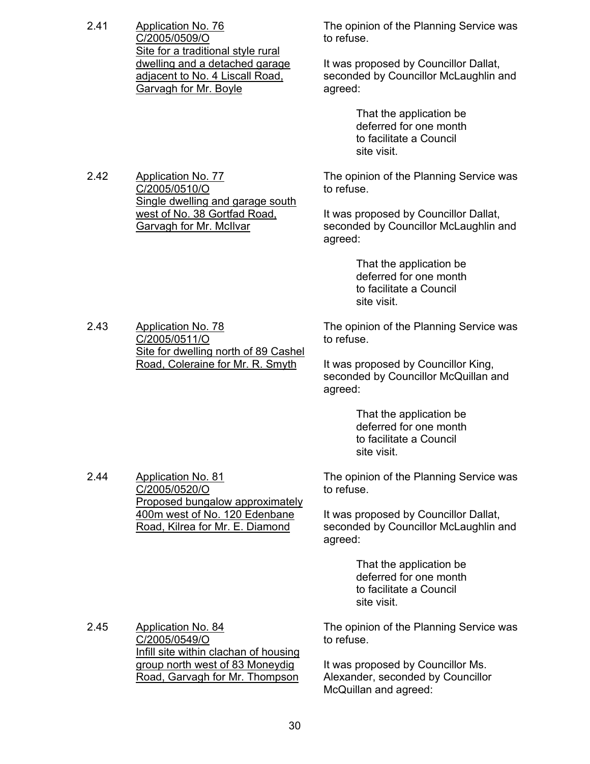2.41 Application No. 76
C/2005/0509/O
Site for a traditional style rural dwelling and a detached garage adjacent to No. 4 Liscall Road, Garvagh for Mr. Boyle

The opinion of the Planning Service was to refuse.

It was proposed by Councillor Dallat, seconded by Councillor McLaughlin and agreed:

> That the application be deferred for one month to facilitate a Council site visit.

2.42 Application No. 77
C/2005/0510/O
Single dwelling and garage south west of No. 38 Gortfad Road, Garvagh for Mr. McIlvar

The opinion of the Planning Service was to refuse.

It was proposed by Councillor Dallat, seconded by Councillor McLaughlin and agreed:

> That the application be deferred for one month to facilitate a Council site visit.

2.43 Application No. 78
C/2005/0511/O
Site for dwelling north of 89 Cashel Road, Coleraine for Mr. R. Smyth

The opinion of the Planning Service was to refuse.

It was proposed by Councillor King, seconded by Councillor McQuillan and agreed:

> That the application be deferred for one month to facilitate a Council site visit.

2.44 Application No. 81
C/2005/0520/O
Proposed bungalow approximately 400m west of No. 120 Edenbane Road, Kilrea for Mr. E. Diamond

The opinion of the Planning Service was to refuse.

It was proposed by Councillor Dallat, seconded by Councillor McLaughlin and agreed:

> That the application be deferred for one month to facilitate a Council site visit.

2.45 Application No. 84
C/2005/0549/O
Infill site within clachan of housing group north west of 83 Moneydig Road, Garvagh for Mr. Thompson

The opinion of the Planning Service was to refuse.

It was proposed by Councillor Ms. Alexander, seconded by Councillor McQuillan and agreed: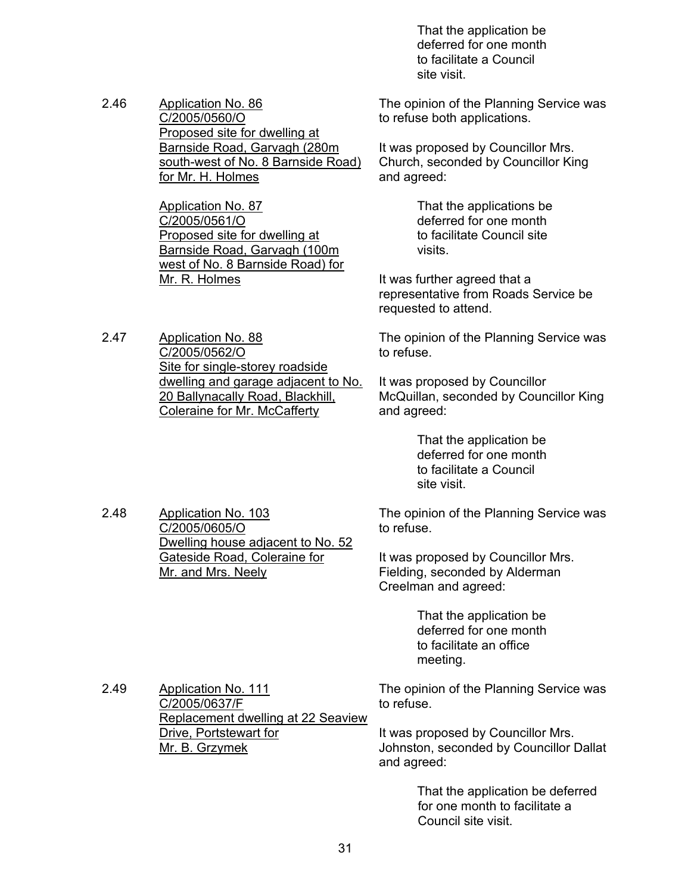That the application be deferred for one month to facilitate a Council site visit.

2.46 <u>Application No. 86</u>
<u>C/2005/0560/O</u>
<u>Proposed site for dwelling at Barnside Road, Garvagh (280m south-west of No. 8 Barnside Road) for Mr. H. Holmes</u>

<u>Application No. 87</u>
<u>C/2005/0561/O</u>
<u>Proposed site for dwelling at Barnside Road, Garvagh (100m west of No. 8 Barnside Road) for Mr. R. Holmes</u>

The opinion of the Planning Service was to refuse both applications.

It was proposed by Councillor Mrs. Church, seconded by Councillor King and agreed:

> That the applications be deferred for one month to facilitate Council site visits.

It was further agreed that a representative from Roads Service be requested to attend.

2.47 <u>Application No. 88</u>
<u>C/2005/0562/O</u>
<u>Site for single-storey roadside dwelling and garage adjacent to No. 20 Ballynacally Road, Blackhill, Coleraine for Mr. McCafferty</u>

The opinion of the Planning Service was to refuse.

It was proposed by Councillor McQuillan, seconded by Councillor King and agreed:

> That the application be deferred for one month to facilitate a Council site visit.

2.48 <u>Application No. 103</u>
<u>C/2005/0605/O</u>
<u>Dwelling house adjacent to No. 52 Gateside Road, Coleraine for Mr. and Mrs. Neely</u>

The opinion of the Planning Service was to refuse.

It was proposed by Councillor Mrs. Fielding, seconded by Alderman Creelman and agreed:

> That the application be deferred for one month to facilitate an office meeting.

2.49 <u>Application No. 111</u>
<u>C/2005/0637/F</u>
<u>Replacement dwelling at 22 Seaview Drive, Portstewart for Mr. B. Grzymek</u>

The opinion of the Planning Service was to refuse.

It was proposed by Councillor Mrs. Johnston, seconded by Councillor Dallat and agreed:

> That the application be deferred for one month to facilitate a Council site visit.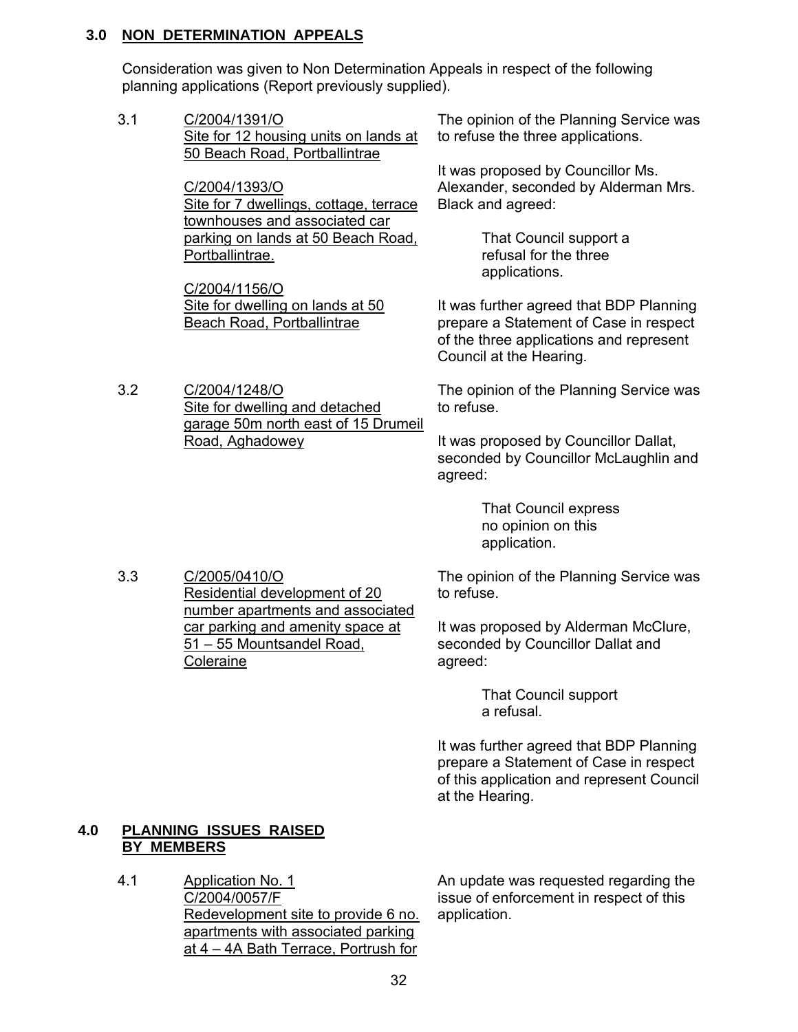## 3.0 NON DETERMINATION APPEALS

Consideration was given to Non Determination Appeals in respect of the following planning applications (Report previously supplied).

**3.1** C/2004/1391/O
Site for 12 housing units on lands at 50 Beach Road, Portballintrae

C/2004/1393/O
Site for 7 dwellings, cottage, terrace townhouses and associated car parking on lands at 50 Beach Road, Portballintrae.

C/2004/1156/O
Site for dwelling on lands at 50 Beach Road, Portballintrae

The opinion of the Planning Service was to refuse the three applications.

It was proposed by Councillor Ms. Alexander, seconded by Alderman Mrs. Black and agreed:

> That Council support a refusal for the three applications.

It was further agreed that BDP Planning prepare a Statement of Case in respect of the three applications and represent Council at the Hearing.

**3.2** C/2004/1248/O
Site for dwelling and detached garage 50m north east of 15 Drumeil Road, Aghadowey

The opinion of the Planning Service was to refuse.

It was proposed by Councillor Dallat, seconded by Councillor McLaughlin and agreed:

> That Council express no opinion on this application.

**3.3** C/2005/0410/O
Residential development of 20 number apartments and associated car parking and amenity space at 51 – 55 Mountsandel Road, Coleraine

The opinion of the Planning Service was to refuse.

It was proposed by Alderman McClure, seconded by Councillor Dallat and agreed:

> That Council support a refusal.

It was further agreed that BDP Planning prepare a Statement of Case in respect of this application and represent Council at the Hearing.

## 4.0 PLANNING ISSUES RAISED BY MEMBERS

**4.1** Application No. 1
C/2004/0057/F
Redevelopment site to provide 6 no. apartments with associated parking at 4 – 4A Bath Terrace, Portrush for

An update was requested regarding the issue of enforcement in respect of this application.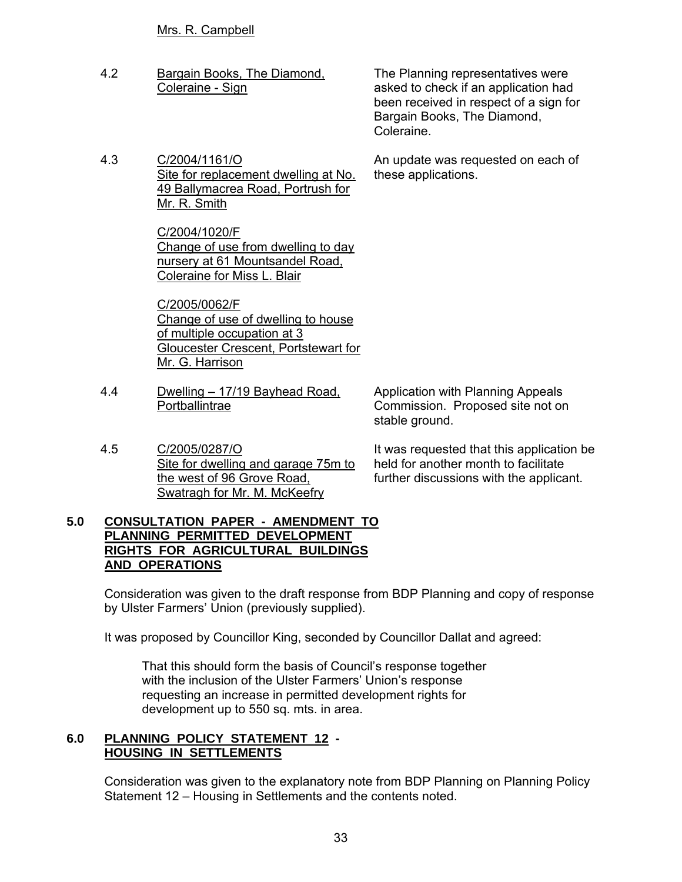Mrs. R. Campbell

| | | |
|---|---|---|
| 4.2 | Bargain Books, The Diamond, Coleraine - Sign | The Planning representatives were asked to check if an application had been received in respect of a sign for Bargain Books, The Diamond, Coleraine. |
| 4.3 | C/2004/1161/O<br>Site for replacement dwelling at No. 49 Ballymacrea Road, Portrush for Mr. R. Smith<br><br>C/2004/1020/F<br>Change of use from dwelling to day nursery at 61 Mountsandel Road, Coleraine for Miss L. Blair<br><br>C/2005/0062/F<br>Change of use of dwelling to house of multiple occupation at 3 Gloucester Crescent, Portstewart for Mr. G. Harrison | An update was requested on each of these applications. |
| 4.4 | Dwelling – 17/19 Bayhead Road, Portballintrae | Application with Planning Appeals Commission. Proposed site not on stable ground. |
| 4.5 | C/2005/0287/O<br>Site for dwelling and garage 75m to the west of 96 Grove Road, Swatragh for Mr. M. McKeefry | It was requested that this application be held for another month to facilitate further discussions with the applicant. |

## 5.0 CONSULTATION PAPER - AMENDMENT TO PLANNING PERMITTED DEVELOPMENT RIGHTS FOR AGRICULTURAL BUILDINGS AND OPERATIONS

Consideration was given to the draft response from BDP Planning and copy of response by Ulster Farmers' Union (previously supplied).

It was proposed by Councillor King, seconded by Councillor Dallat and agreed:

> That this should form the basis of Council's response together with the inclusion of the Ulster Farmers' Union's response requesting an increase in permitted development rights for development up to 550 sq. mts. in area.

## 6.0 PLANNING POLICY STATEMENT 12 - HOUSING IN SETTLEMENTS

Consideration was given to the explanatory note from BDP Planning on Planning Policy Statement 12 – Housing in Settlements and the contents noted.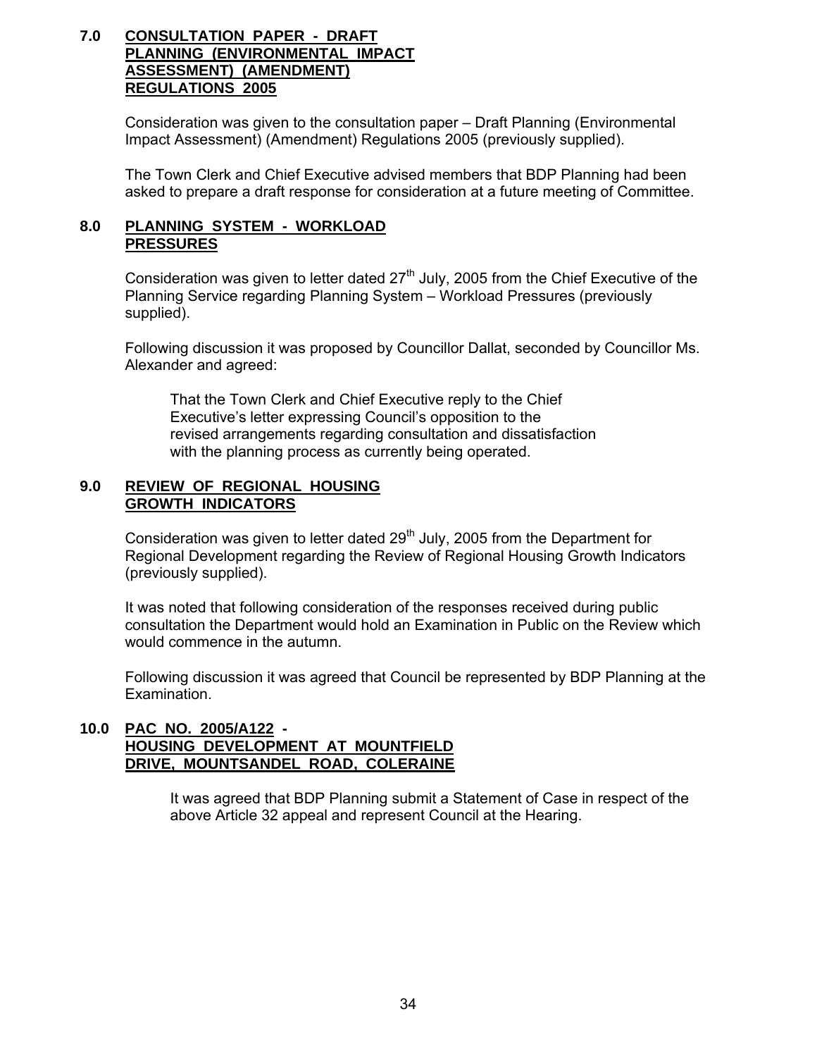## 7.0 CONSULTATION PAPER - DRAFT PLANNING (ENVIRONMENTAL IMPACT ASSESSMENT) (AMENDMENT) REGULATIONS 2005

Consideration was given to the consultation paper – Draft Planning (Environmental Impact Assessment) (Amendment) Regulations 2005 (previously supplied).

The Town Clerk and Chief Executive advised members that BDP Planning had been asked to prepare a draft response for consideration at a future meeting of Committee.

## 8.0 PLANNING SYSTEM - WORKLOAD PRESSURES

Consideration was given to letter dated 27th July, 2005 from the Chief Executive of the Planning Service regarding Planning System – Workload Pressures (previously supplied).

Following discussion it was proposed by Councillor Dallat, seconded by Councillor Ms. Alexander and agreed:

> That the Town Clerk and Chief Executive reply to the Chief Executive's letter expressing Council's opposition to the revised arrangements regarding consultation and dissatisfaction with the planning process as currently being operated.

## 9.0 REVIEW OF REGIONAL HOUSING GROWTH INDICATORS

Consideration was given to letter dated 29th July, 2005 from the Department for Regional Development regarding the Review of Regional Housing Growth Indicators (previously supplied).

It was noted that following consideration of the responses received during public consultation the Department would hold an Examination in Public on the Review which would commence in the autumn.

Following discussion it was agreed that Council be represented by BDP Planning at the Examination.

## 10.0 PAC NO. 2005/A122 - HOUSING DEVELOPMENT AT MOUNTFIELD DRIVE, MOUNTSANDEL ROAD, COLERAINE

It was agreed that BDP Planning submit a Statement of Case in respect of the above Article 32 appeal and represent Council at the Hearing.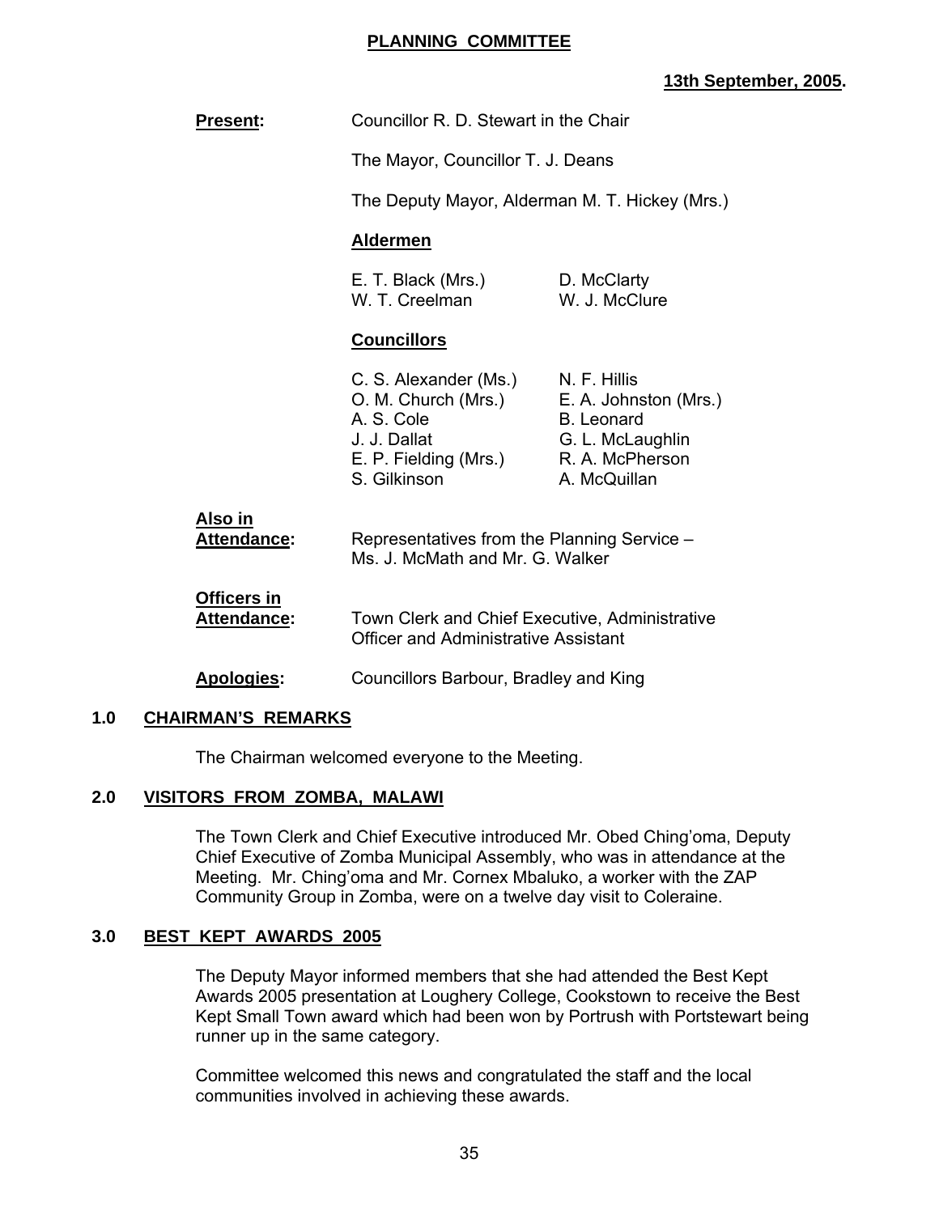**PLANNING COMMITTEE**

**13th September, 2005.**

**Present:** Councillor R. D. Stewart in the Chair

The Mayor, Councillor T. J. Deans

The Deputy Mayor, Alderman M. T. Hickey (Mrs.)

**Aldermen**

E. T. Black (Mrs.) D. McClarty
W. T. Creelman W. J. McClure

**Councillors**

C. S. Alexander (Ms.) N. F. Hillis
O. M. Church (Mrs.) E. A. Johnston (Mrs.)
A. S. Cole B. Leonard
J. J. Dallat G. L. McLaughlin
E. P. Fielding (Mrs.) R. A. McPherson
S. Gilkinson A. McQuillan

**Also in Attendance:** Representatives from the Planning Service – Ms. J. McMath and Mr. G. Walker

**Officers in Attendance:** Town Clerk and Chief Executive, Administrative Officer and Administrative Assistant

**Apologies:** Councillors Barbour, Bradley and King

## 1.0 CHAIRMAN'S REMARKS

The Chairman welcomed everyone to the Meeting.

## 2.0 VISITORS FROM ZOMBA, MALAWI

The Town Clerk and Chief Executive introduced Mr. Obed Ching'oma, Deputy Chief Executive of Zomba Municipal Assembly, who was in attendance at the Meeting. Mr. Ching'oma and Mr. Cornex Mbaluko, a worker with the ZAP Community Group in Zomba, were on a twelve day visit to Coleraine.

## 3.0 BEST KEPT AWARDS 2005

The Deputy Mayor informed members that she had attended the Best Kept Awards 2005 presentation at Loughery College, Cookstown to receive the Best Kept Small Town award which had been won by Portrush with Portstewart being runner up in the same category.

Committee welcomed this news and congratulated the staff and the local communities involved in achieving these awards.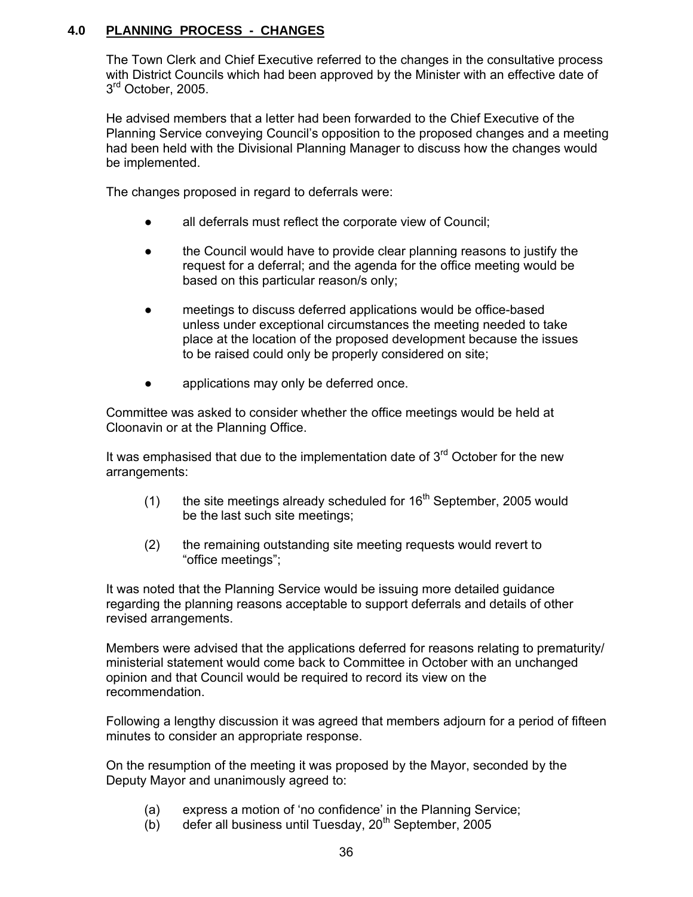## 4.0 PLANNING PROCESS - CHANGES

The Town Clerk and Chief Executive referred to the changes in the consultative process with District Councils which had been approved by the Minister with an effective date of 3rd October, 2005.

He advised members that a letter had been forwarded to the Chief Executive of the Planning Service conveying Council's opposition to the proposed changes and a meeting had been held with the Divisional Planning Manager to discuss how the changes would be implemented.

The changes proposed in regard to deferrals were:

- all deferrals must reflect the corporate view of Council;
- the Council would have to provide clear planning reasons to justify the request for a deferral; and the agenda for the office meeting would be based on this particular reason/s only;
- meetings to discuss deferred applications would be office-based unless under exceptional circumstances the meeting needed to take place at the location of the proposed development because the issues to be raised could only be properly considered on site;
- applications may only be deferred once.

Committee was asked to consider whether the office meetings would be held at Cloonavin or at the Planning Office.

It was emphasised that due to the implementation date of 3rd October for the new arrangements:

(1) the site meetings already scheduled for 16th September, 2005 would be the last such site meetings;

(2) the remaining outstanding site meeting requests would revert to "office meetings";

It was noted that the Planning Service would be issuing more detailed guidance regarding the planning reasons acceptable to support deferrals and details of other revised arrangements.

Members were advised that the applications deferred for reasons relating to prematurity/ministerial statement would come back to Committee in October with an unchanged opinion and that Council would be required to record its view on the recommendation.

Following a lengthy discussion it was agreed that members adjourn for a period of fifteen minutes to consider an appropriate response.

On the resumption of the meeting it was proposed by the Mayor, seconded by the Deputy Mayor and unanimously agreed to:

(a) express a motion of 'no confidence' in the Planning Service;
(b) defer all business until Tuesday, 20th September, 2005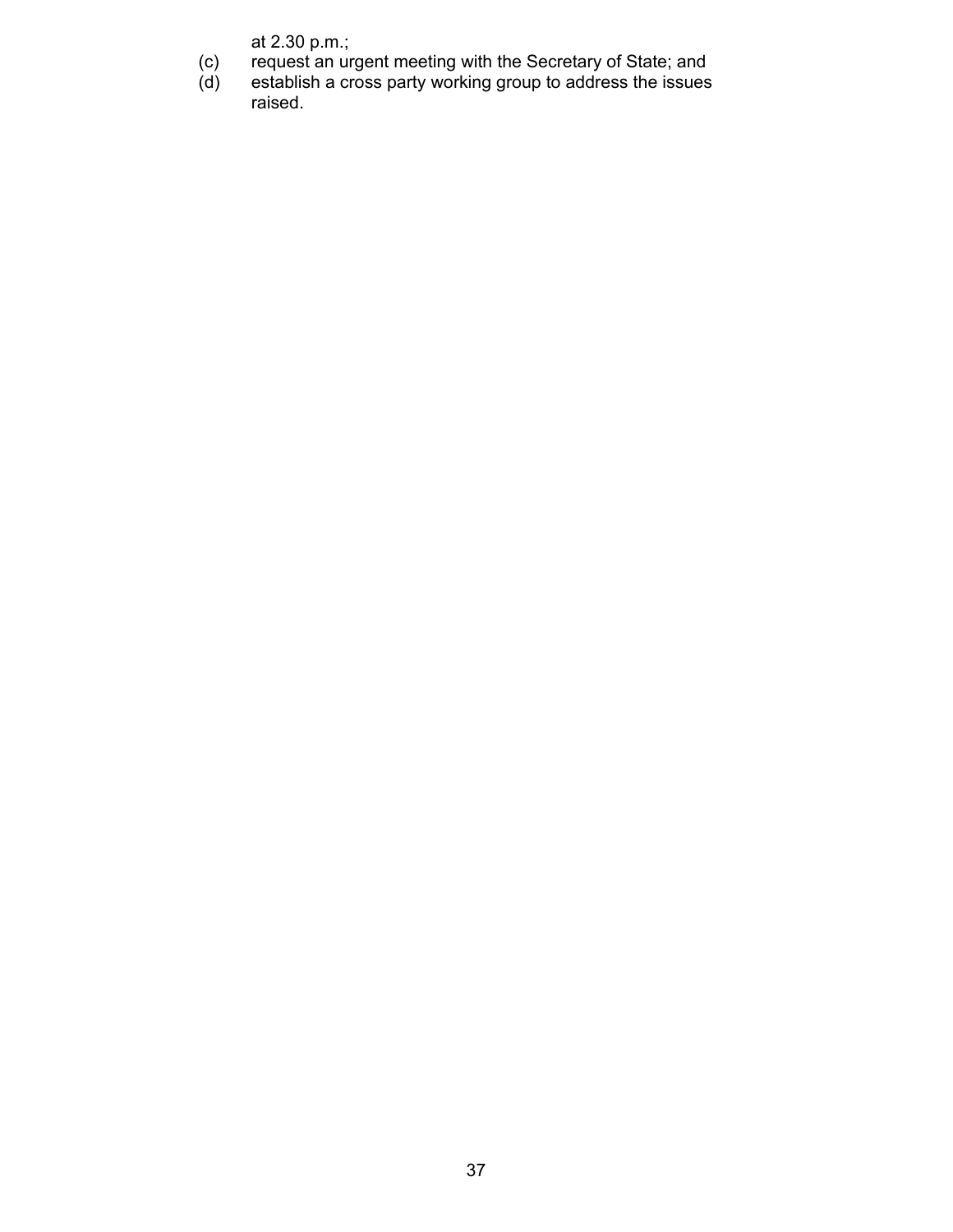at 2.30 p.m.;

(c) request an urgent meeting with the Secretary of State; and

(d) establish a cross party working group to address the issues raised.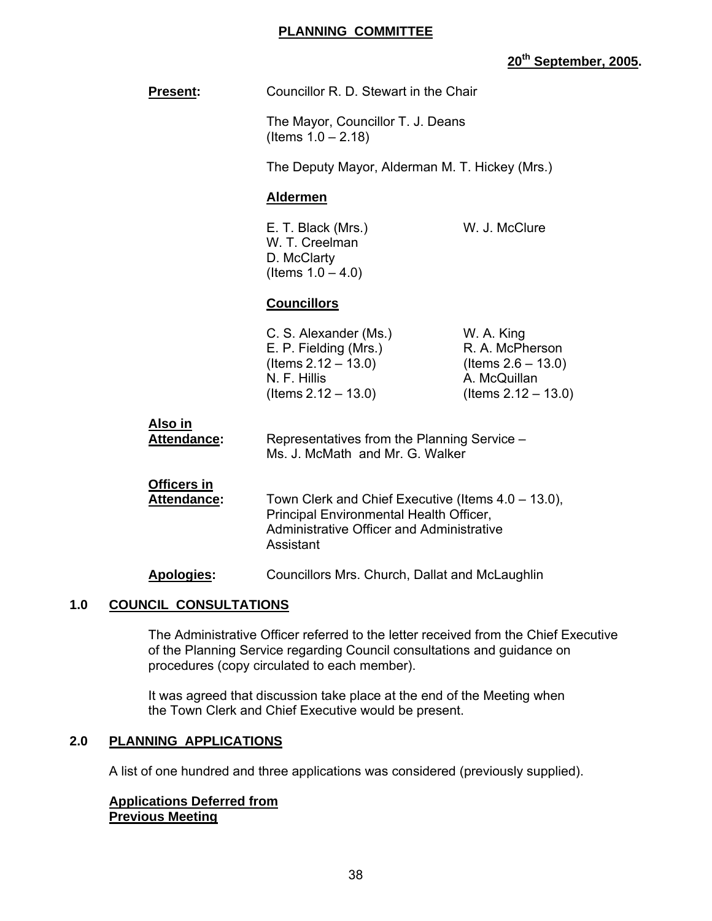**PLANNING COMMITTEE**

**20th September, 2005.**

**Present:** Councillor R. D. Stewart in the Chair

The Mayor, Councillor T. J. Deans (Items 1.0 – 2.18)

The Deputy Mayor, Alderman M. T. Hickey (Mrs.)

**Aldermen**

E. T. Black (Mrs.)
W. T. Creelman
D. McClarty (Items 1.0 – 4.0)
W. J. McClure

**Councillors**

C. S. Alexander (Ms.)
E. P. Fielding (Mrs.) (Items 2.12 – 13.0)
N. F. Hillis (Items 2.12 – 13.0)
W. A. King
R. A. McPherson (Items 2.6 – 13.0)
A. McQuillan (Items 2.12 – 13.0)

**Also in Attendance:** Representatives from the Planning Service – Ms. J. McMath and Mr. G. Walker

**Officers in Attendance:** Town Clerk and Chief Executive (Items 4.0 – 13.0), Principal Environmental Health Officer, Administrative Officer and Administrative Assistant

**Apologies:** Councillors Mrs. Church, Dallat and McLaughlin

## 1.0 COUNCIL CONSULTATIONS

The Administrative Officer referred to the letter received from the Chief Executive of the Planning Service regarding Council consultations and guidance on procedures (copy circulated to each member).

It was agreed that discussion take place at the end of the Meeting when the Town Clerk and Chief Executive would be present.

## 2.0 PLANNING APPLICATIONS

A list of one hundred and three applications was considered (previously supplied).

**Applications Deferred from Previous Meeting**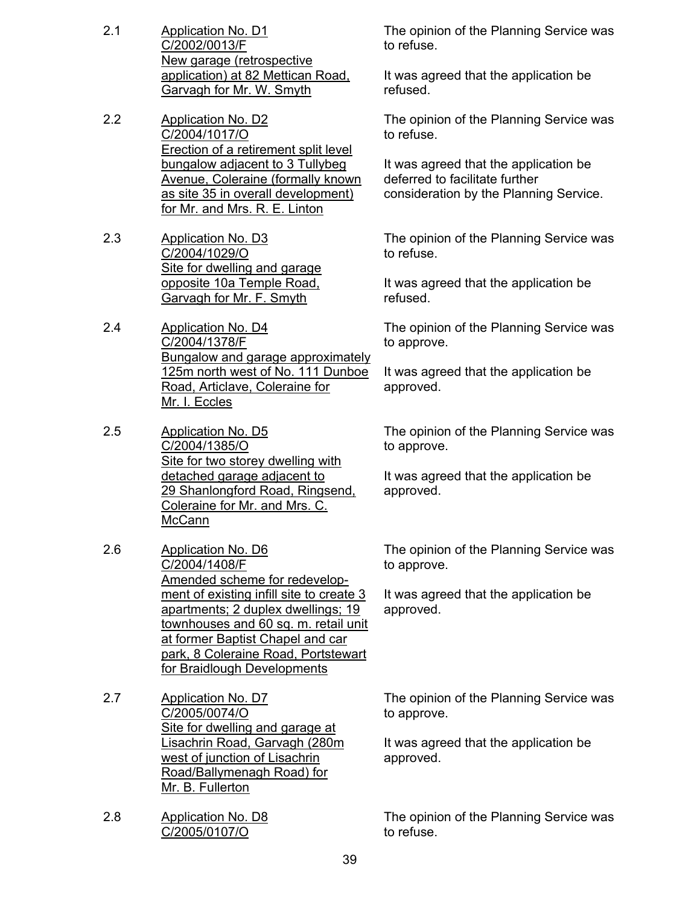2.1 Application No. D1
C/2002/0013/F
New garage (retrospective application) at 82 Mettican Road, Garvagh for Mr. W. Smyth

The opinion of the Planning Service was to refuse.

It was agreed that the application be refused.

2.2 Application No. D2
C/2004/1017/O
Erection of a retirement split level bungalow adjacent to 3 Tullybeg Avenue, Coleraine (formally known as site 35 in overall development) for Mr. and Mrs. R. E. Linton

The opinion of the Planning Service was to refuse.

It was agreed that the application be deferred to facilitate further consideration by the Planning Service.

2.3 Application No. D3
C/2004/1029/O
Site for dwelling and garage opposite 10a Temple Road, Garvagh for Mr. F. Smyth

The opinion of the Planning Service was to refuse.

It was agreed that the application be refused.

2.4 Application No. D4
C/2004/1378/F
Bungalow and garage approximately 125m north west of No. 111 Dunboe Road, Articlave, Coleraine for Mr. I. Eccles

The opinion of the Planning Service was to approve.

It was agreed that the application be approved.

2.5 Application No. D5
C/2004/1385/O
Site for two storey dwelling with detached garage adjacent to 29 Shanlongford Road, Ringsend, Coleraine for Mr. and Mrs. C. McCann

The opinion of the Planning Service was to approve.

It was agreed that the application be approved.

2.6 Application No. D6
C/2004/1408/F
Amended scheme for redevelopment of existing infill site to create 3 apartments; 2 duplex dwellings; 19 townhouses and 60 sq. m. retail unit at former Baptist Chapel and car park, 8 Coleraine Road, Portstewart for Braidlough Developments

The opinion of the Planning Service was to approve.

It was agreed that the application be approved.

2.7 Application No. D7
C/2005/0074/O
Site for dwelling and garage at Lisachrin Road, Garvagh (280m west of junction of Lisachrin Road/Ballymenagh Road) for Mr. B. Fullerton

The opinion of the Planning Service was to approve.

It was agreed that the application be approved.

2.8 Application No. D8
C/2005/0107/O

The opinion of the Planning Service was to refuse.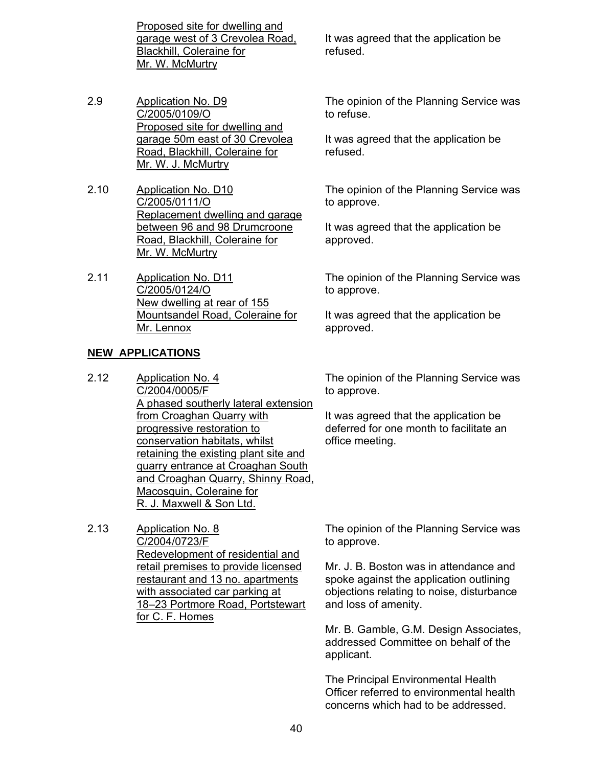Proposed site for dwelling and garage west of 3 Crevolea Road, Blackhill, Coleraine for Mr. W. McMurtry

It was agreed that the application be refused.

2.9 Application No. D9
C/2005/0109/O
Proposed site for dwelling and garage 50m east of 30 Crevolea Road, Blackhill, Coleraine for Mr. W. J. McMurtry

The opinion of the Planning Service was to refuse.

It was agreed that the application be refused.

2.10 Application No. D10
C/2005/0111/O
Replacement dwelling and garage between 96 and 98 Drumcroone Road, Blackhill, Coleraine for Mr. W. McMurtry

The opinion of the Planning Service was to approve.

It was agreed that the application be approved.

2.11 Application No. D11
C/2005/0124/O
New dwelling at rear of 155 Mountsandel Road, Coleraine for Mr. Lennox

The opinion of the Planning Service was to approve.

It was agreed that the application be approved.

**NEW APPLICATIONS**

2.12 Application No. 4
C/2004/0005/F
A phased southerly lateral extension from Croaghan Quarry with progressive restoration to conservation habitats, whilst retaining the existing plant site and quarry entrance at Croaghan South and Croaghan Quarry, Shinny Road, Macosquin, Coleraine for R. J. Maxwell & Son Ltd.

The opinion of the Planning Service was to approve.

It was agreed that the application be deferred for one month to facilitate an office meeting.

2.13 Application No. 8
C/2004/0723/F
Redevelopment of residential and retail premises to provide licensed restaurant and 13 no. apartments with associated car parking at 18–23 Portmore Road, Portstewart for C. F. Homes

The opinion of the Planning Service was to approve.

Mr. J. B. Boston was in attendance and spoke against the application outlining objections relating to noise, disturbance and loss of amenity.

Mr. B. Gamble, G.M. Design Associates, addressed Committee on behalf of the applicant.

The Principal Environmental Health Officer referred to environmental health concerns which had to be addressed.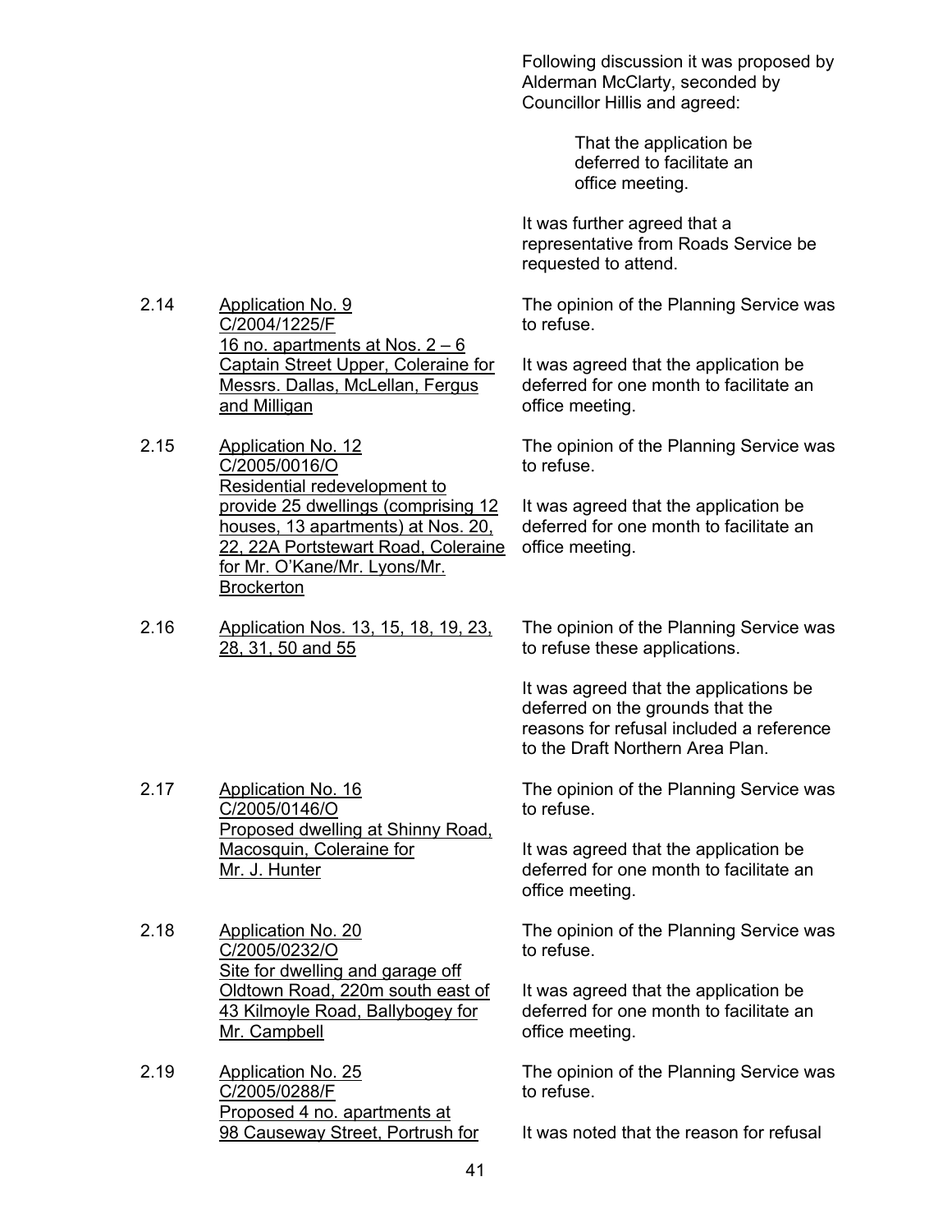Following discussion it was proposed by Alderman McClarty, seconded by Councillor Hillis and agreed:

> That the application be deferred to facilitate an office meeting.

It was further agreed that a representative from Roads Service be requested to attend.

2.14 <u>Application No. 9 C/2004/1225/F 16 no. apartments at Nos. 2 – 6 Captain Street Upper, Coleraine for Messrs. Dallas, McLellan, Fergus and Milligan</u>

The opinion of the Planning Service was to refuse.

It was agreed that the application be deferred for one month to facilitate an office meeting.

2.15 <u>Application No. 12 C/2005/0016/O Residential redevelopment to provide 25 dwellings (comprising 12 houses, 13 apartments) at Nos. 20, 22, 22A Portstewart Road, Coleraine for Mr. O'Kane/Mr. Lyons/Mr. Brockerton</u>

The opinion of the Planning Service was to refuse.

It was agreed that the application be deferred for one month to facilitate an office meeting.

2.16 <u>Application Nos. 13, 15, 18, 19, 23, 28, 31, 50 and 55</u>

The opinion of the Planning Service was to refuse these applications.

It was agreed that the applications be deferred on the grounds that the reasons for refusal included a reference to the Draft Northern Area Plan.

2.17 <u>Application No. 16 C/2005/0146/O Proposed dwelling at Shinny Road, Macosquin, Coleraine for Mr. J. Hunter</u>

The opinion of the Planning Service was to refuse.

It was agreed that the application be deferred for one month to facilitate an office meeting.

2.18 <u>Application No. 20 C/2005/0232/O Site for dwelling and garage off Oldtown Road, 220m south east of 43 Kilmoyle Road, Ballybogey for Mr. Campbell</u>

The opinion of the Planning Service was to refuse.

It was agreed that the application be deferred for one month to facilitate an office meeting.

2.19 <u>Application No. 25 C/2005/0288/F Proposed 4 no. apartments at 98 Causeway Street, Portrush for</u>

The opinion of the Planning Service was to refuse.

It was noted that the reason for refusal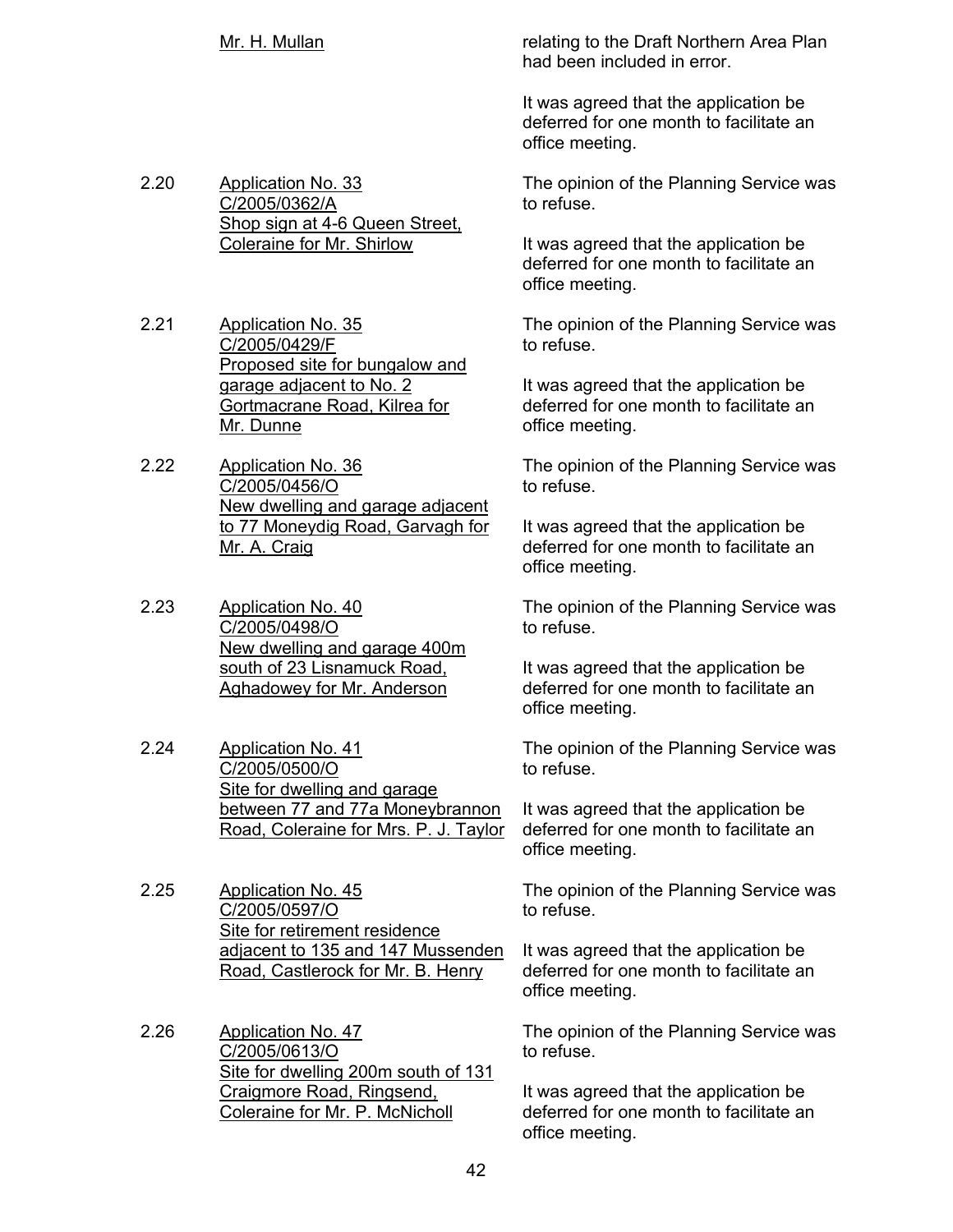Mr. H. Mullan

relating to the Draft Northern Area Plan had been included in error.

It was agreed that the application be deferred for one month to facilitate an office meeting.

2.20 Application No. 33
C/2005/0362/A
Shop sign at 4-6 Queen Street, Coleraine for Mr. Shirlow

The opinion of the Planning Service was to refuse.

It was agreed that the application be deferred for one month to facilitate an office meeting.

2.21 Application No. 35
C/2005/0429/F
Proposed site for bungalow and garage adjacent to No. 2 Gortmacrane Road, Kilrea for Mr. Dunne

The opinion of the Planning Service was to refuse.

It was agreed that the application be deferred for one month to facilitate an office meeting.

2.22 Application No. 36
C/2005/0456/O
New dwelling and garage adjacent to 77 Moneydig Road, Garvagh for Mr. A. Craig

The opinion of the Planning Service was to refuse.

It was agreed that the application be deferred for one month to facilitate an office meeting.

2.23 Application No. 40
C/2005/0498/O
New dwelling and garage 400m south of 23 Lisnamuck Road, Aghadowey for Mr. Anderson

The opinion of the Planning Service was to refuse.

It was agreed that the application be deferred for one month to facilitate an office meeting.

2.24 Application No. 41
C/2005/0500/O
Site for dwelling and garage between 77 and 77a Moneybrannon Road, Coleraine for Mrs. P. J. Taylor

The opinion of the Planning Service was to refuse.

It was agreed that the application be deferred for one month to facilitate an office meeting.

2.25 Application No. 45
C/2005/0597/O
Site for retirement residence adjacent to 135 and 147 Mussenden Road, Castlerock for Mr. B. Henry

The opinion of the Planning Service was to refuse.

It was agreed that the application be deferred for one month to facilitate an office meeting.

2.26 Application No. 47
C/2005/0613/O
Site for dwelling 200m south of 131 Craigmore Road, Ringsend, Coleraine for Mr. P. McNicholl

The opinion of the Planning Service was to refuse.

It was agreed that the application be deferred for one month to facilitate an office meeting.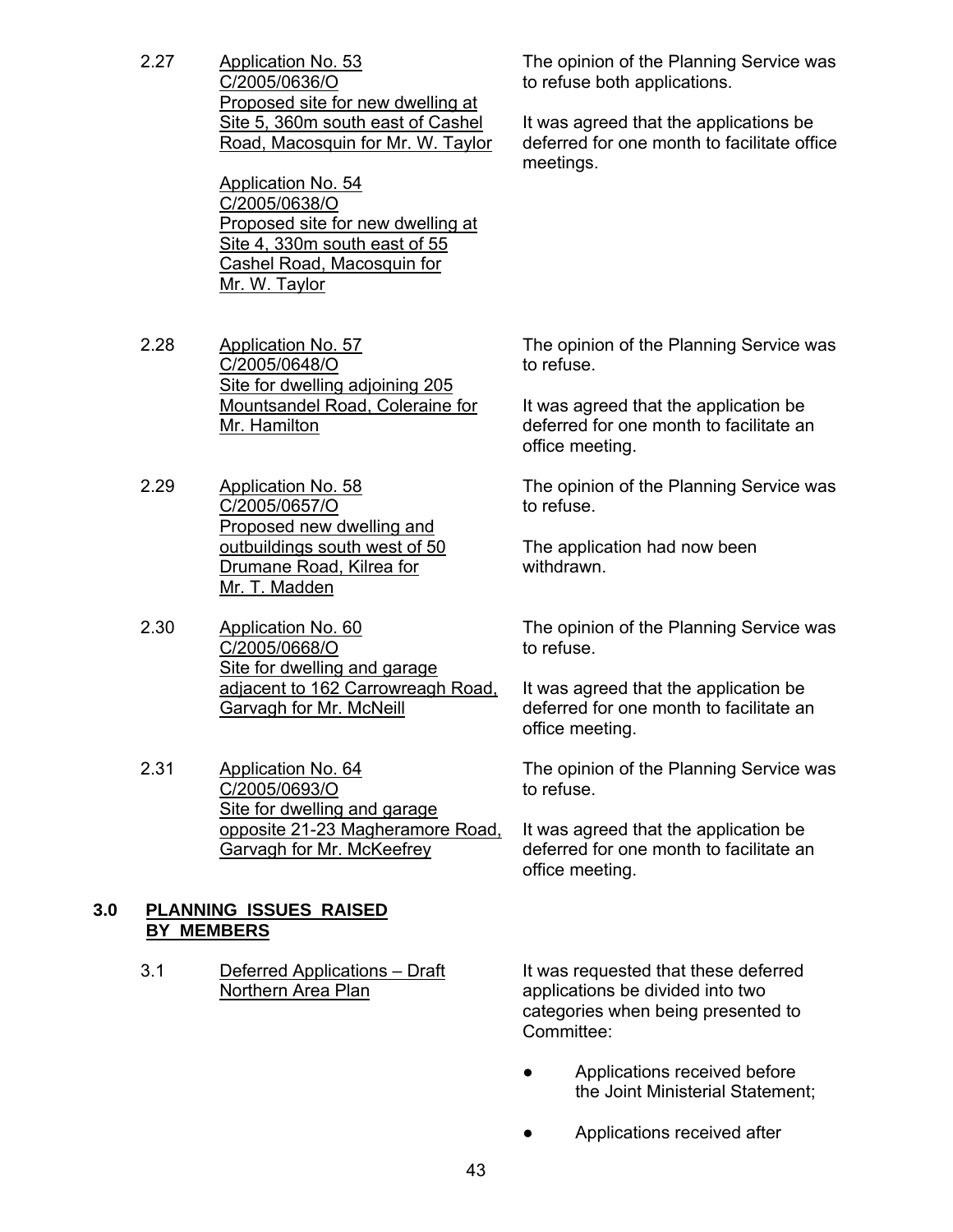2.27 Application No. 53
C/2005/0636/O
Proposed site for new dwelling at Site 5, 360m south east of Cashel Road, Macosquin for Mr. W. Taylor

Application No. 54
C/2005/0638/O
Proposed site for new dwelling at Site 4, 330m south east of 55 Cashel Road, Macosquin for Mr. W. Taylor

The opinion of the Planning Service was to refuse both applications.

It was agreed that the applications be deferred for one month to facilitate office meetings.

2.28 Application No. 57
C/2005/0648/O
Site for dwelling adjoining 205 Mountsandel Road, Coleraine for Mr. Hamilton

The opinion of the Planning Service was to refuse.

It was agreed that the application be deferred for one month to facilitate an office meeting.

2.29 Application No. 58
C/2005/0657/O
Proposed new dwelling and outbuildings south west of 50 Drumane Road, Kilrea for Mr. T. Madden

The opinion of the Planning Service was to refuse.

The application had now been withdrawn.

2.30 Application No. 60
C/2005/0668/O
Site for dwelling and garage adjacent to 162 Carrowreagh Road, Garvagh for Mr. McNeill

The opinion of the Planning Service was to refuse.

It was agreed that the application be deferred for one month to facilitate an office meeting.

2.31 Application No. 64
C/2005/0693/O
Site for dwelling and garage opposite 21-23 Magheramore Road, Garvagh for Mr. McKeefrey

The opinion of the Planning Service was to refuse.

It was agreed that the application be deferred for one month to facilitate an office meeting.

## 3.0 PLANNING ISSUES RAISED BY MEMBERS

3.1 Deferred Applications – Draft Northern Area Plan

It was requested that these deferred applications be divided into two categories when being presented to Committee:

- Applications received before the Joint Ministerial Statement;
- Applications received after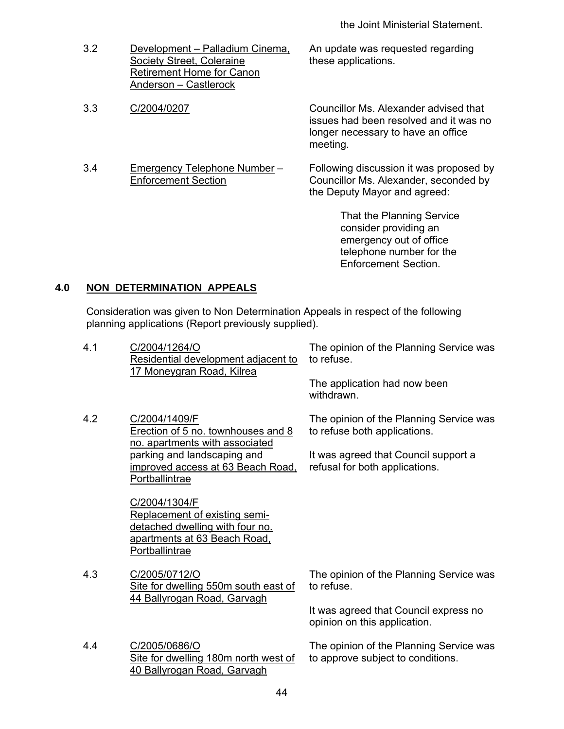the Joint Ministerial Statement.

| | | |
|---|---|---|
| 3.2 | Development – Palladium Cinema, Society Street, Coleraine<br>Retirement Home for Canon Anderson – Castlerock | An update was requested regarding these applications. |
| 3.3 | C/2004/0207 | Councillor Ms. Alexander advised that issues had been resolved and it was no longer necessary to have an office meeting. |
| 3.4 | Emergency Telephone Number – Enforcement Section | Following discussion it was proposed by Councillor Ms. Alexander, seconded by the Deputy Mayor and agreed:<br><br>That the Planning Service consider providing an emergency out of office telephone number for the Enforcement Section. |

## 4.0 NON DETERMINATION APPEALS

Consideration was given to Non Determination Appeals in respect of the following planning applications (Report previously supplied).

| | | |
|---|---|---|
| 4.1 | C/2004/1264/O<br>Residential development adjacent to 17 Moneygran Road, Kilrea | The opinion of the Planning Service was to refuse.<br><br>The application had now been withdrawn. |
| 4.2 | C/2004/1409/F<br>Erection of 5 no. townhouses and 8 no. apartments with associated parking and landscaping and improved access at 63 Beach Road, Portballintrae<br><br>C/2004/1304/F<br>Replacement of existing semi-detached dwelling with four no. apartments at 63 Beach Road, Portballintrae | The opinion of the Planning Service was to refuse both applications.<br><br>It was agreed that Council support a refusal for both applications. |
| 4.3 | C/2005/0712/O<br>Site for dwelling 550m south east of 44 Ballyrogan Road, Garvagh | The opinion of the Planning Service was to refuse.<br><br>It was agreed that Council express no opinion on this application. |
| 4.4 | C/2005/0686/O<br>Site for dwelling 180m north west of 40 Ballyrogan Road, Garvagh | The opinion of the Planning Service was to approve subject to conditions. |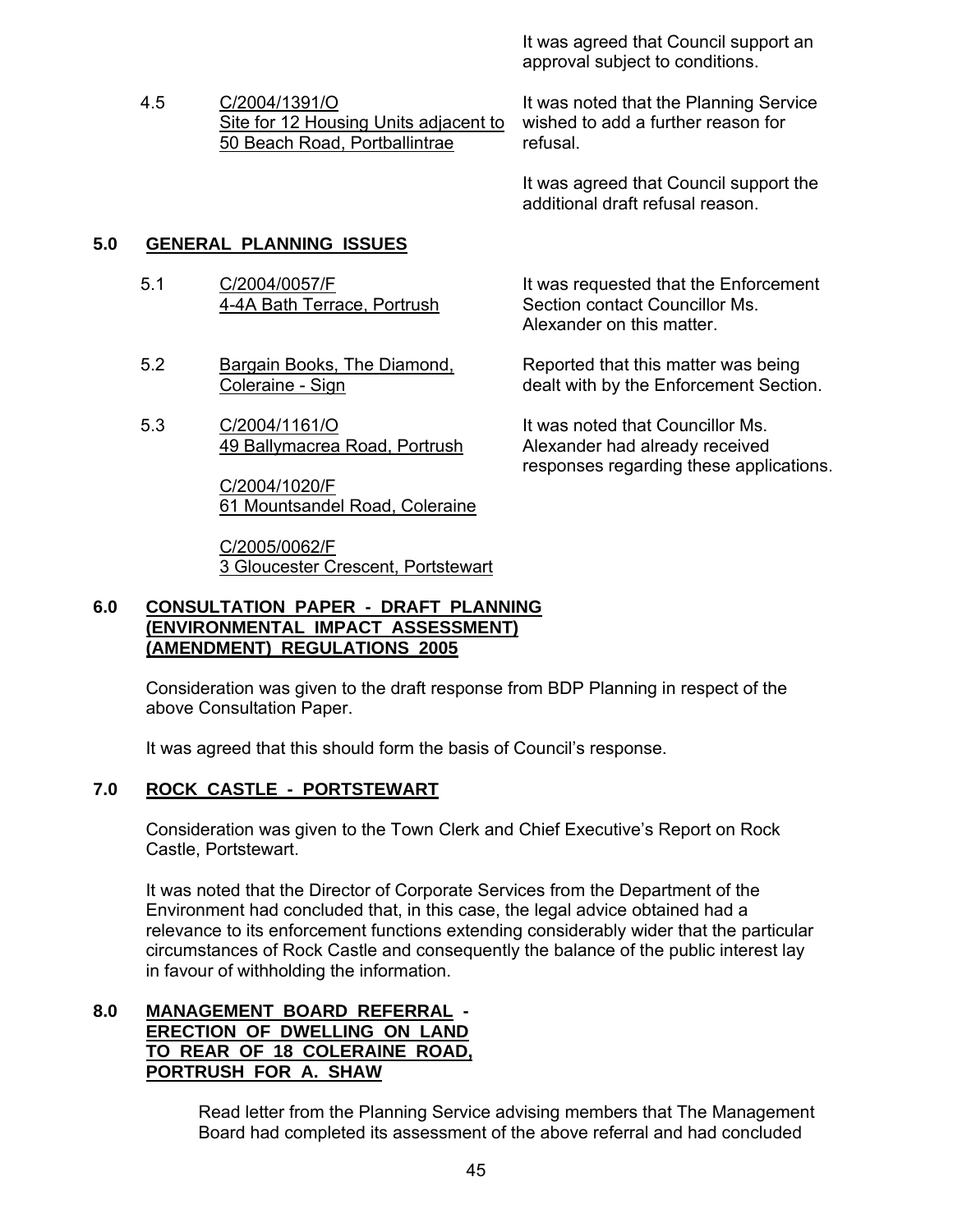It was agreed that Council support an approval subject to conditions.

4.5 C/2004/1391/O
Site for 12 Housing Units adjacent to 50 Beach Road, Portballintrae

It was noted that the Planning Service wished to add a further reason for refusal.

It was agreed that Council support the additional draft refusal reason.

## 5.0 GENERAL PLANNING ISSUES

5.1 C/2004/0057/F
4-4A Bath Terrace, Portrush

It was requested that the Enforcement Section contact Councillor Ms. Alexander on this matter.

5.2 Bargain Books, The Diamond, Coleraine - Sign

Reported that this matter was being dealt with by the Enforcement Section.

5.3 C/2004/1161/O
49 Ballymacrea Road, Portrush

C/2004/1020/F
61 Mountsandel Road, Coleraine

C/2005/0062/F
3 Gloucester Crescent, Portstewart

It was noted that Councillor Ms. Alexander had already received responses regarding these applications.

## 6.0 CONSULTATION PAPER - DRAFT PLANNING (ENVIRONMENTAL IMPACT ASSESSMENT) (AMENDMENT) REGULATIONS 2005

Consideration was given to the draft response from BDP Planning in respect of the above Consultation Paper.

It was agreed that this should form the basis of Council's response.

## 7.0 ROCK CASTLE - PORTSTEWART

Consideration was given to the Town Clerk and Chief Executive's Report on Rock Castle, Portstewart.

It was noted that the Director of Corporate Services from the Department of the Environment had concluded that, in this case, the legal advice obtained had a relevance to its enforcement functions extending considerably wider that the particular circumstances of Rock Castle and consequently the balance of the public interest lay in favour of withholding the information.

## 8.0 MANAGEMENT BOARD REFERRAL - ERECTION OF DWELLING ON LAND TO REAR OF 18 COLERAINE ROAD, PORTRUSH FOR A. SHAW

Read letter from the Planning Service advising members that The Management Board had completed its assessment of the above referral and had concluded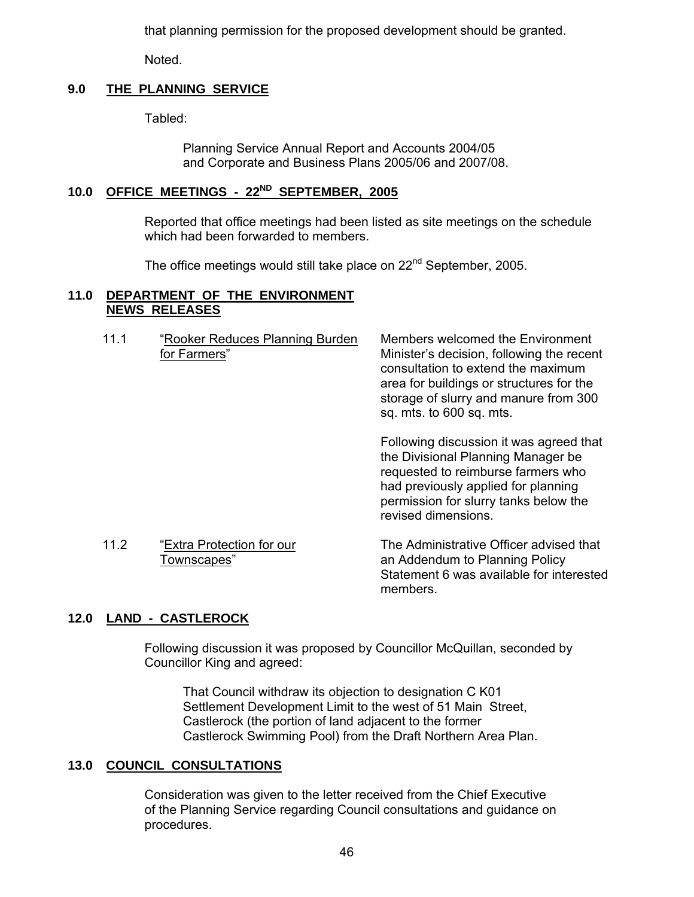that planning permission for the proposed development should be granted.

Noted.

## 9.0 THE PLANNING SERVICE

Tabled:

> Planning Service Annual Report and Accounts 2004/05 and Corporate and Business Plans 2005/06 and 2007/08.

## 10.0 OFFICE MEETINGS - 22ND SEPTEMBER, 2005

Reported that office meetings had been listed as site meetings on the schedule which had been forwarded to members.

The office meetings would still take place on 22nd September, 2005.

## 11.0 DEPARTMENT OF THE ENVIRONMENT NEWS RELEASES

| | | |
|---|---|---|
| 11.1 | "Rooker Reduces Planning Burden for Farmers" | Members welcomed the Environment Minister's decision, following the recent consultation to extend the maximum area for buildings or structures for the storage of slurry and manure from 300 sq. mts. to 600 sq. mts.<br><br>Following discussion it was agreed that the Divisional Planning Manager be requested to reimburse farmers who had previously applied for planning permission for slurry tanks below the revised dimensions. |
| 11.2 | "Extra Protection for our Townscapes" | The Administrative Officer advised that an Addendum to Planning Policy Statement 6 was available for interested members. |

## 12.0 LAND - CASTLEROCK

Following discussion it was proposed by Councillor McQuillan, seconded by Councillor King and agreed:

> That Council withdraw its objection to designation C K01 Settlement Development Limit to the west of 51 Main Street, Castlerock (the portion of land adjacent to the former Castlerock Swimming Pool) from the Draft Northern Area Plan.

## 13.0 COUNCIL CONSULTATIONS

Consideration was given to the letter received from the Chief Executive of the Planning Service regarding Council consultations and guidance on procedures.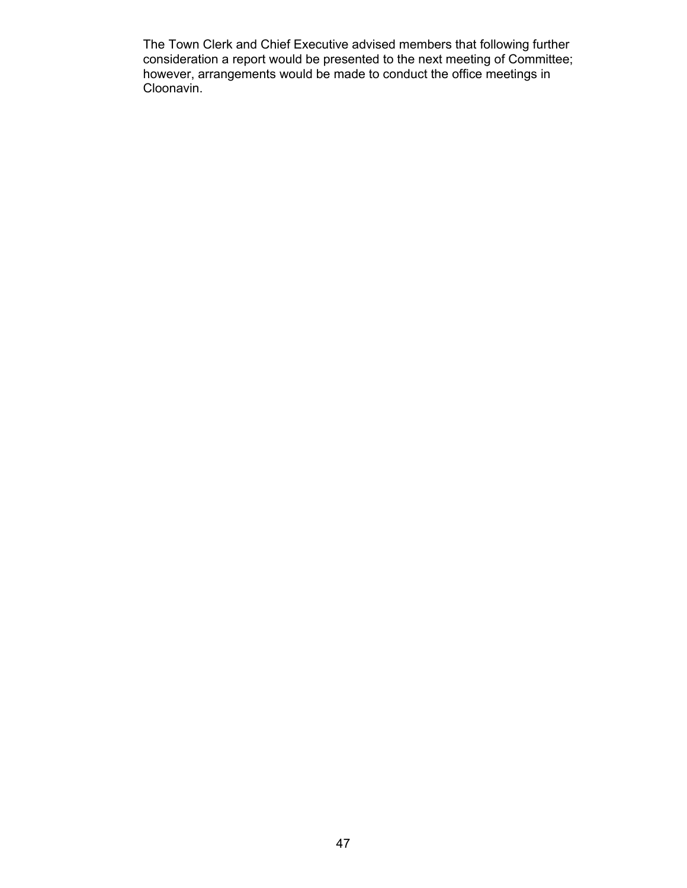The Town Clerk and Chief Executive advised members that following further consideration a report would be presented to the next meeting of Committee; however, arrangements would be made to conduct the office meetings in Cloonavin.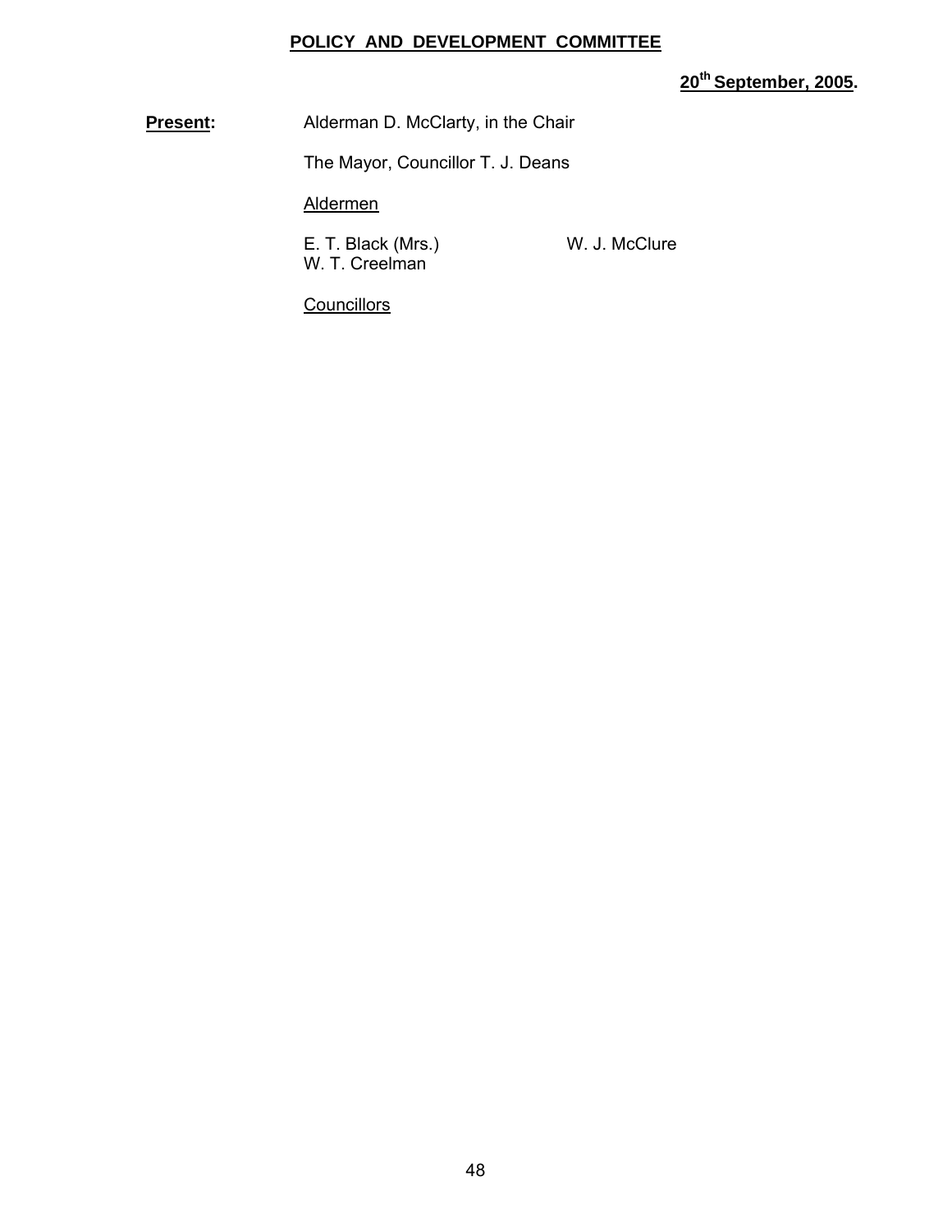**POLICY AND DEVELOPMENT COMMITTEE**

**20th September, 2005.**

**Present:** Alderman D. McClarty, in the Chair

The Mayor, Councillor T. J. Deans

Aldermen

E. T. Black (Mrs.)
W. J. McClure
W. T. Creelman

Councillors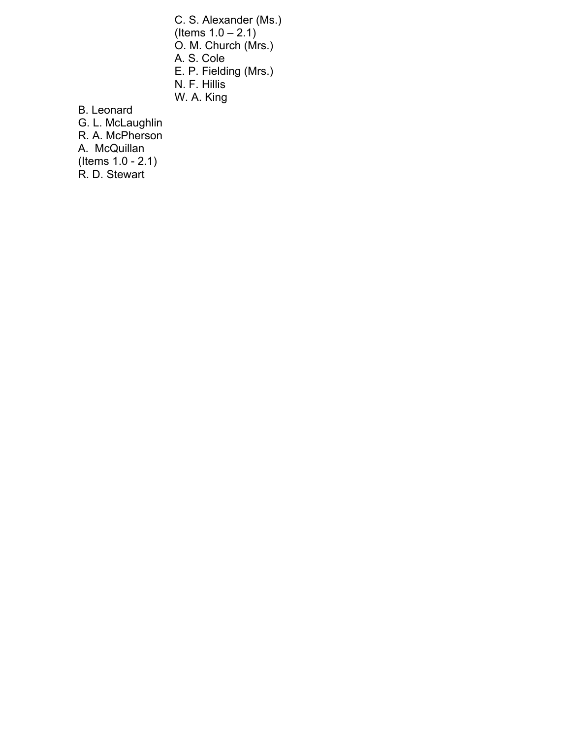C. S. Alexander (Ms.)
(Items 1.0 – 2.1)
O. M. Church (Mrs.)
A. S. Cole
E. P. Fielding (Mrs.)
N. F. Hillis
W. A. King

B. Leonard
G. L. McLaughlin
R. A. McPherson
A. McQuillan
(Items 1.0 - 2.1)
R. D. Stewart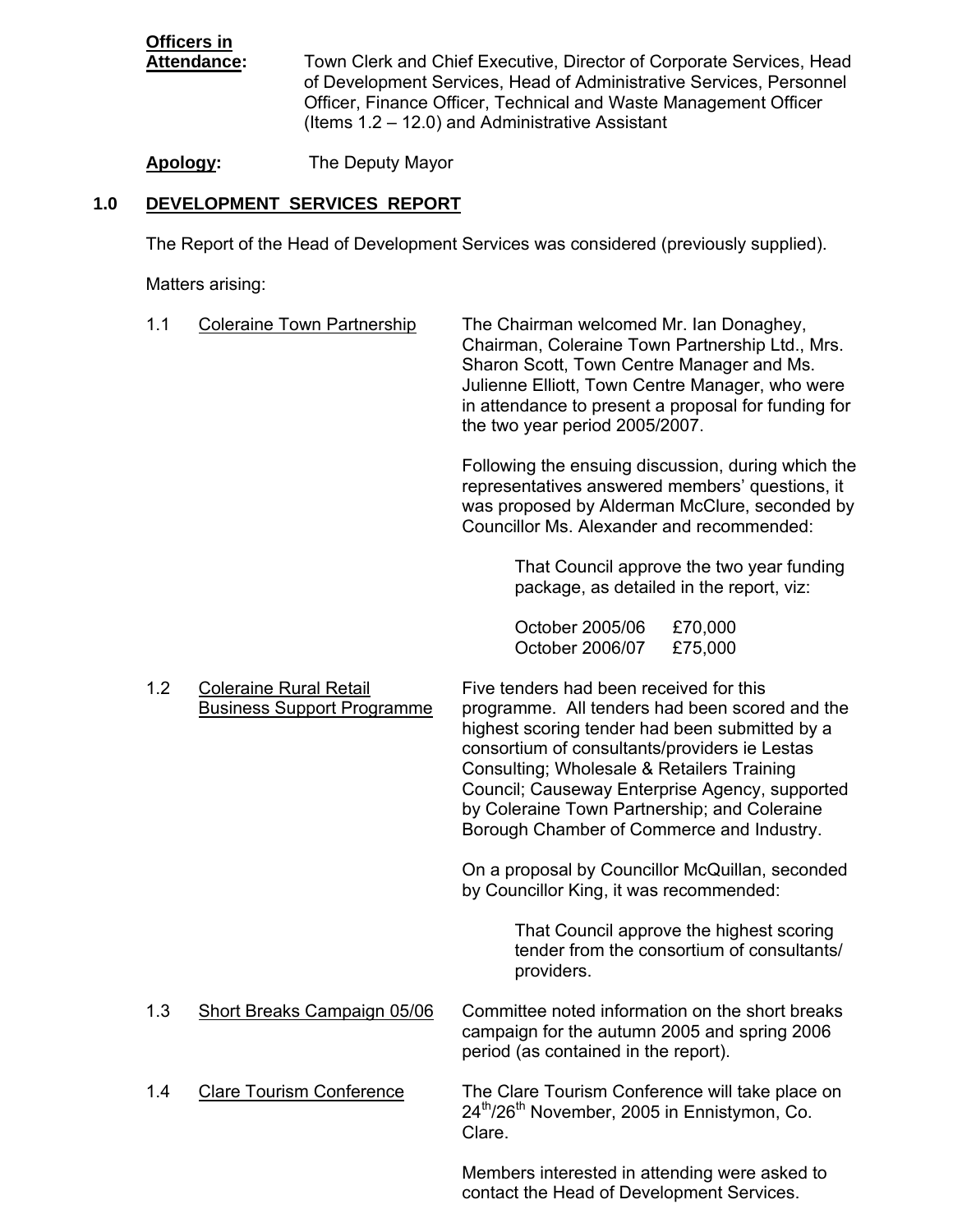**Officers in Attendance:** Town Clerk and Chief Executive, Director of Corporate Services, Head of Development Services, Head of Administrative Services, Personnel Officer, Finance Officer, Technical and Waste Management Officer (Items 1.2 – 12.0) and Administrative Assistant

**Apology:** The Deputy Mayor

## 1.0 DEVELOPMENT SERVICES REPORT

The Report of the Head of Development Services was considered (previously supplied).

Matters arising:

1.1 Coleraine Town Partnership

The Chairman welcomed Mr. Ian Donaghey, Chairman, Coleraine Town Partnership Ltd., Mrs. Sharon Scott, Town Centre Manager and Ms. Julienne Elliott, Town Centre Manager, who were in attendance to present a proposal for funding for the two year period 2005/2007.

Following the ensuing discussion, during which the representatives answered members' questions, it was proposed by Alderman McClure, seconded by Councillor Ms. Alexander and recommended:

> That Council approve the two year funding package, as detailed in the report, viz:
>
> October 2005/06 £70,000
> October 2006/07 £75,000

1.2 Coleraine Rural Retail Business Support Programme

Five tenders had been received for this programme. All tenders had been scored and the highest scoring tender had been submitted by a consortium of consultants/providers ie Lestas Consulting; Wholesale & Retailers Training Council; Causeway Enterprise Agency, supported by Coleraine Town Partnership; and Coleraine Borough Chamber of Commerce and Industry.

On a proposal by Councillor McQuillan, seconded by Councillor King, it was recommended:

> That Council approve the highest scoring tender from the consortium of consultants/ providers.

1.3 Short Breaks Campaign 05/06

Committee noted information on the short breaks campaign for the autumn 2005 and spring 2006 period (as contained in the report).

1.4 Clare Tourism Conference

The Clare Tourism Conference will take place on 24th/26th November, 2005 in Ennistymon, Co. Clare.

Members interested in attending were asked to contact the Head of Development Services.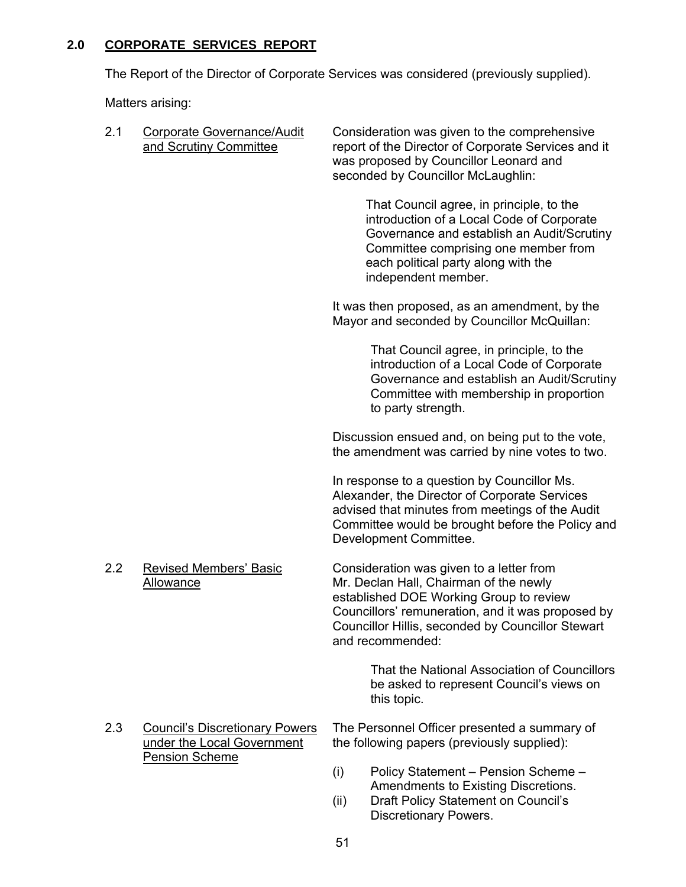## 2.0 CORPORATE SERVICES REPORT

The Report of the Director of Corporate Services was considered (previously supplied).

Matters arising:

### 2.1 Corporate Governance/Audit and Scrutiny Committee

Consideration was given to the comprehensive report of the Director of Corporate Services and it was proposed by Councillor Leonard and seconded by Councillor McLaughlin:

> That Council agree, in principle, to the introduction of a Local Code of Corporate Governance and establish an Audit/Scrutiny Committee comprising one member from each political party along with the independent member.

It was then proposed, as an amendment, by the Mayor and seconded by Councillor McQuillan:

> That Council agree, in principle, to the introduction of a Local Code of Corporate Governance and establish an Audit/Scrutiny Committee with membership in proportion to party strength.

Discussion ensued and, on being put to the vote, the amendment was carried by nine votes to two.

In response to a question by Councillor Ms. Alexander, the Director of Corporate Services advised that minutes from meetings of the Audit Committee would be brought before the Policy and Development Committee.

### 2.2 Revised Members' Basic Allowance

Consideration was given to a letter from Mr. Declan Hall, Chairman of the newly established DOE Working Group to review Councillors' remuneration, and it was proposed by Councillor Hillis, seconded by Councillor Stewart and recommended:

> That the National Association of Councillors be asked to represent Council's views on this topic.

### 2.3 Council's Discretionary Powers under the Local Government Pension Scheme

The Personnel Officer presented a summary of the following papers (previously supplied):

(i) Policy Statement – Pension Scheme – Amendments to Existing Discretions.

(ii) Draft Policy Statement on Council's Discretionary Powers.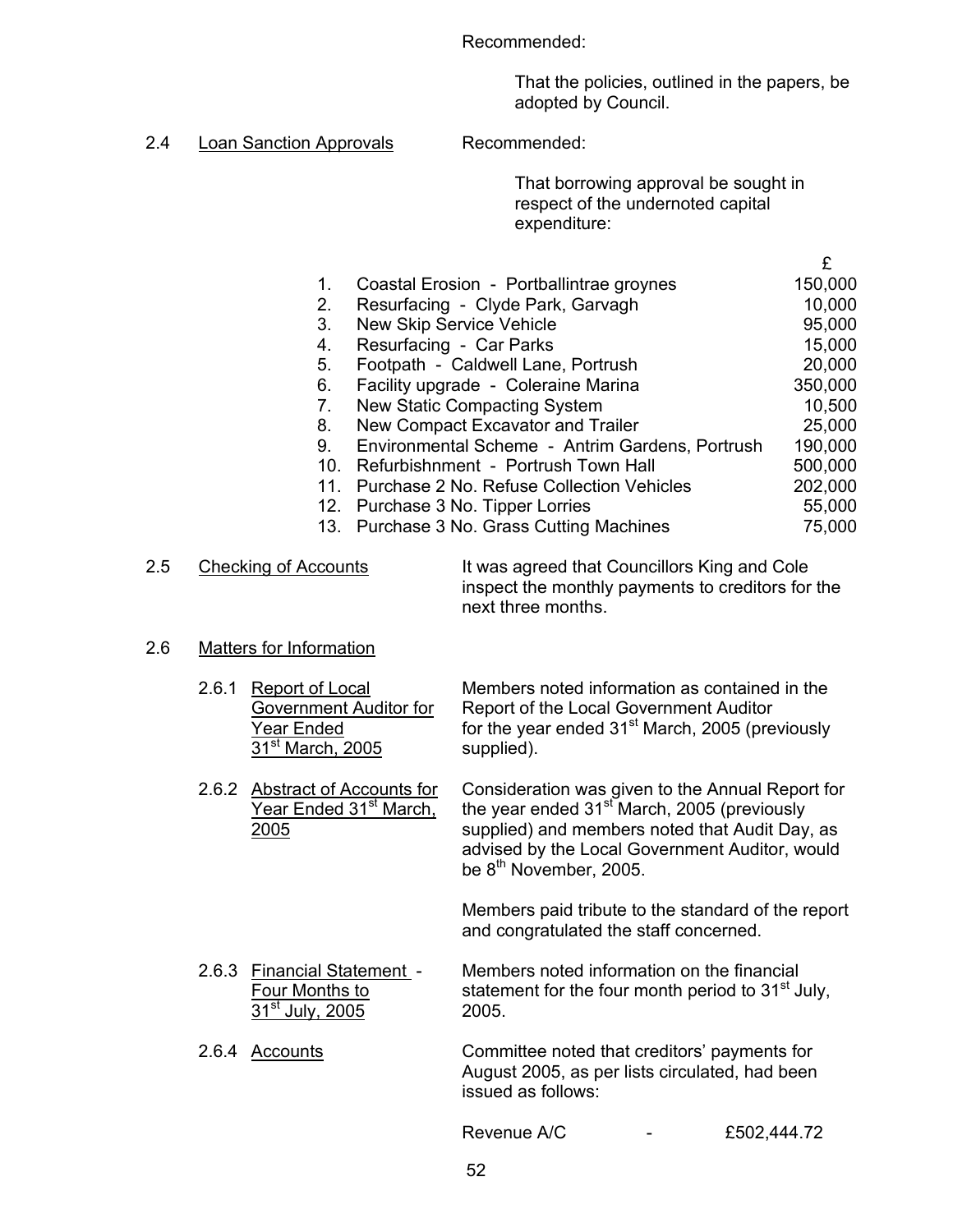Recommended:

That the policies, outlined in the papers, be adopted by Council.

2.4 Loan Sanction Approvals

Recommended:

That borrowing approval be sought in respect of the undernoted capital expenditure:

| | | £ |
|---|---|---|
| 1. | Coastal Erosion - Portballintrae groynes | 150,000 |
| 2. | Resurfacing - Clyde Park, Garvagh | 10,000 |
| 3. | New Skip Service Vehicle | 95,000 |
| 4. | Resurfacing - Car Parks | 15,000 |
| 5. | Footpath - Caldwell Lane, Portrush | 20,000 |
| 6. | Facility upgrade - Coleraine Marina | 350,000 |
| 7. | New Static Compacting System | 10,500 |
| 8. | New Compact Excavator and Trailer | 25,000 |
| 9. | Environmental Scheme - Antrim Gardens, Portrush | 190,000 |
| 10. | Refurbishnment - Portrush Town Hall | 500,000 |
| 11. | Purchase 2 No. Refuse Collection Vehicles | 202,000 |
| 12. | Purchase 3 No. Tipper Lorries | 55,000 |
| 13. | Purchase 3 No. Grass Cutting Machines | 75,000 |

2.5 Checking of Accounts

It was agreed that Councillors King and Cole inspect the monthly payments to creditors for the next three months.

2.6 Matters for Information

2.6.1 Report of Local Government Auditor for Year Ended 31st March, 2005

Members noted information as contained in the Report of the Local Government Auditor for the year ended 31st March, 2005 (previously supplied).

2.6.2 Abstract of Accounts for Year Ended 31st March, 2005

Consideration was given to the Annual Report for the year ended 31st March, 2005 (previously supplied) and members noted that Audit Day, as advised by the Local Government Auditor, would be 8th November, 2005.

Members paid tribute to the standard of the report and congratulated the staff concerned.

2.6.3 Financial Statement - Four Months to 31st July, 2005

Members noted information on the financial statement for the four month period to 31st July, 2005.

2.6.4 Accounts

Committee noted that creditors' payments for August 2005, as per lists circulated, had been issued as follows:

Revenue A/C - £502,444.72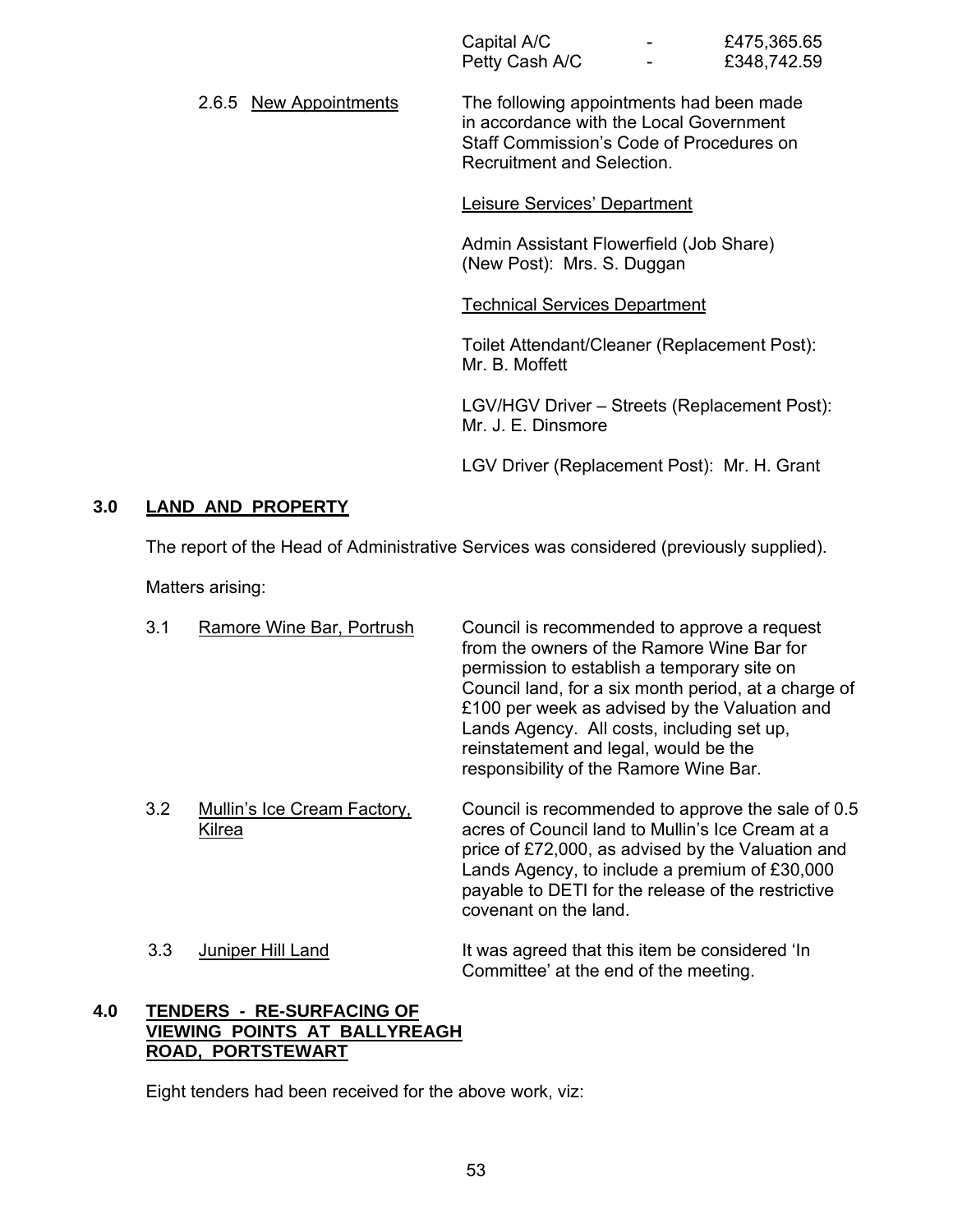| | | |
|---|---|---|
| Capital A/C | - | £475,365.65 |
| Petty Cash A/C | - | £348,742.59 |

2.6.5 New Appointments

The following appointments had been made in accordance with the Local Government Staff Commission's Code of Procedures on Recruitment and Selection.

Leisure Services' Department

Admin Assistant Flowerfield (Job Share) (New Post): Mrs. S. Duggan

Technical Services Department

Toilet Attendant/Cleaner (Replacement Post): Mr. B. Moffett

LGV/HGV Driver – Streets (Replacement Post): Mr. J. E. Dinsmore

LGV Driver (Replacement Post): Mr. H. Grant

## 3.0 LAND AND PROPERTY

The report of the Head of Administrative Services was considered (previously supplied).

Matters arising:

3.1 Ramore Wine Bar, Portrush

Council is recommended to approve a request from the owners of the Ramore Wine Bar for permission to establish a temporary site on Council land, for a six month period, at a charge of £100 per week as advised by the Valuation and Lands Agency. All costs, including set up, reinstatement and legal, would be the responsibility of the Ramore Wine Bar.

3.2 Mullin's Ice Cream Factory, Kilrea

Council is recommended to approve the sale of 0.5 acres of Council land to Mullin's Ice Cream at a price of £72,000, as advised by the Valuation and Lands Agency, to include a premium of £30,000 payable to DETI for the release of the restrictive covenant on the land.

3.3 Juniper Hill Land

It was agreed that this item be considered 'In Committee' at the end of the meeting.

## 4.0 TENDERS - RE-SURFACING OF VIEWING POINTS AT BALLYREAGH ROAD, PORTSTEWART

Eight tenders had been received for the above work, viz: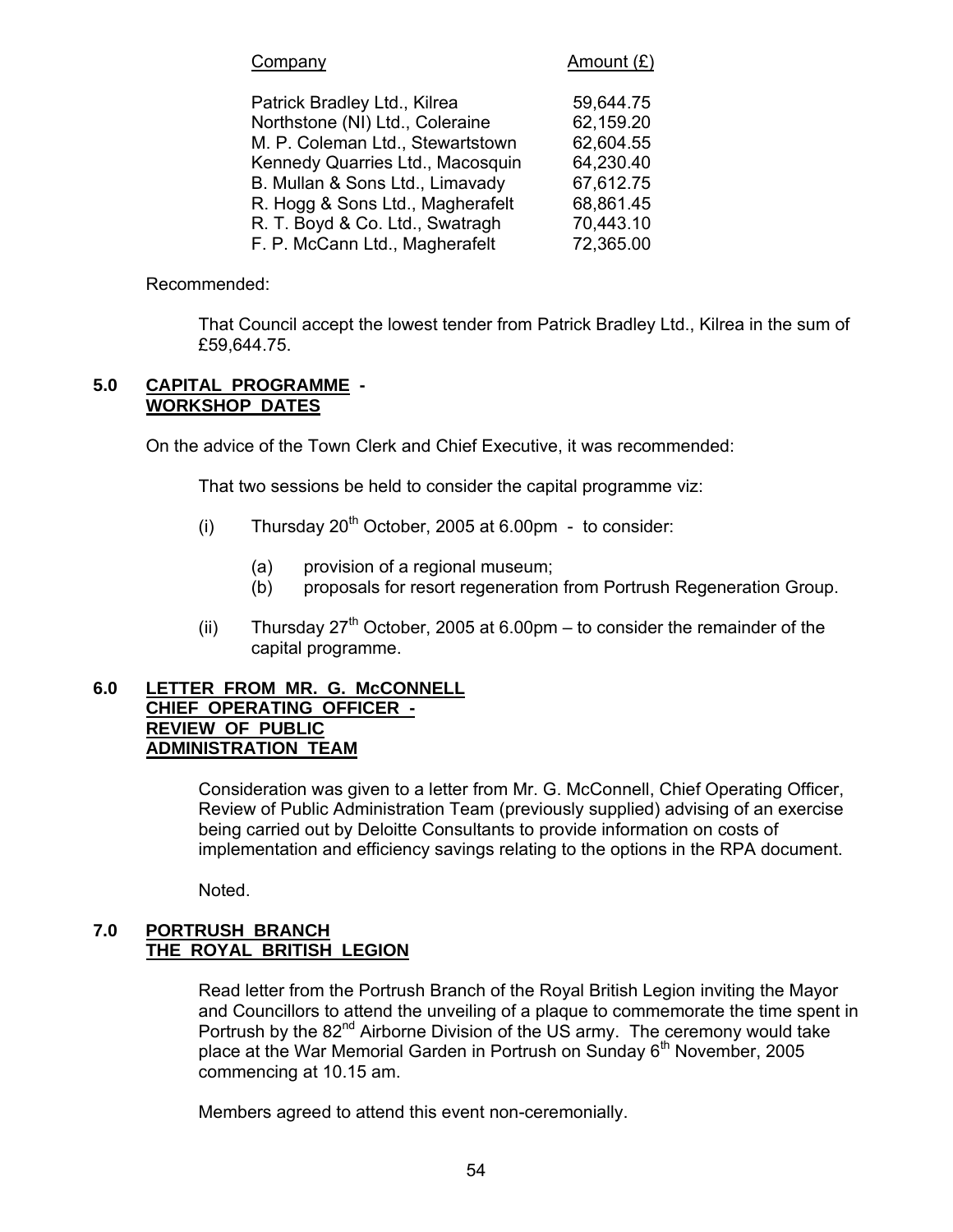| Company | Amount (£) |
|---|---|
| Patrick Bradley Ltd., Kilrea | 59,644.75 |
| Northstone (NI) Ltd., Coleraine | 62,159.20 |
| M. P. Coleman Ltd., Stewartstown | 62,604.55 |
| Kennedy Quarries Ltd., Macosquin | 64,230.40 |
| B. Mullan & Sons Ltd., Limavady | 67,612.75 |
| R. Hogg & Sons Ltd., Magherafelt | 68,861.45 |
| R. T. Boyd & Co. Ltd., Swatragh | 70,443.10 |
| F. P. McCann Ltd., Magherafelt | 72,365.00 |

Recommended:

That Council accept the lowest tender from Patrick Bradley Ltd., Kilrea in the sum of £59,644.75.

## 5.0 CAPITAL PROGRAMME - WORKSHOP DATES

On the advice of the Town Clerk and Chief Executive, it was recommended:

That two sessions be held to consider the capital programme viz:

(i) Thursday 20th October, 2005 at 6.00pm - to consider:

- (a) provision of a regional museum;
- (b) proposals for resort regeneration from Portrush Regeneration Group.

(ii) Thursday 27th October, 2005 at 6.00pm – to consider the remainder of the capital programme.

## 6.0 LETTER FROM MR. G. McCONNELL CHIEF OPERATING OFFICER - REVIEW OF PUBLIC ADMINISTRATION TEAM

Consideration was given to a letter from Mr. G. McConnell, Chief Operating Officer, Review of Public Administration Team (previously supplied) advising of an exercise being carried out by Deloitte Consultants to provide information on costs of implementation and efficiency savings relating to the options in the RPA document.

Noted.

## 7.0 PORTRUSH BRANCH THE ROYAL BRITISH LEGION

Read letter from the Portrush Branch of the Royal British Legion inviting the Mayor and Councillors to attend the unveiling of a plaque to commemorate the time spent in Portrush by the 82nd Airborne Division of the US army. The ceremony would take place at the War Memorial Garden in Portrush on Sunday 6th November, 2005 commencing at 10.15 am.

Members agreed to attend this event non-ceremonially.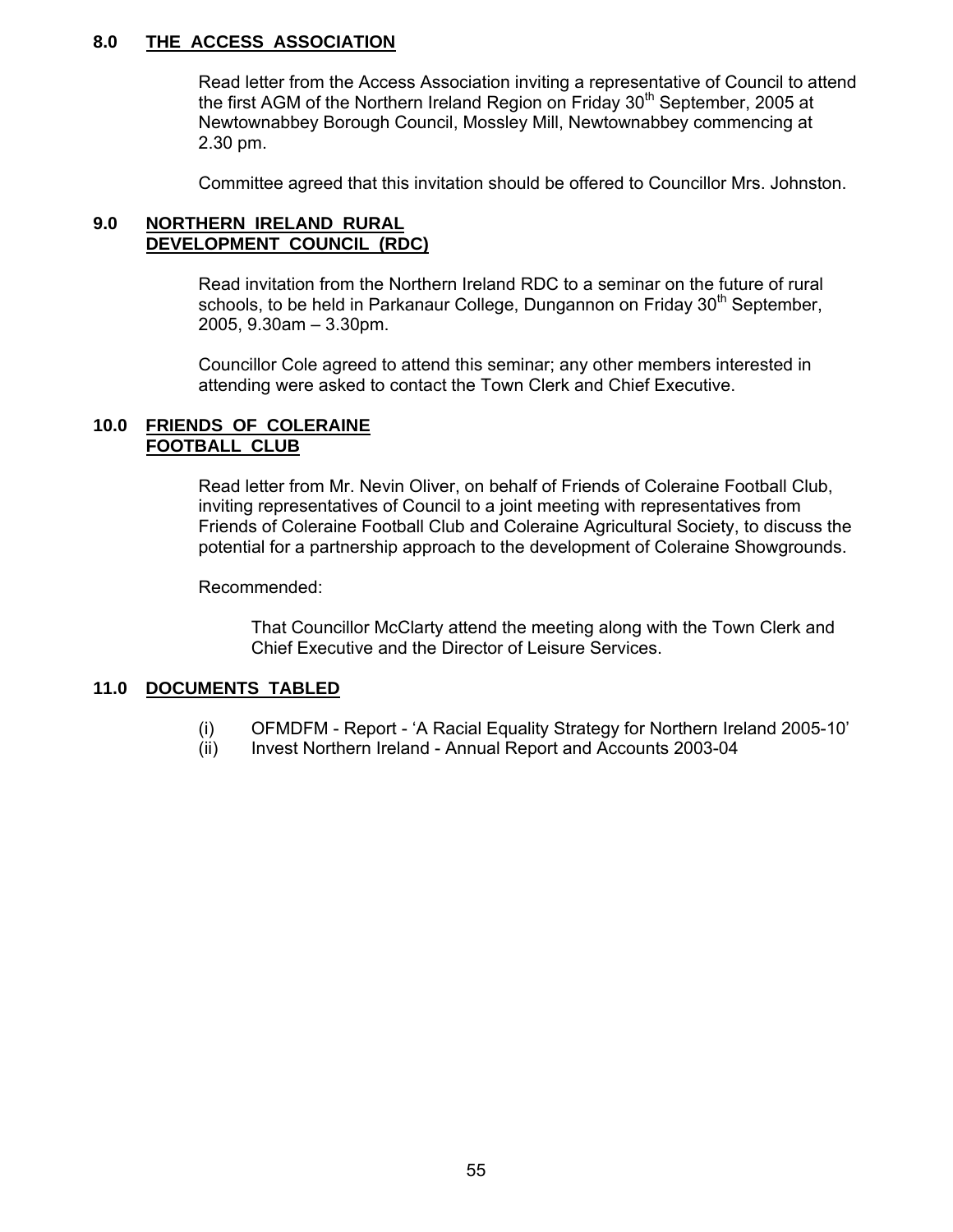## 8.0 THE ACCESS ASSOCIATION

Read letter from the Access Association inviting a representative of Council to attend the first AGM of the Northern Ireland Region on Friday 30th September, 2005 at Newtownabbey Borough Council, Mossley Mill, Newtownabbey commencing at 2.30 pm.

Committee agreed that this invitation should be offered to Councillor Mrs. Johnston.

## 9.0 NORTHERN IRELAND RURAL DEVELOPMENT COUNCIL (RDC)

Read invitation from the Northern Ireland RDC to a seminar on the future of rural schools, to be held in Parkanaur College, Dungannon on Friday 30th September, 2005, 9.30am – 3.30pm.

Councillor Cole agreed to attend this seminar; any other members interested in attending were asked to contact the Town Clerk and Chief Executive.

## 10.0 FRIENDS OF COLERAINE FOOTBALL CLUB

Read letter from Mr. Nevin Oliver, on behalf of Friends of Coleraine Football Club, inviting representatives of Council to a joint meeting with representatives from Friends of Coleraine Football Club and Coleraine Agricultural Society, to discuss the potential for a partnership approach to the development of Coleraine Showgrounds.

Recommended:

> That Councillor McClarty attend the meeting along with the Town Clerk and Chief Executive and the Director of Leisure Services.

## 11.0 DOCUMENTS TABLED

(i) OFMDFM - Report - 'A Racial Equality Strategy for Northern Ireland 2005-10'
(ii) Invest Northern Ireland - Annual Report and Accounts 2003-04